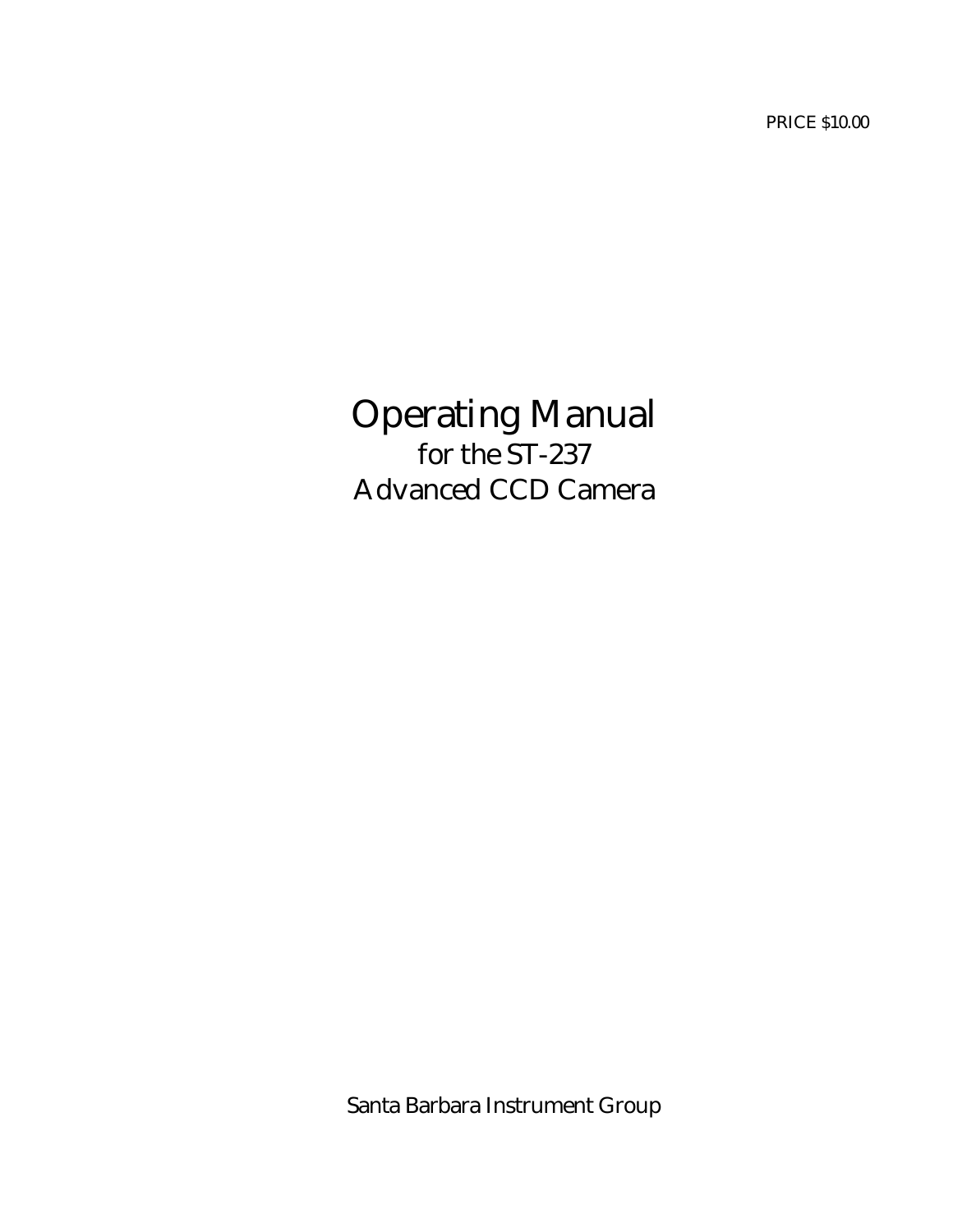PRICE $10.00

# Operating Manual

## for the ST-237
## Advanced CCD Camera

Santa Barbara Instrument Group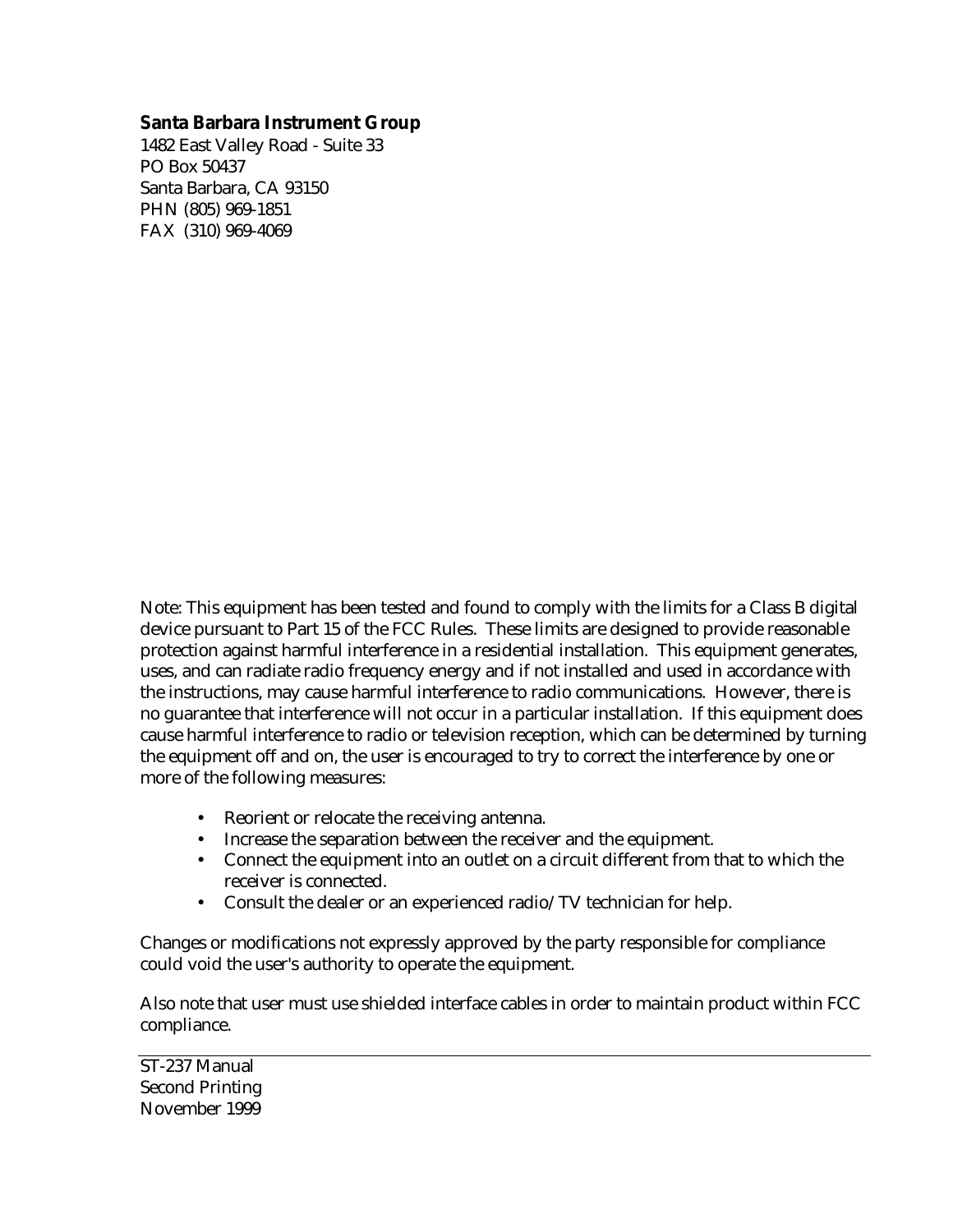**Santa Barbara Instrument Group**
1482 East Valley Road - Suite 33
PO Box 50437
Santa Barbara, CA 93150
PHN (805) 969-1851
FAX (310) 969-4069

Note: This equipment has been tested and found to comply with the limits for a Class B digital device pursuant to Part 15 of the FCC Rules. These limits are designed to provide reasonable protection against harmful interference in a residential installation. This equipment generates, uses, and can radiate radio frequency energy and if not installed and used in accordance with the instructions, may cause harmful interference to radio communications. However, there is no guarantee that interference will not occur in a particular installation. If this equipment does cause harmful interference to radio or television reception, which can be determined by turning the equipment off and on, the user is encouraged to try to correct the interference by one or more of the following measures:

- Reorient or relocate the receiving antenna.
- Increase the separation between the receiver and the equipment.
- Connect the equipment into an outlet on a circuit different from that to which the receiver is connected.
- Consult the dealer or an experienced radio/TV technician for help.

Changes or modifications not expressly approved by the party responsible for compliance could void the user's authority to operate the equipment.

Also note that user must use shielded interface cables in order to maintain product within FCC compliance.

---

ST-237 Manual
Second Printing
November 1999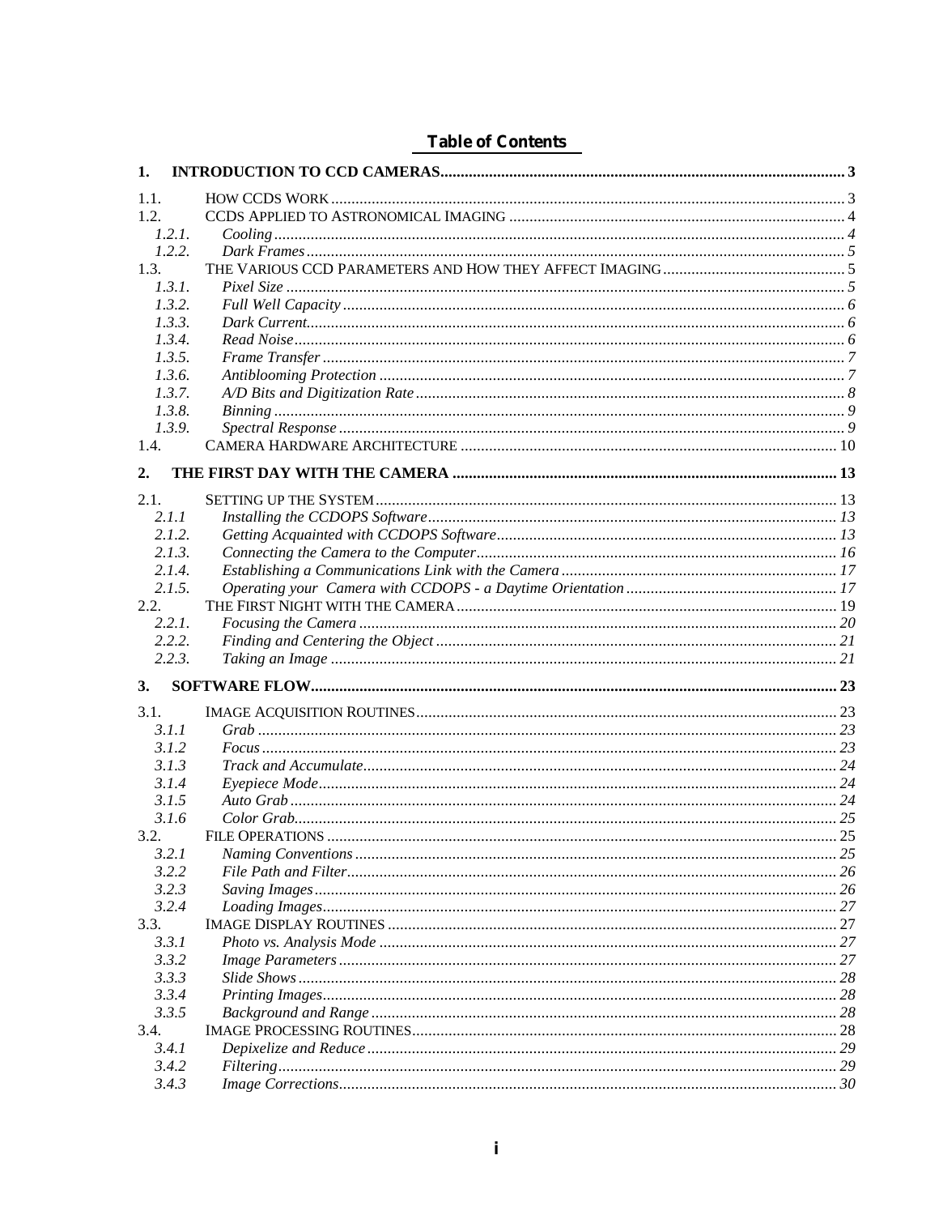## Table of Contents

**1. INTRODUCTION TO CCD CAMERAS ........ 3**

1.1. HOW CCDS WORK ........ 3
1.2. CCDS APPLIED TO ASTRONOMICAL IMAGING ........ 4
*1.2.1. Cooling ........ 4*
*1.2.2. Dark Frames ........ 5*
1.3. THE VARIOUS CCD PARAMETERS AND HOW THEY AFFECT IMAGING ........ 5
*1.3.1. Pixel Size ........ 5*
*1.3.2. Full Well Capacity ........ 6*
*1.3.3. Dark Current ........ 6*
*1.3.4. Read Noise ........ 6*
*1.3.5. Frame Transfer ........ 7*
*1.3.6. Antiblooming Protection ........ 7*
*1.3.7. A/D Bits and Digitization Rate ........ 8*
*1.3.8. Binning ........ 9*
*1.3.9. Spectral Response ........ 9*
1.4. CAMERA HARDWARE ARCHITECTURE ........ 10

**2. THE FIRST DAY WITH THE CAMERA ........ 13**

2.1. SETTING UP THE SYSTEM ........ 13
*2.1.1 Installing the CCDOPS Software ........ 13*
*2.1.2. Getting Acquainted with CCDOPS Software ........ 13*
*2.1.3. Connecting the Camera to the Computer ........ 16*
*2.1.4. Establishing a Communications Link with the Camera ........ 17*
*2.1.5. Operating your Camera with CCDOPS - a Daytime Orientation ........ 17*
2.2. THE FIRST NIGHT WITH THE CAMERA ........ 19
*2.2.1. Focusing the Camera ........ 20*
*2.2.2. Finding and Centering the Object ........ 21*
*2.2.3. Taking an Image ........ 21*

**3. SOFTWARE FLOW ........ 23**

3.1. IMAGE ACQUISITION ROUTINES ........ 23
*3.1.1 Grab ........ 23*
*3.1.2 Focus ........ 23*
*3.1.3 Track and Accumulate ........ 24*
*3.1.4 Eyepiece Mode ........ 24*
*3.1.5 Auto Grab ........ 24*
*3.1.6 Color Grab ........ 25*
3.2. FILE OPERATIONS ........ 25
*3.2.1 Naming Conventions ........ 25*
*3.2.2 File Path and Filter ........ 26*
*3.2.3 Saving Images ........ 26*
*3.2.4 Loading Images ........ 27*
3.3. IMAGE DISPLAY ROUTINES ........ 27
*3.3.1 Photo vs. Analysis Mode ........ 27*
*3.3.2 Image Parameters ........ 27*
*3.3.3 Slide Shows ........ 28*
*3.3.4 Printing Images ........ 28*
*3.3.5 Background and Range ........ 28*
3.4. IMAGE PROCESSING ROUTINES ........ 28
*3.4.1 Depixelize and Reduce ........ 29*
*3.4.2 Filtering ........ 29*
*3.4.3 Image Corrections ........ 30*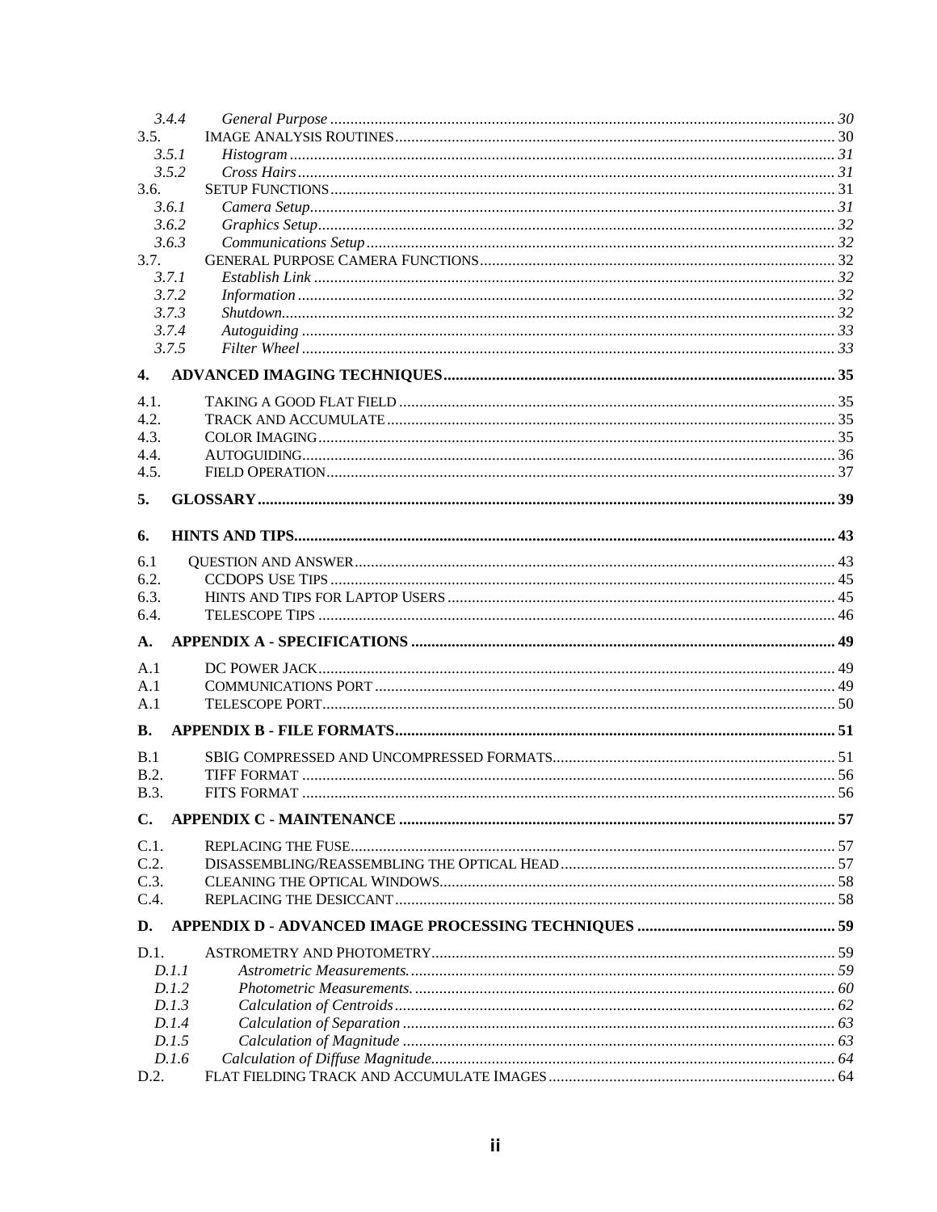| | | |
|---|---|---|
| *3.4.4* | *General Purpose* | *30* |
| 3.5. | IMAGE ANALYSIS ROUTINES | 30 |
| *3.5.1* | *Histogram* | *31* |
| *3.5.2* | *Cross Hairs* | *31* |
| 3.6. | SETUP FUNCTIONS | 31 |
| *3.6.1* | *Camera Setup* | *31* |
| *3.6.2* | *Graphics Setup* | *32* |
| *3.6.3* | *Communications Setup* | *32* |
| 3.7. | GENERAL PURPOSE CAMERA FUNCTIONS | 32 |
| *3.7.1* | *Establish Link* | *32* |
| *3.7.2* | *Information* | *32* |
| *3.7.3* | *Shutdown* | *32* |
| *3.7.4* | *Autoguiding* | *33* |
| *3.7.5* | *Filter Wheel* | *33* |
| **4.** | **ADVANCED IMAGING TECHNIQUES** | **35** |
| 4.1. | TAKING A GOOD FLAT FIELD | 35 |
| 4.2. | TRACK AND ACCUMULATE | 35 |
| 4.3. | COLOR IMAGING | 35 |
| 4.4. | AUTOGUIDING | 36 |
| 4.5. | FIELD OPERATION | 37 |
| **5.** | **GLOSSARY** | **39** |
| **6.** | **HINTS AND TIPS** | **43** |
| 6.1 | QUESTION AND ANSWER | 43 |
| 6.2. | CCDOPS USE TIPS | 45 |
| 6.3. | HINTS AND TIPS FOR LAPTOP USERS | 45 |
| 6.4. | TELESCOPE TIPS | 46 |
| **A.** | **APPENDIX A - SPECIFICATIONS** | **49** |
| A.1 | DC POWER JACK | 49 |
| A.1 | COMMUNICATIONS PORT | 49 |
| A.1 | TELESCOPE PORT | 50 |
| **B.** | **APPENDIX B - FILE FORMATS** | **51** |
| B.1 | SBIG COMPRESSED AND UNCOMPRESSED FORMATS | 51 |
| B.2. | TIFF FORMAT | 56 |
| B.3. | FITS FORMAT | 56 |
| **C.** | **APPENDIX C - MAINTENANCE** | **57** |
| C.1. | REPLACING THE FUSE | 57 |
| C.2. | DISASSEMBLING/REASSEMBLING THE OPTICAL HEAD | 57 |
| C.3. | CLEANING THE OPTICAL WINDOWS | 58 |
| C.4. | REPLACING THE DESICCANT | 58 |
| **D.** | **APPENDIX D - ADVANCED IMAGE PROCESSING TECHNIQUES** | **59** |
| D.1. | ASTROMETRY AND PHOTOMETRY | 59 |
| *D.1.1* | *Astrometric Measurements.* | *59* |
| *D.1.2* | *Photometric Measurements.* | *60* |
| *D.1.3* | *Calculation of Centroids* | *62* |
| *D.1.4* | *Calculation of Separation* | *63* |
| *D.1.5* | *Calculation of Magnitude* | *63* |
| *D.1.6* | *Calculation of Diffuse Magnitude.* | *64* |
| D.2. | FLAT FIELDING TRACK AND ACCUMULATE IMAGES | 64 |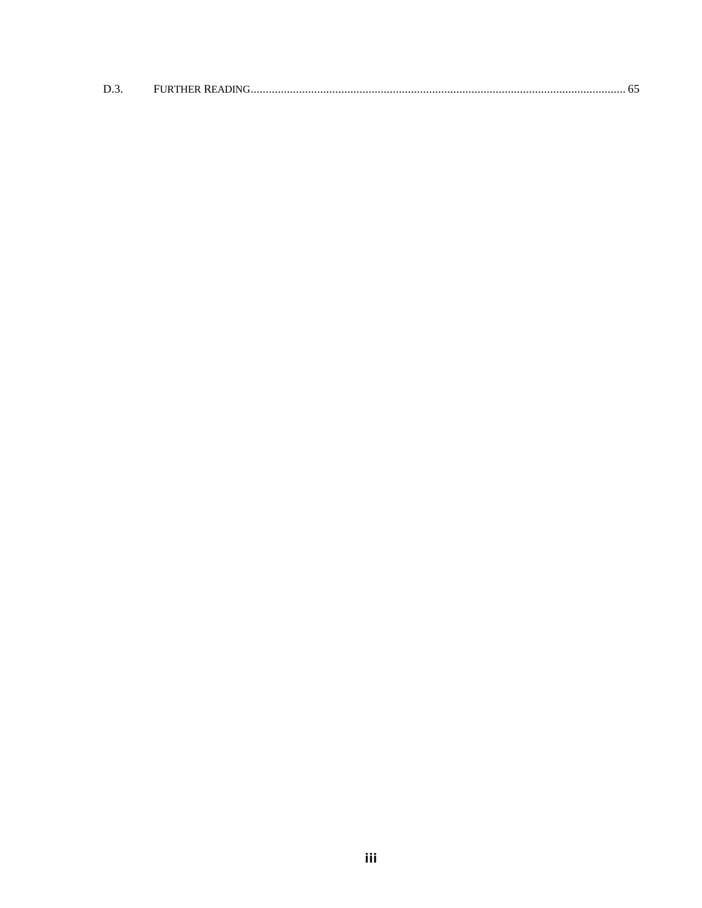D.3. FURTHER READING.......................................................................................................................... 65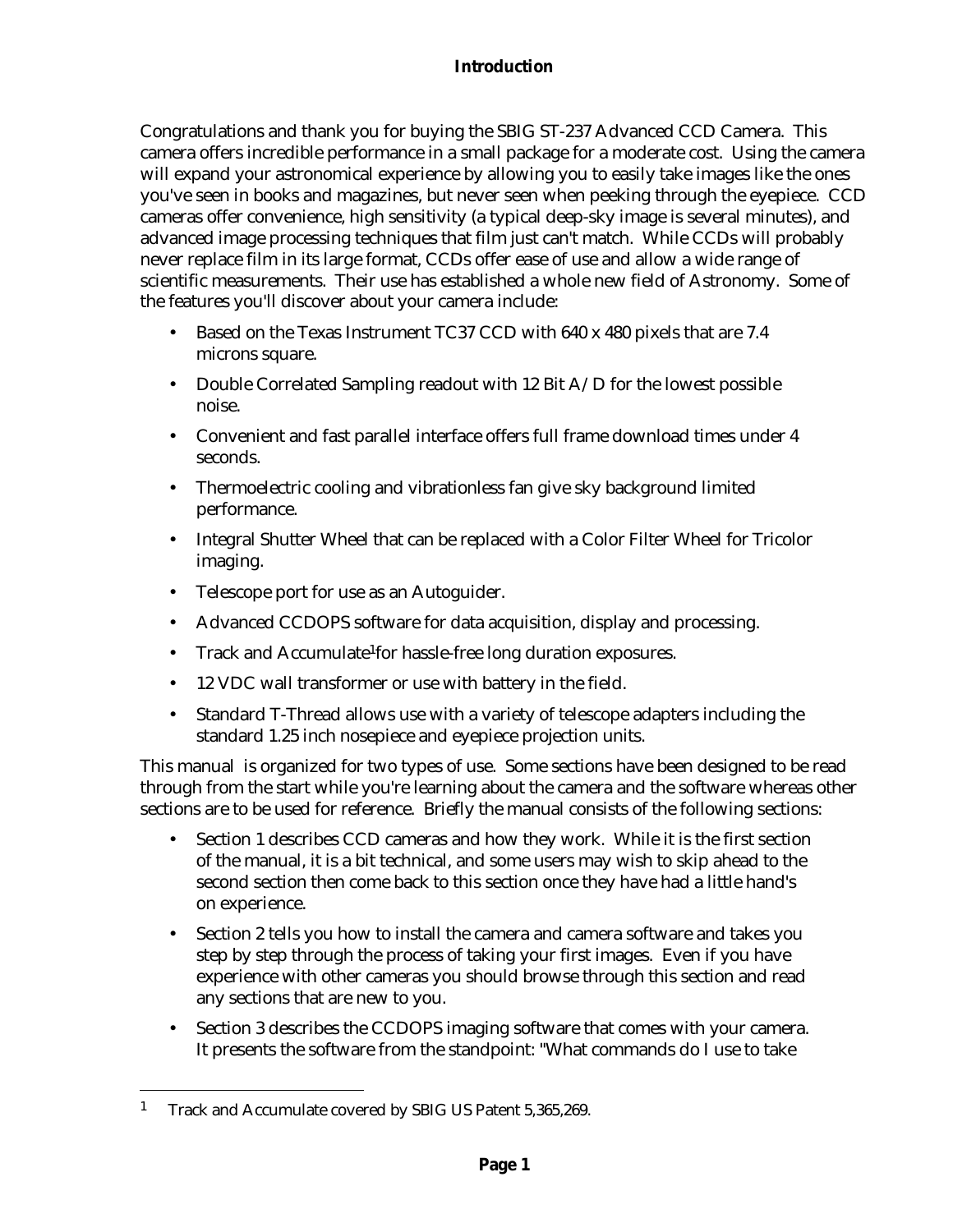# Introduction

Congratulations and thank you for buying the SBIG ST-237 Advanced CCD Camera. This camera offers incredible performance in a small package for a moderate cost. Using the camera will expand your astronomical experience by allowing you to easily take images like the ones you've seen in books and magazines, but never seen when peeking through the eyepiece. CCD cameras offer convenience, high sensitivity (a typical deep-sky image is several minutes), and advanced image processing techniques that film just can't match. While CCDs will probably never replace film in its large format, CCDs offer ease of use and allow a wide range of scientific measurements. Their use has established a whole new field of Astronomy. Some of the features you'll discover about your camera include:

- Based on the Texas Instrument TC37 CCD with 640 x 480 pixels that are 7.4 microns square.
- Double Correlated Sampling readout with 12 Bit A/D for the lowest possible noise.
- Convenient and fast parallel interface offers full frame download times under 4 seconds.
- Thermoelectric cooling and vibrationless fan give sky background limited performance.
- Integral Shutter Wheel that can be replaced with a Color Filter Wheel for Tricolor imaging.
- Telescope port for use as an Autoguider.
- Advanced CCDOPS software for data acquisition, display and processing.
- Track and Accumulate[1] for hassle-free long duration exposures.
- 12 VDC wall transformer or use with battery in the field.
- Standard T-Thread allows use with a variety of telescope adapters including the standard 1.25 inch nosepiece and eyepiece projection units.

This manual is organized for two types of use. Some sections have been designed to be read through from the start while you're learning about the camera and the software whereas other sections are to be used for reference. Briefly the manual consists of the following sections:

- Section 1 describes CCD cameras and how they work. While it is the first section of the manual, it is a bit technical, and some users may wish to skip ahead to the second section then come back to this section once they have had a little hand's on experience.
- Section 2 tells you how to install the camera and camera software and takes you step by step through the process of taking your first images. Even if you have experience with other cameras you should browse through this section and read any sections that are new to you.
- Section 3 describes the CCDOPS imaging software that comes with your camera. It presents the software from the standpoint: "What commands do I use to take

[1] Track and Accumulate covered by SBIG US Patent 5,365,269.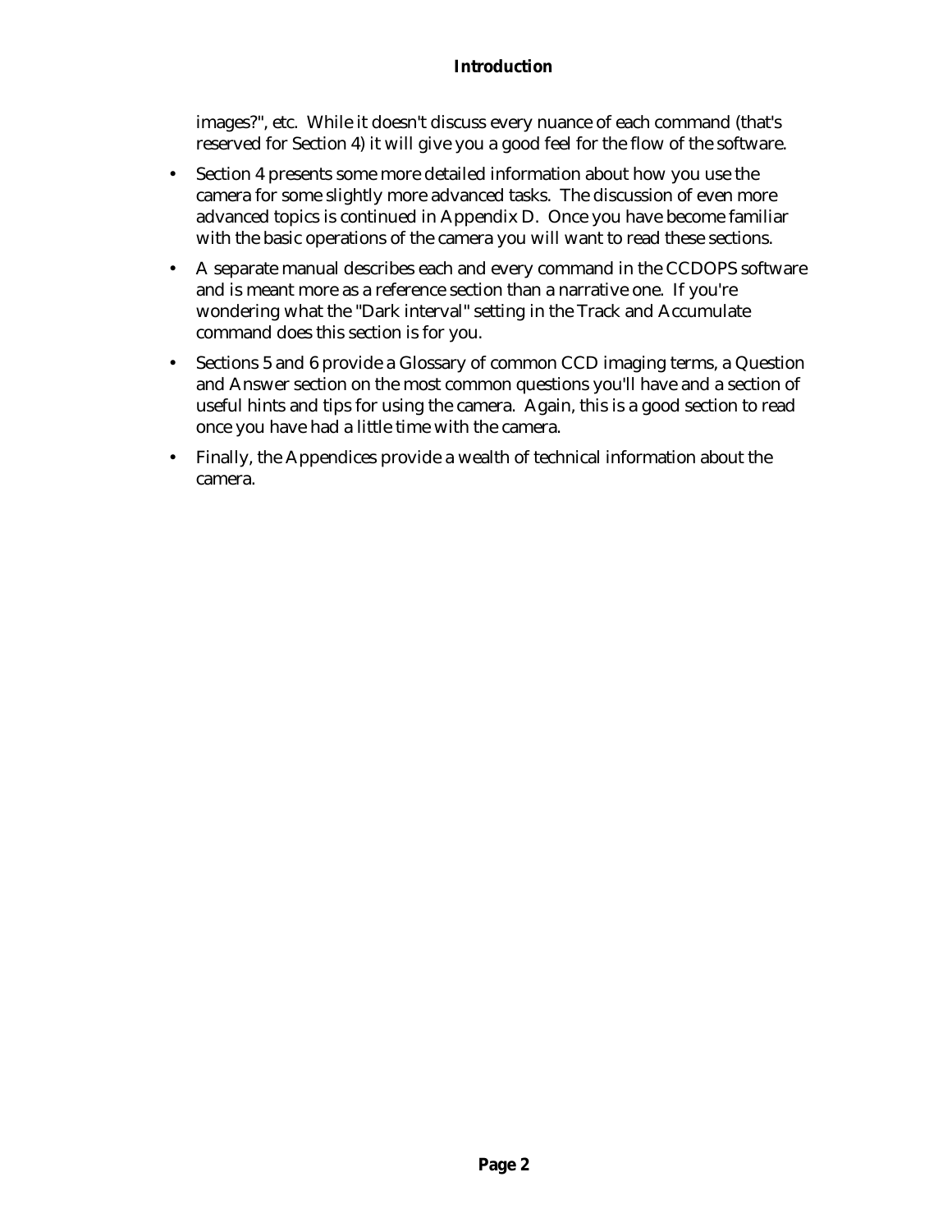images?", etc.  While it doesn't discuss every nuance of each command (that's reserved for Section 4) it will give you a good feel for the flow of the software.

- Section 4 presents some more detailed information about how you use the camera for some slightly more advanced tasks.  The discussion of even more advanced topics is continued in Appendix D.  Once you have become familiar with the basic operations of the camera you will want to read these sections.
- A separate manual describes each and every command in the CCDOPS software and is meant more as a reference section than a narrative one.  If you're wondering what the "Dark interval" setting in the Track and Accumulate command does this section is for you.
- Sections 5 and 6 provide a Glossary of common CCD imaging terms, a Question and Answer section on the most common questions you'll have and a section of useful hints and tips for using the camera.  Again, this is a good section to read once you have had a little time with the camera.
- Finally, the Appendices provide a wealth of technical information about the camera.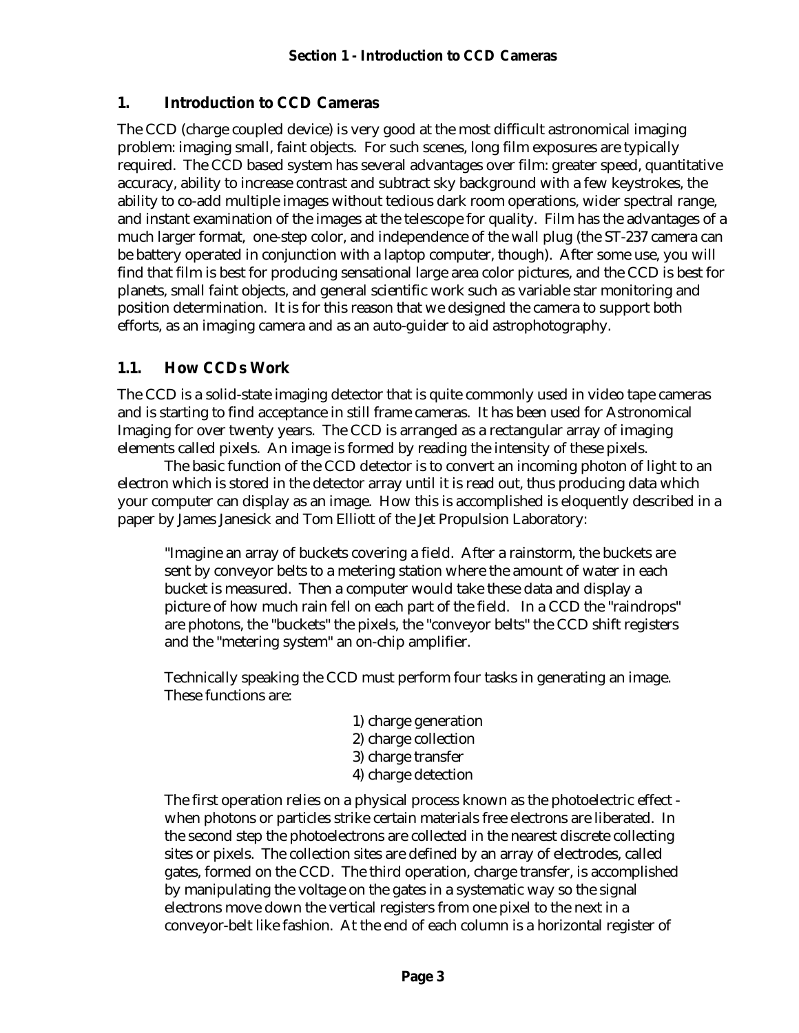# 1. Introduction to CCD Cameras

The CCD (charge coupled device) is very good at the most difficult astronomical imaging problem: imaging small, faint objects. For such scenes, long film exposures are typically required. The CCD based system has several advantages over film: greater speed, quantitative accuracy, ability to increase contrast and subtract sky background with a few keystrokes, the ability to co-add multiple images without tedious dark room operations, wider spectral range, and instant examination of the images at the telescope for quality. Film has the advantages of a much larger format, one-step color, and independence of the wall plug (the ST-237 camera can be battery operated in conjunction with a laptop computer, though). After some use, you will find that film is best for producing sensational large area color pictures, and the CCD is best for planets, small faint objects, and general scientific work such as variable star monitoring and position determination. It is for this reason that we designed the camera to support both efforts, as an imaging camera and as an auto-guider to aid astrophotography.

## 1.1. How CCDs Work

The CCD is a solid-state imaging detector that is quite commonly used in video tape cameras and is starting to find acceptance in still frame cameras. It has been used for Astronomical Imaging for over twenty years. The CCD is arranged as a rectangular array of imaging elements called pixels. An image is formed by reading the intensity of these pixels.

The basic function of the CCD detector is to convert an incoming photon of light to an electron which is stored in the detector array until it is read out, thus producing data which your computer can display as an image. How this is accomplished is eloquently described in a paper by James Janesick and Tom Elliott of the Jet Propulsion Laboratory:

> "Imagine an array of buckets covering a field. After a rainstorm, the buckets are sent by conveyor belts to a metering station where the amount of water in each bucket is measured. Then a computer would take these data and display a picture of how much rain fell on each part of the field. In a CCD the "raindrops" are photons, the "buckets" the pixels, the "conveyor belts" the CCD shift registers and the "metering system" an on-chip amplifier.
>
> Technically speaking the CCD must perform four tasks in generating an image. These functions are:
>
> 1) charge generation
> 2) charge collection
> 3) charge transfer
> 4) charge detection
>
> The first operation relies on a physical process known as the photoelectric effect - when photons or particles strike certain materials free electrons are liberated. In the second step the photoelectrons are collected in the nearest discrete collecting sites or pixels. The collection sites are defined by an array of electrodes, called gates, formed on the CCD. The third operation, charge transfer, is accomplished by manipulating the voltage on the gates in a systematic way so the signal electrons move down the vertical registers from one pixel to the next in a conveyor-belt like fashion. At the end of each column is a horizontal register of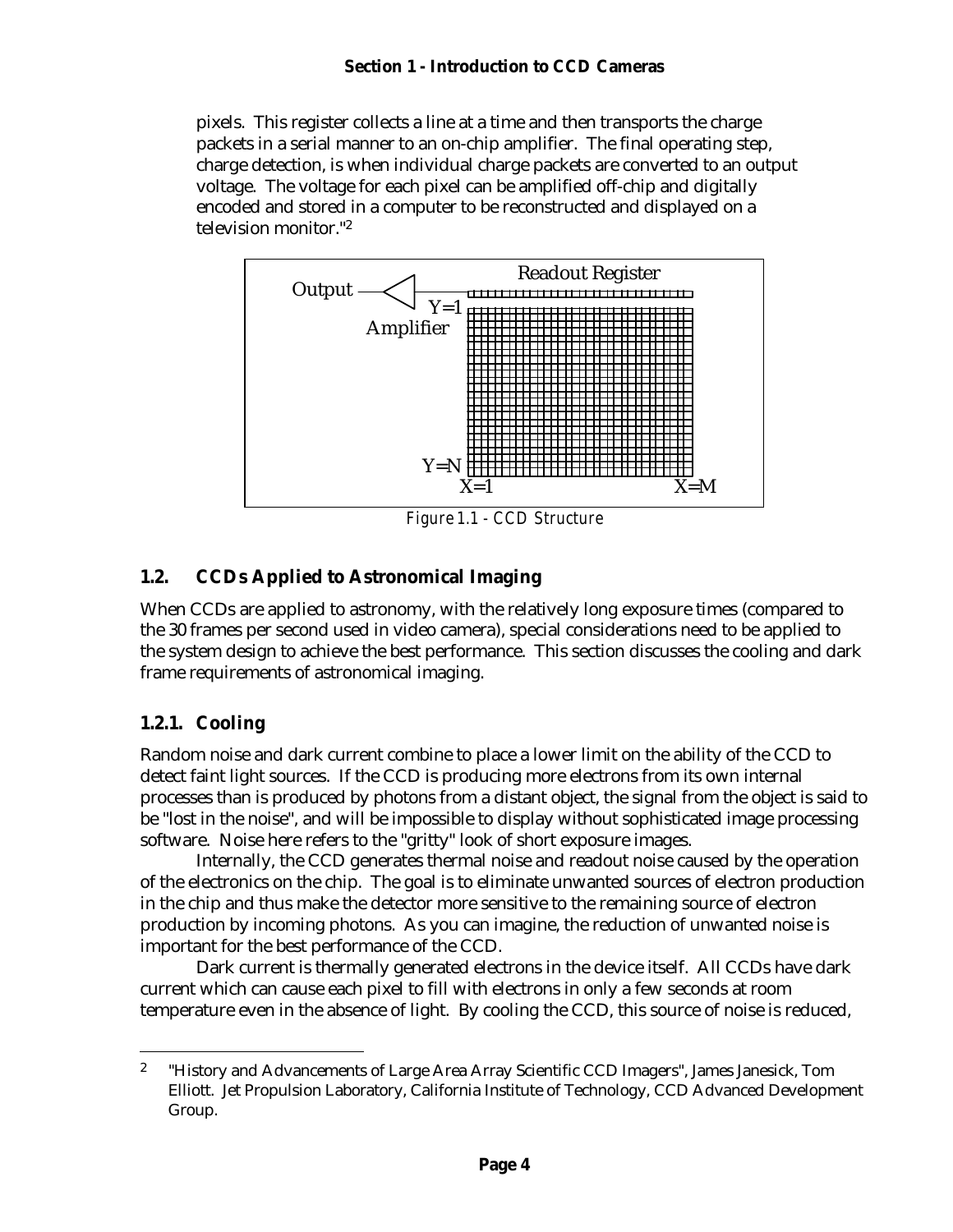pixels. This register collects a line at a time and then transports the charge packets in a serial manner to an on-chip amplifier. The final operating step, charge detection, is when individual charge packets are converted to an output voltage. The voltage for each pixel can be amplified off-chip and digitally encoded and stored in a computer to be reconstructed and displayed on a television monitor."[2]

*Figure 1.1 - CCD Structure*

## 1.2. CCDs Applied to Astronomical Imaging

When CCDs are applied to astronomy, with the relatively long exposure times (compared to the 30 frames per second used in video camera), special considerations need to be applied to the system design to achieve the best performance. This section discusses the cooling and dark frame requirements of astronomical imaging.

### 1.2.1. Cooling

Random noise and dark current combine to place a lower limit on the ability of the CCD to detect faint light sources. If the CCD is producing more electrons from its own internal processes than is produced by photons from a distant object, the signal from the object is said to be "lost in the noise", and will be impossible to display without sophisticated image processing software. Noise here refers to the "gritty" look of short exposure images.

Internally, the CCD generates thermal noise and readout noise caused by the operation of the electronics on the chip. The goal is to eliminate unwanted sources of electron production in the chip and thus make the detector more sensitive to the remaining source of electron production by incoming photons. As you can imagine, the reduction of unwanted noise is important for the best performance of the CCD.

Dark current is thermally generated electrons in the device itself. All CCDs have dark current which can cause each pixel to fill with electrons in only a few seconds at room temperature even in the absence of light. By cooling the CCD, this source of noise is reduced,

[2] "History and Advancements of Large Area Array Scientific CCD Imagers", James Janesick, Tom Elliott. Jet Propulsion Laboratory, California Institute of Technology, CCD Advanced Development Group.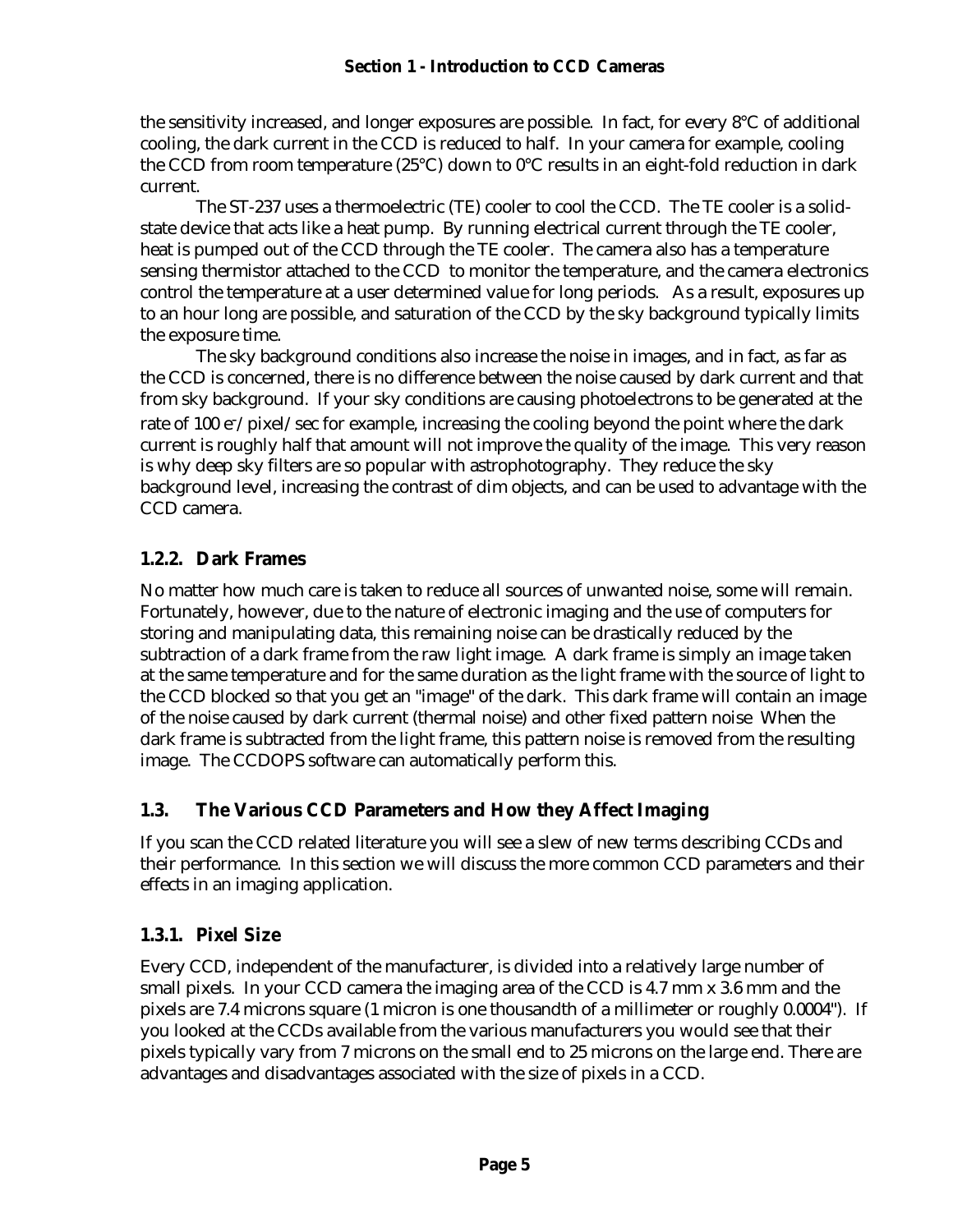the sensitivity increased, and longer exposures are possible. In fact, for every 8°C of additional cooling, the dark current in the CCD is reduced to half. In your camera for example, cooling the CCD from room temperature (25°C) down to 0°C results in an eight-fold reduction in dark current.

The ST-237 uses a thermoelectric (TE) cooler to cool the CCD. The TE cooler is a solid-state device that acts like a heat pump. By running electrical current through the TE cooler, heat is pumped out of the CCD through the TE cooler. The camera also has a temperature sensing thermistor attached to the CCD to monitor the temperature, and the camera electronics control the temperature at a user determined value for long periods. As a result, exposures up to an hour long are possible, and saturation of the CCD by the sky background typically limits the exposure time.

The sky background conditions also increase the noise in images, and in fact, as far as the CCD is concerned, there is no difference between the noise caused by dark current and that from sky background. If your sky conditions are causing photoelectrons to be generated at the rate of 100 $e^-$/pixel/sec for example, increasing the cooling beyond the point where the dark current is roughly half that amount will not improve the quality of the image. This very reason is why deep sky filters are so popular with astrophotography. They reduce the sky background level, increasing the contrast of dim objects, and can be used to advantage with the CCD camera.

### 1.2.2. Dark Frames

No matter how much care is taken to reduce all sources of unwanted noise, some will remain. Fortunately, however, due to the nature of electronic imaging and the use of computers for storing and manipulating data, this remaining noise can be drastically reduced by the subtraction of a dark frame from the raw light image. A dark frame is simply an image taken at the same temperature and for the same duration as the light frame with the source of light to the CCD blocked so that you get an "image" of the dark. This dark frame will contain an image of the noise caused by dark current (thermal noise) and other fixed pattern noise When the dark frame is subtracted from the light frame, this pattern noise is removed from the resulting image. The CCDOPS software can automatically perform this.

## 1.3. The Various CCD Parameters and How they Affect Imaging

If you scan the CCD related literature you will see a slew of new terms describing CCDs and their performance. In this section we will discuss the more common CCD parameters and their effects in an imaging application.

### 1.3.1. Pixel Size

Every CCD, independent of the manufacturer, is divided into a relatively large number of small pixels. In your CCD camera the imaging area of the CCD is 4.7 mm x 3.6 mm and the pixels are 7.4 microns square (1 micron is one thousandth of a millimeter or roughly 0.0004"). If you looked at the CCDs available from the various manufacturers you would see that their pixels typically vary from 7 microns on the small end to 25 microns on the large end. There are advantages and disadvantages associated with the size of pixels in a CCD.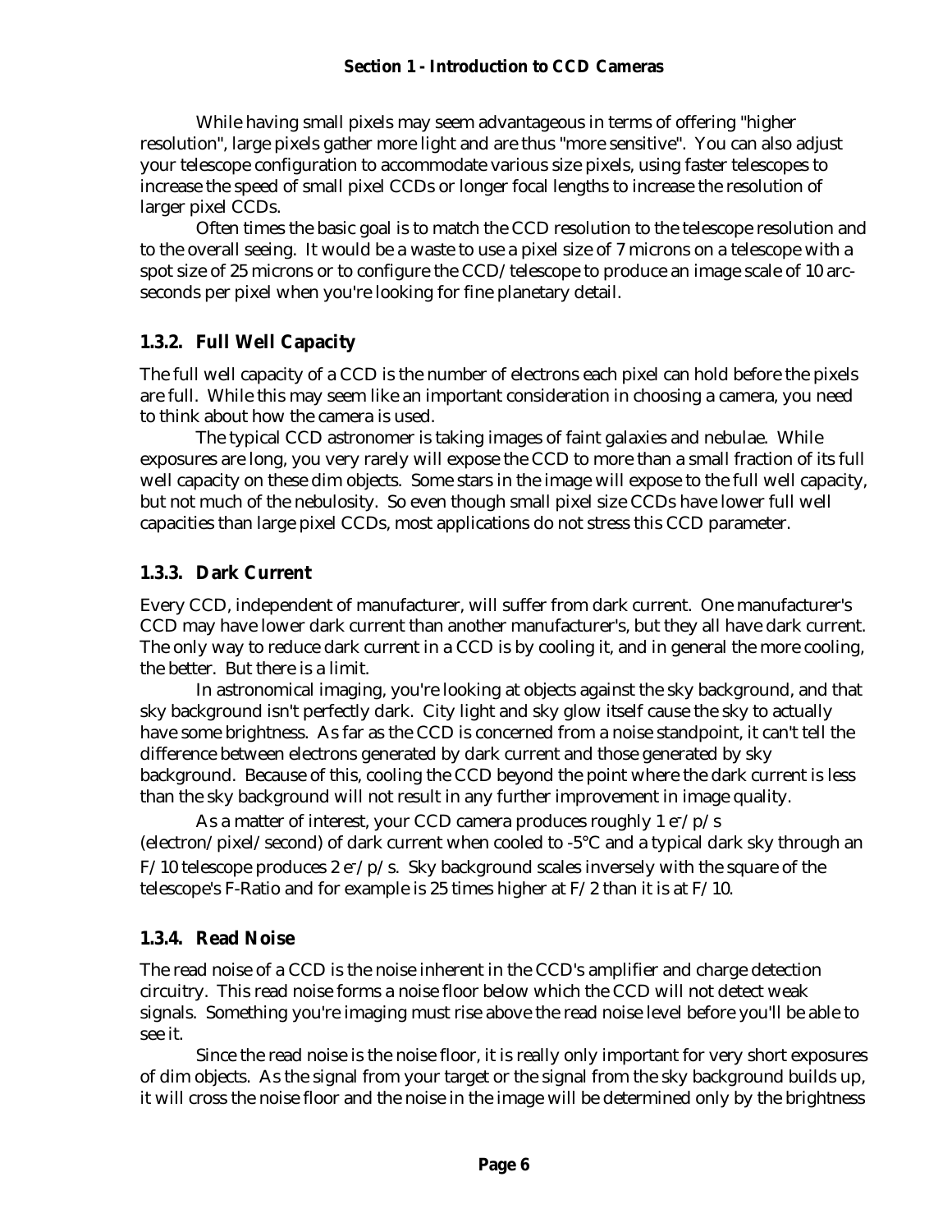While having small pixels may seem advantageous in terms of offering "higher resolution", large pixels gather more light and are thus "more sensitive". You can also adjust your telescope configuration to accommodate various size pixels, using faster telescopes to increase the speed of small pixel CCDs or longer focal lengths to increase the resolution of larger pixel CCDs.

Often times the basic goal is to match the CCD resolution to the telescope resolution and to the overall seeing. It would be a waste to use a pixel size of 7 microns on a telescope with a spot size of 25 microns or to configure the CCD/telescope to produce an image scale of 10 arc-seconds per pixel when you're looking for fine planetary detail.

### 1.3.2. Full Well Capacity

The full well capacity of a CCD is the number of electrons each pixel can hold before the pixels are full. While this may seem like an important consideration in choosing a camera, you need to think about how the camera is used.

The typical CCD astronomer is taking images of faint galaxies and nebulae. While exposures are long, you very rarely will expose the CCD to more than a small fraction of its full well capacity on these dim objects. Some stars in the image will expose to the full well capacity, but not much of the nebulosity. So even though small pixel size CCDs have lower full well capacities than large pixel CCDs, most applications do not stress this CCD parameter.

### 1.3.3. Dark Current

Every CCD, independent of manufacturer, will suffer from dark current. One manufacturer's CCD may have lower dark current than another manufacturer's, but they all have dark current. The only way to reduce dark current in a CCD is by cooling it, and in general the more cooling, the better. But there is a limit.

In astronomical imaging, you're looking at objects against the sky background, and that sky background isn't perfectly dark. City light and sky glow itself cause the sky to actually have some brightness. As far as the CCD is concerned from a noise standpoint, it can't tell the difference between electrons generated by dark current and those generated by sky background. Because of this, cooling the CCD beyond the point where the dark current is less than the sky background will not result in any further improvement in image quality.

As a matter of interest, your CCD camera produces roughly 1 $e^-$/p/s (electron/pixel/second) of dark current when cooled to -5°C and a typical dark sky through an F/10 telescope produces 2 $e^-$/p/s. Sky background scales inversely with the square of the telescope's F-Ratio and for example is 25 times higher at F/2 than it is at F/10.

### 1.3.4. Read Noise

The read noise of a CCD is the noise inherent in the CCD's amplifier and charge detection circuitry. This read noise forms a noise floor below which the CCD will not detect weak signals. Something you're imaging must rise above the read noise level before you'll be able to see it.

Since the read noise is the noise floor, it is really only important for very short exposures of dim objects. As the signal from your target or the signal from the sky background builds up, it will cross the noise floor and the noise in the image will be determined only by the brightness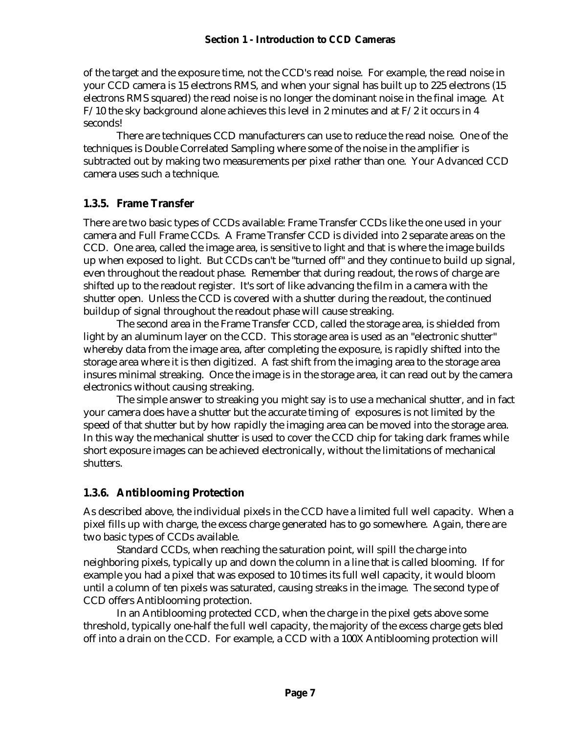of the target and the exposure time, not the CCD's read noise. For example, the read noise in your CCD camera is 15 electrons RMS, and when your signal has built up to 225 electrons (15 electrons RMS squared) the read noise is no longer the dominant noise in the final image. At F/10 the sky background alone achieves this level in 2 minutes and at F/2 it occurs in 4 seconds!

There are techniques CCD manufacturers can use to reduce the read noise. One of the techniques is Double Correlated Sampling where some of the noise in the amplifier is subtracted out by making two measurements per pixel rather than one. Your Advanced CCD camera uses such a technique.

### 1.3.5. Frame Transfer

There are two basic types of CCDs available: Frame Transfer CCDs like the one used in your camera and Full Frame CCDs. A Frame Transfer CCD is divided into 2 separate areas on the CCD. One area, called the image area, is sensitive to light and that is where the image builds up when exposed to light. But CCDs can't be "turned off" and they continue to build up signal, even throughout the readout phase. Remember that during readout, the rows of charge are shifted up to the readout register. It's sort of like advancing the film in a camera with the shutter open. Unless the CCD is covered with a shutter during the readout, the continued buildup of signal throughout the readout phase will cause streaking.

The second area in the Frame Transfer CCD, called the storage area, is shielded from light by an aluminum layer on the CCD. This storage area is used as an "electronic shutter" whereby data from the image area, after completing the exposure, is rapidly shifted into the storage area where it is then digitized. A fast shift from the imaging area to the storage area insures minimal streaking. Once the image is in the storage area, it can read out by the camera electronics without causing streaking.

The simple answer to streaking you might say is to use a mechanical shutter, and in fact your camera does have a shutter but the accurate timing of exposures is not limited by the speed of that shutter but by how rapidly the imaging area can be moved into the storage area. In this way the mechanical shutter is used to cover the CCD chip for taking dark frames while short exposure images can be achieved electronically, without the limitations of mechanical shutters.

### 1.3.6. Antiblooming Protection

As described above, the individual pixels in the CCD have a limited full well capacity. When a pixel fills up with charge, the excess charge generated has to go somewhere. Again, there are two basic types of CCDs available.

Standard CCDs, when reaching the saturation point, will spill the charge into neighboring pixels, typically up and down the column in a line that is called blooming. If for example you had a pixel that was exposed to 10 times its full well capacity, it would bloom until a column of ten pixels was saturated, causing streaks in the image. The second type of CCD offers Antiblooming protection.

In an Antiblooming protected CCD, when the charge in the pixel gets above some threshold, typically one-half the full well capacity, the majority of the excess charge gets bled off into a drain on the CCD. For example, a CCD with a 100X Antiblooming protection will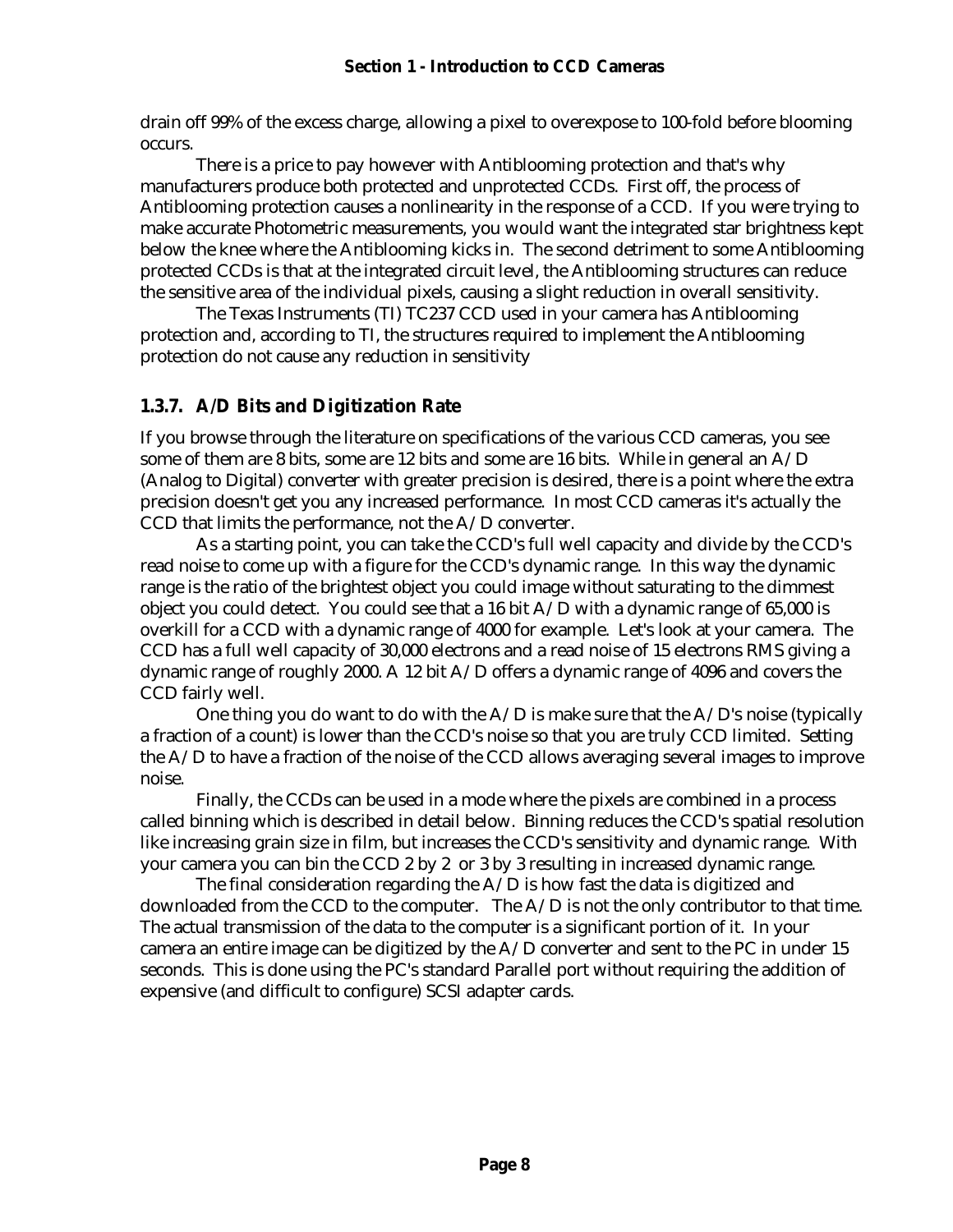drain off 99% of the excess charge, allowing a pixel to overexpose to 100-fold before blooming occurs.

There is a price to pay however with Antiblooming protection and that's why manufacturers produce both protected and unprotected CCDs. First off, the process of Antiblooming protection causes a nonlinearity in the response of a CCD. If you were trying to make accurate Photometric measurements, you would want the integrated star brightness kept below the knee where the Antiblooming kicks in. The second detriment to some Antiblooming protected CCDs is that at the integrated circuit level, the Antiblooming structures can reduce the sensitive area of the individual pixels, causing a slight reduction in overall sensitivity.

The Texas Instruments (TI) TC237 CCD used in your camera has Antiblooming protection and, according to TI, the structures required to implement the Antiblooming protection do not cause any reduction in sensitivity

### 1.3.7. A/D Bits and Digitization Rate

If you browse through the literature on specifications of the various CCD cameras, you see some of them are 8 bits, some are 12 bits and some are 16 bits. While in general an A/D (Analog to Digital) converter with greater precision is desired, there is a point where the extra precision doesn't get you any increased performance. In most CCD cameras it's actually the CCD that limits the performance, not the A/D converter.

As a starting point, you can take the CCD's full well capacity and divide by the CCD's read noise to come up with a figure for the CCD's dynamic range. In this way the dynamic range is the ratio of the brightest object you could image without saturating to the dimmest object you could detect. You could see that a 16 bit A/D with a dynamic range of 65,000 is overkill for a CCD with a dynamic range of 4000 for example. Let's look at your camera. The CCD has a full well capacity of 30,000 electrons and a read noise of 15 electrons RMS giving a dynamic range of roughly 2000. A 12 bit A/D offers a dynamic range of 4096 and covers the CCD fairly well.

One thing you do want to do with the A/D is make sure that the A/D's noise (typically a fraction of a count) is lower than the CCD's noise so that you are truly CCD limited. Setting the A/D to have a fraction of the noise of the CCD allows averaging several images to improve noise.

Finally, the CCDs can be used in a mode where the pixels are combined in a process called binning which is described in detail below. Binning reduces the CCD's spatial resolution like increasing grain size in film, but increases the CCD's sensitivity and dynamic range. With your camera you can bin the CCD 2 by 2 or 3 by 3 resulting in increased dynamic range.

The final consideration regarding the A/D is how fast the data is digitized and downloaded from the CCD to the computer. The A/D is not the only contributor to that time. The actual transmission of the data to the computer is a significant portion of it. In your camera an entire image can be digitized by the A/D converter and sent to the PC in under 15 seconds. This is done using the PC's standard Parallel port without requiring the addition of expensive (and difficult to configure) SCSI adapter cards.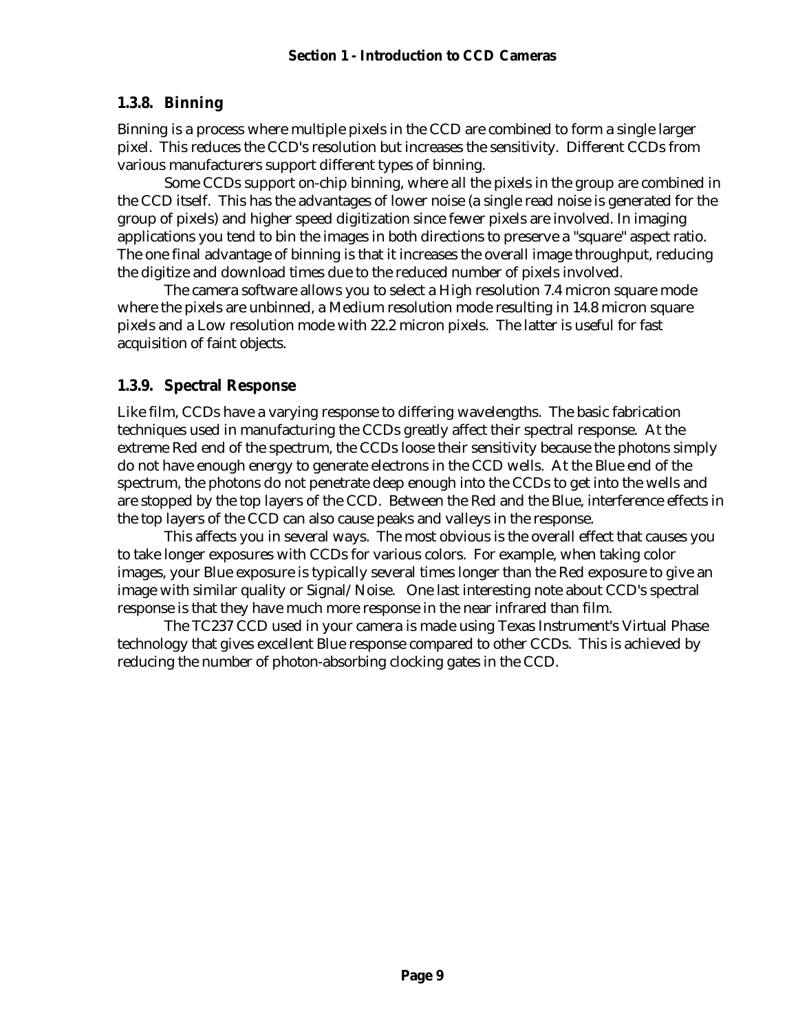### 1.3.8. Binning

Binning is a process where multiple pixels in the CCD are combined to form a single larger pixel. This reduces the CCD's resolution but increases the sensitivity. Different CCDs from various manufacturers support different types of binning.

Some CCDs support on-chip binning, where all the pixels in the group are combined in the CCD itself. This has the advantages of lower noise (a single read noise is generated for the group of pixels) and higher speed digitization since fewer pixels are involved. In imaging applications you tend to bin the images in both directions to preserve a "square" aspect ratio. The one final advantage of binning is that it increases the overall image throughput, reducing the digitize and download times due to the reduced number of pixels involved.

The camera software allows you to select a High resolution 7.4 micron square mode where the pixels are unbinned, a Medium resolution mode resulting in 14.8 micron square pixels and a Low resolution mode with 22.2 micron pixels. The latter is useful for fast acquisition of faint objects.

### 1.3.9. Spectral Response

Like film, CCDs have a varying response to differing wavelengths. The basic fabrication techniques used in manufacturing the CCDs greatly affect their spectral response. At the extreme Red end of the spectrum, the CCDs loose their sensitivity because the photons simply do not have enough energy to generate electrons in the CCD wells. At the Blue end of the spectrum, the photons do not penetrate deep enough into the CCDs to get into the wells and are stopped by the top layers of the CCD. Between the Red and the Blue, interference effects in the top layers of the CCD can also cause peaks and valleys in the response.

This affects you in several ways. The most obvious is the overall effect that causes you to take longer exposures with CCDs for various colors. For example, when taking color images, your Blue exposure is typically several times longer than the Red exposure to give an image with similar quality or Signal/Noise. One last interesting note about CCD's spectral response is that they have much more response in the near infrared than film.

The TC237 CCD used in your camera is made using Texas Instrument's Virtual Phase technology that gives excellent Blue response compared to other CCDs. This is achieved by reducing the number of photon-absorbing clocking gates in the CCD.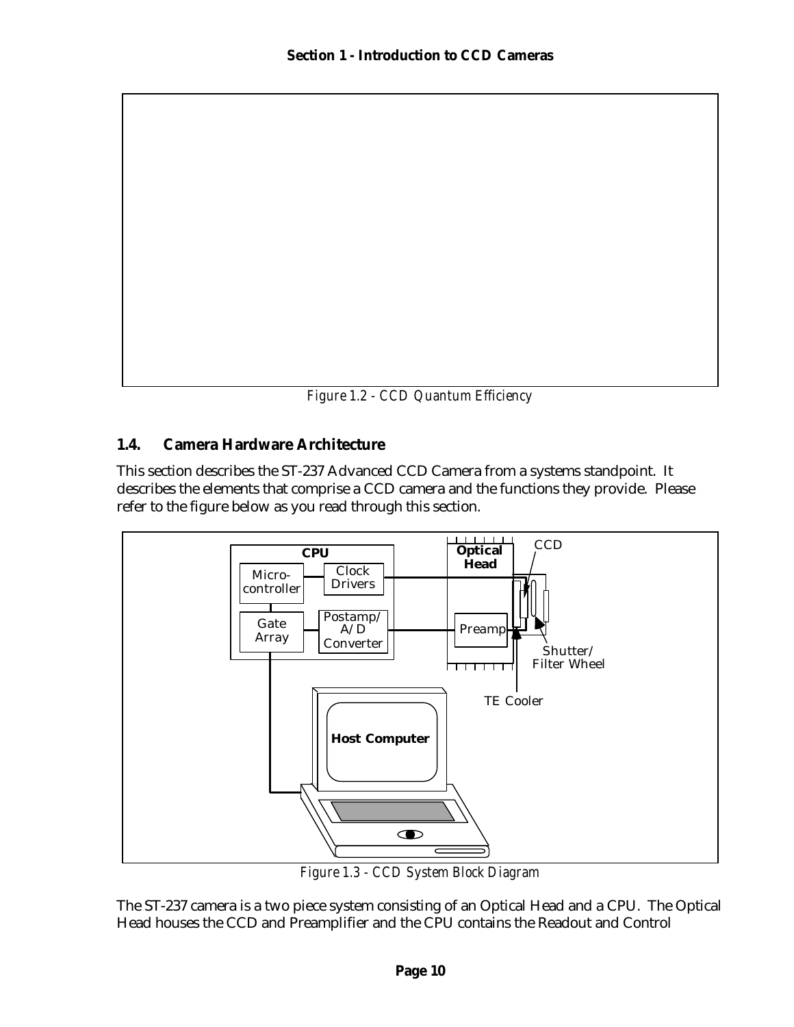Figure 1.2 - CCD Quantum Efficiency

### 1.4. Camera Hardware Architecture

This section describes the ST-237 Advanced CCD Camera from a systems standpoint. It describes the elements that comprise a CCD camera and the functions they provide. Please refer to the figure below as you read through this section.

Figure 1.3 - CCD System Block Diagram

The ST-237 camera is a two piece system consisting of an Optical Head and a CPU. The Optical Head houses the CCD and Preamplifier and the CPU contains the Readout and Control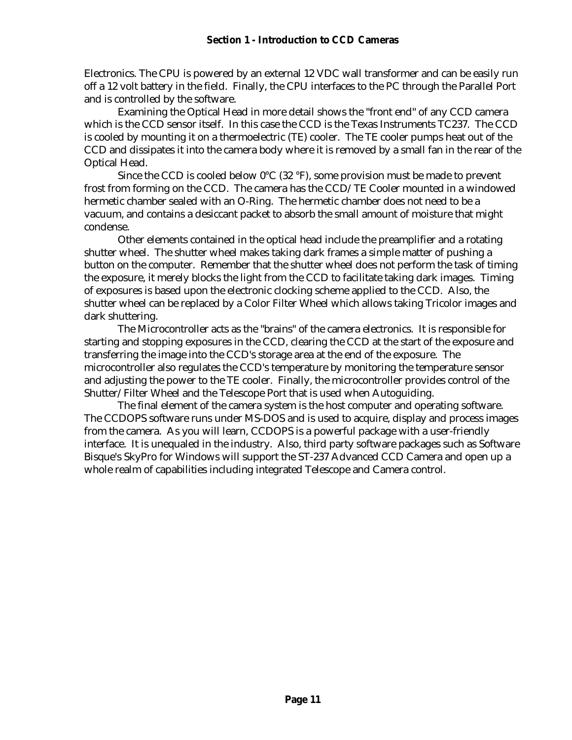Electronics. The CPU is powered by an external 12 VDC wall transformer and can be easily run off a 12 volt battery in the field. Finally, the CPU interfaces to the PC through the Parallel Port and is controlled by the software.

Examining the Optical Head in more detail shows the "front end" of any CCD camera which is the CCD sensor itself. In this case the CCD is the Texas Instruments TC237. The CCD is cooled by mounting it on a thermoelectric (TE) cooler. The TE cooler pumps heat out of the CCD and dissipates it into the camera body where it is removed by a small fan in the rear of the Optical Head.

Since the CCD is cooled below 0°C (32 °F), some provision must be made to prevent frost from forming on the CCD. The camera has the CCD/TE Cooler mounted in a windowed hermetic chamber sealed with an O-Ring. The hermetic chamber does not need to be a vacuum, and contains a desiccant packet to absorb the small amount of moisture that might condense.

Other elements contained in the optical head include the preamplifier and a rotating shutter wheel. The shutter wheel makes taking dark frames a simple matter of pushing a button on the computer. Remember that the shutter wheel does not perform the task of timing the exposure, it merely blocks the light from the CCD to facilitate taking dark images. Timing of exposures is based upon the electronic clocking scheme applied to the CCD. Also, the shutter wheel can be replaced by a Color Filter Wheel which allows taking Tricolor images and dark shuttering.

The Microcontroller acts as the "brains" of the camera electronics. It is responsible for starting and stopping exposures in the CCD, clearing the CCD at the start of the exposure and transferring the image into the CCD's storage area at the end of the exposure. The microcontroller also regulates the CCD's temperature by monitoring the temperature sensor and adjusting the power to the TE cooler. Finally, the microcontroller provides control of the Shutter/Filter Wheel and the Telescope Port that is used when Autoguiding.

The final element of the camera system is the host computer and operating software. The CCDOPS software runs under MS-DOS and is used to acquire, display and process images from the camera. As you will learn, CCDOPS is a powerful package with a user-friendly interface. It is unequaled in the industry. Also, third party software packages such as Software Bisque's SkyPro for Windows will support the ST-237 Advanced CCD Camera and open up a whole realm of capabilities including integrated Telescope and Camera control.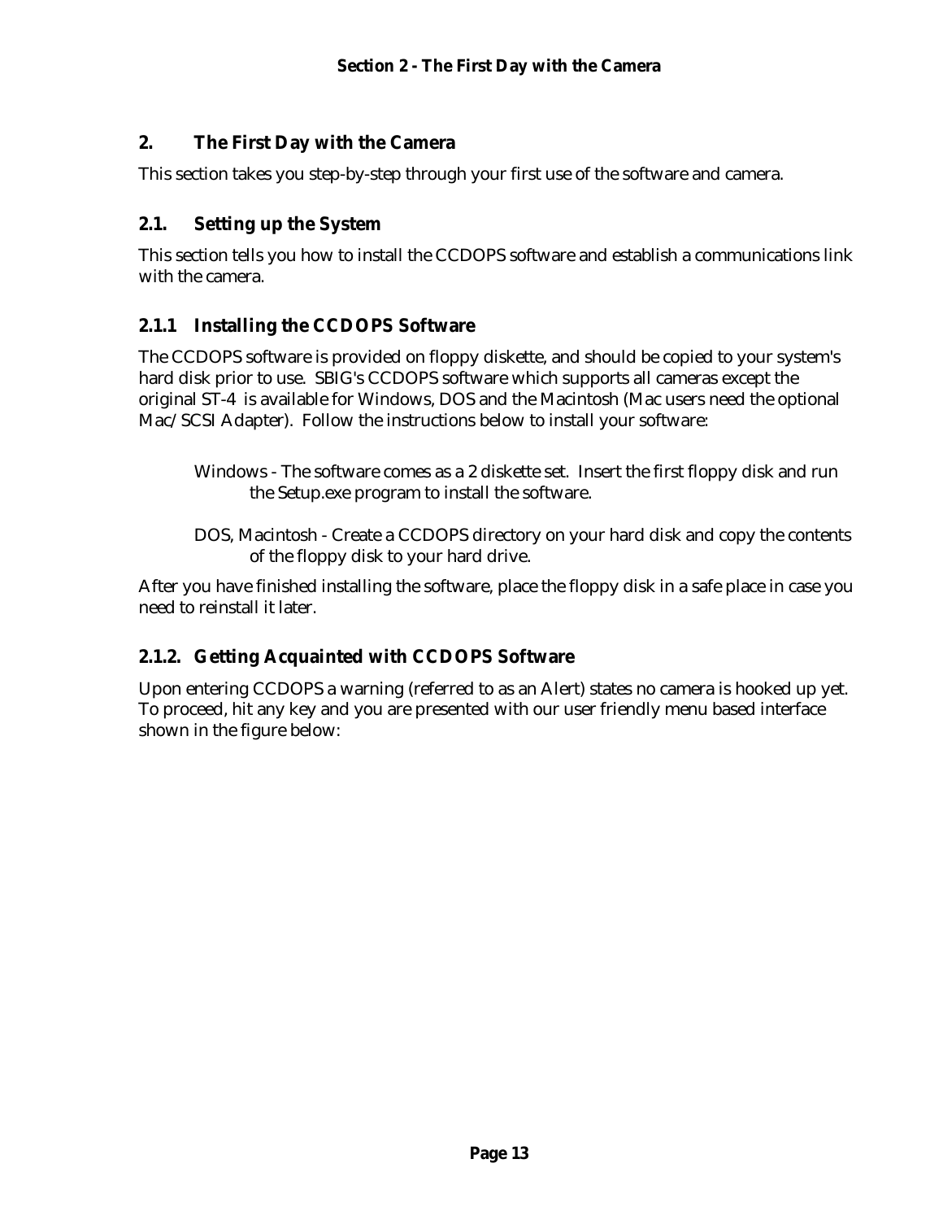## 2. The First Day with the Camera

This section takes you step-by-step through your first use of the software and camera.

### 2.1. Setting up the System

This section tells you how to install the CCDOPS software and establish a communications link with the camera.

#### 2.1.1 Installing the CCDOPS Software

The CCDOPS software is provided on floppy diskette, and should be copied to your system's hard disk prior to use. SBIG's CCDOPS software which supports all cameras except the original ST-4 is available for Windows, DOS and the Macintosh (Mac users need the optional Mac/SCSI Adapter). Follow the instructions below to install your software:

Windows - The software comes as a 2 diskette set. Insert the first floppy disk and run the Setup.exe program to install the software.

DOS, Macintosh - Create a CCDOPS directory on your hard disk and copy the contents of the floppy disk to your hard drive.

After you have finished installing the software, place the floppy disk in a safe place in case you need to reinstall it later.

#### 2.1.2. Getting Acquainted with CCDOPS Software

Upon entering CCDOPS a warning (referred to as an Alert) states no camera is hooked up yet. To proceed, hit any key and you are presented with our user friendly menu based interface shown in the figure below: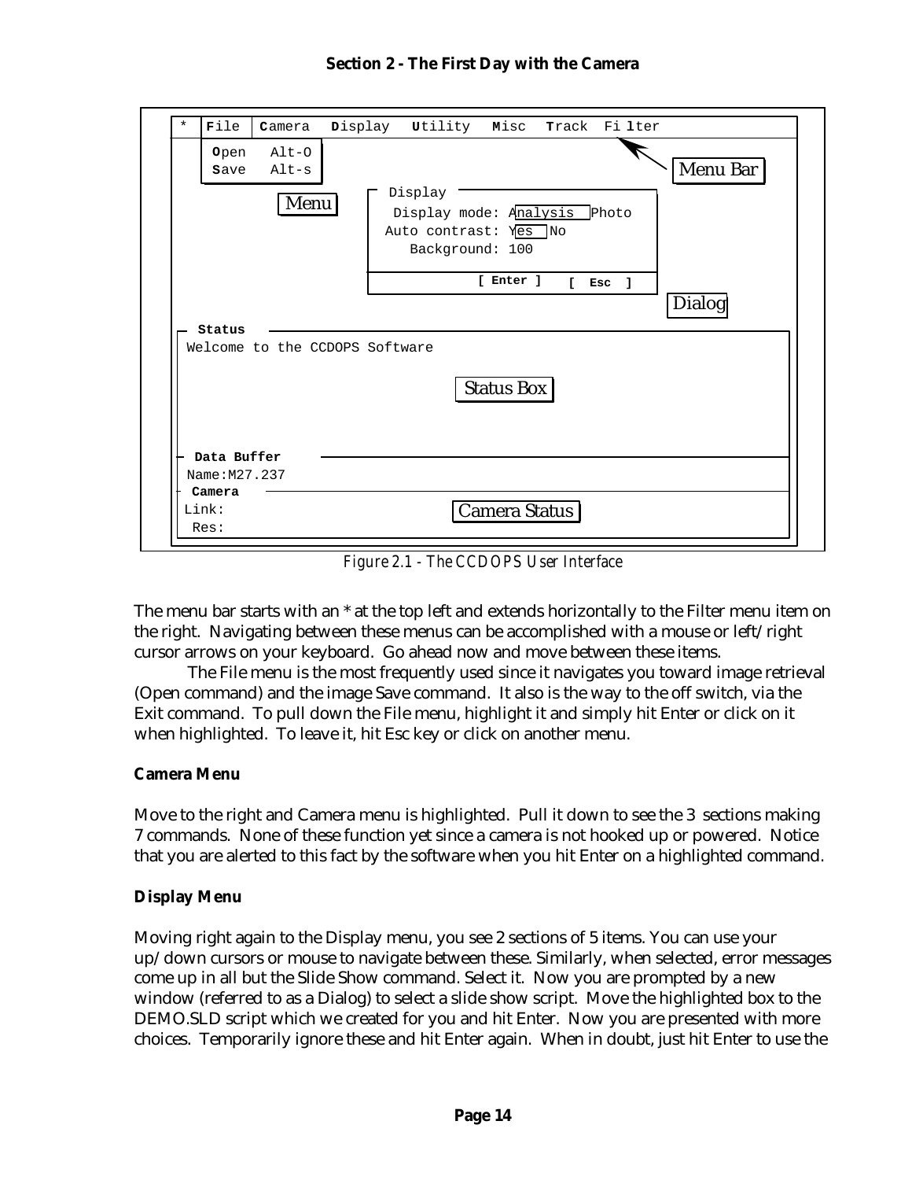```
*  File | Camera  Display  Utility  Misc  Track  Filter
   Open   Alt-O
   Save   Alt-s                                        Menu Bar

          Menu     Display
                    Display mode: Analysis  Photo
                   Auto contrast: Yes  No
                      Background: 100

                                 [ Enter ]   [ Esc ]
                                                      Dialog
 Status
 Welcome to the CCDOPS Software

                                   Status Box

 Data Buffer
 Name:M27.237
 Camera
 Link:                              Camera Status
 Res:
```

*Figure 2.1 - The CCDOPS User Interface*

The menu bar starts with an * at the top left and extends horizontally to the Filter menu item on the right. Navigating between these menus can be accomplished with a mouse or left/right cursor arrows on your keyboard. Go ahead now and move between these items.

The File menu is the most frequently used since it navigates you toward image retrieval (Open command) and the image Save command. It also is the way to the off switch, via the Exit command. To pull down the File menu, highlight it and simply hit Enter or click on it when highlighted. To leave it, hit Esc key or click on another menu.

**Camera Menu**

Move to the right and Camera menu is highlighted. Pull it down to see the 3 sections making 7 commands. None of these function yet since a camera is not hooked up or powered. Notice that you are alerted to this fact by the software when you hit Enter on a highlighted command.

**Display Menu**

Moving right again to the Display menu, you see 2 sections of 5 items. You can use your up/down cursors or mouse to navigate between these. Similarly, when selected, error messages come up in all but the Slide Show command. Select it. Now you are prompted by a new window (referred to as a Dialog) to select a slide show script. Move the highlighted box to the DEMO.SLD script which we created for you and hit Enter. Now you are presented with more choices. Temporarily ignore these and hit Enter again. When in doubt, just hit Enter to use the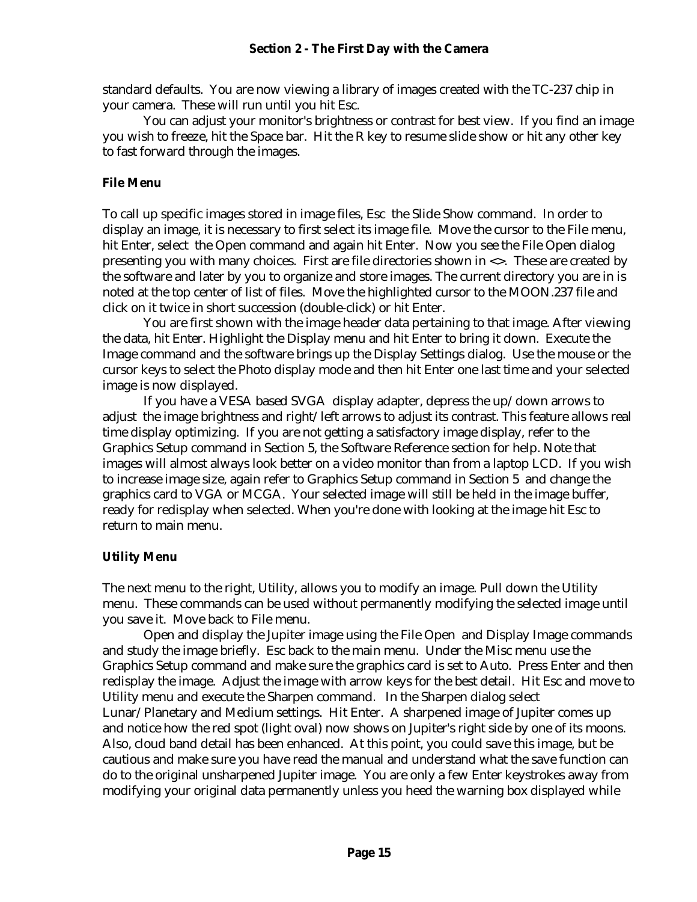standard defaults. You are now viewing a library of images created with the TC-237 chip in your camera. These will run until you hit Esc.

You can adjust your monitor's brightness or contrast for best view. If you find an image you wish to freeze, hit the Space bar. Hit the R key to resume slide show or hit any other key to fast forward through the images.

### File Menu

To call up specific images stored in image files, Esc the Slide Show command. In order to display an image, it is necessary to first select its image file. Move the cursor to the File menu, hit Enter, select the Open command and again hit Enter. Now you see the File Open dialog presenting you with many choices. First are file directories shown in <>. These are created by the software and later by you to organize and store images. The current directory you are in is noted at the top center of list of files. Move the highlighted cursor to the MOON.237 file and click on it twice in short succession (double-click) or hit Enter.

You are first shown with the image header data pertaining to that image. After viewing the data, hit Enter. Highlight the Display menu and hit Enter to bring it down. Execute the Image command and the software brings up the Display Settings dialog. Use the mouse or the cursor keys to select the Photo display mode and then hit Enter one last time and your selected image is now displayed.

If you have a VESA based SVGA display adapter, depress the up/down arrows to adjust the image brightness and right/left arrows to adjust its contrast. This feature allows real time display optimizing. If you are not getting a satisfactory image display, refer to the Graphics Setup command in Section 5, the Software Reference section for help. Note that images will almost always look better on a video monitor than from a laptop LCD. If you wish to increase image size, again refer to Graphics Setup command in Section 5 and change the graphics card to VGA or MCGA. Your selected image will still be held in the image buffer, ready for redisplay when selected. When you're done with looking at the image hit Esc to return to main menu.

### Utility Menu

The next menu to the right, Utility, allows you to modify an image. Pull down the Utility menu. These commands can be used without permanently modifying the selected image until you save it. Move back to File menu.

Open and display the Jupiter image using the File Open and Display Image commands and study the image briefly. Esc back to the main menu. Under the Misc menu use the Graphics Setup command and make sure the graphics card is set to Auto. Press Enter and then redisplay the image. Adjust the image with arrow keys for the best detail. Hit Esc and move to Utility menu and execute the Sharpen command. In the Sharpen dialog select Lunar/Planetary and Medium settings. Hit Enter. A sharpened image of Jupiter comes up and notice how the red spot (light oval) now shows on Jupiter's right side by one of its moons. Also, cloud band detail has been enhanced. At this point, you could save this image, but be cautious and make sure you have read the manual and understand what the save function can do to the original unsharpened Jupiter image. You are only a few Enter keystrokes away from modifying your original data permanently unless you heed the warning box displayed while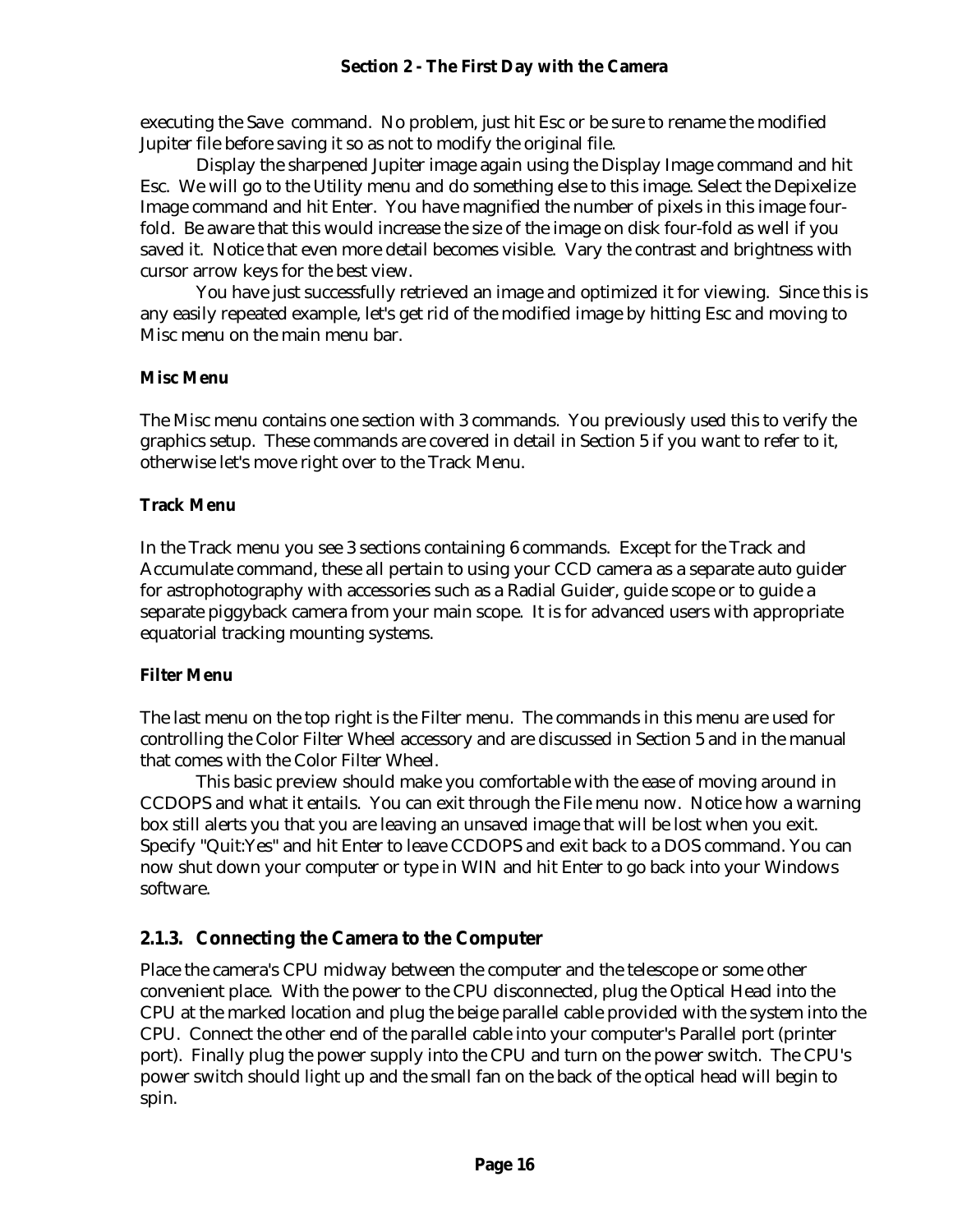executing the Save command. No problem, just hit Esc or be sure to rename the modified Jupiter file before saving it so as not to modify the original file.

Display the sharpened Jupiter image again using the Display Image command and hit Esc. We will go to the Utility menu and do something else to this image. Select the Depixelize Image command and hit Enter. You have magnified the number of pixels in this image four-fold. Be aware that this would increase the size of the image on disk four-fold as well if you saved it. Notice that even more detail becomes visible. Vary the contrast and brightness with cursor arrow keys for the best view.

You have just successfully retrieved an image and optimized it for viewing. Since this is any easily repeated example, let's get rid of the modified image by hitting Esc and moving to Misc menu on the main menu bar.

**Misc Menu**

The Misc menu contains one section with 3 commands. You previously used this to verify the graphics setup. These commands are covered in detail in Section 5 if you want to refer to it, otherwise let's move right over to the Track Menu.

**Track Menu**

In the Track menu you see 3 sections containing 6 commands. Except for the Track and Accumulate command, these all pertain to using your CCD camera as a separate auto guider for astrophotography with accessories such as a Radial Guider, guide scope or to guide a separate piggyback camera from your main scope. It is for advanced users with appropriate equatorial tracking mounting systems.

**Filter Menu**

The last menu on the top right is the Filter menu. The commands in this menu are used for controlling the Color Filter Wheel accessory and are discussed in Section 5 and in the manual that comes with the Color Filter Wheel.

This basic preview should make you comfortable with the ease of moving around in CCDOPS and what it entails. You can exit through the File menu now. Notice how a warning box still alerts you that you are leaving an unsaved image that will be lost when you exit. Specify "Quit:Yes" and hit Enter to leave CCDOPS and exit back to a DOS command. You can now shut down your computer or type in WIN and hit Enter to go back into your Windows software.

### 2.1.3. Connecting the Camera to the Computer

Place the camera's CPU midway between the computer and the telescope or some other convenient place. With the power to the CPU disconnected, plug the Optical Head into the CPU at the marked location and plug the beige parallel cable provided with the system into the CPU. Connect the other end of the parallel cable into your computer's Parallel port (printer port). Finally plug the power supply into the CPU and turn on the power switch. The CPU's power switch should light up and the small fan on the back of the optical head will begin to spin.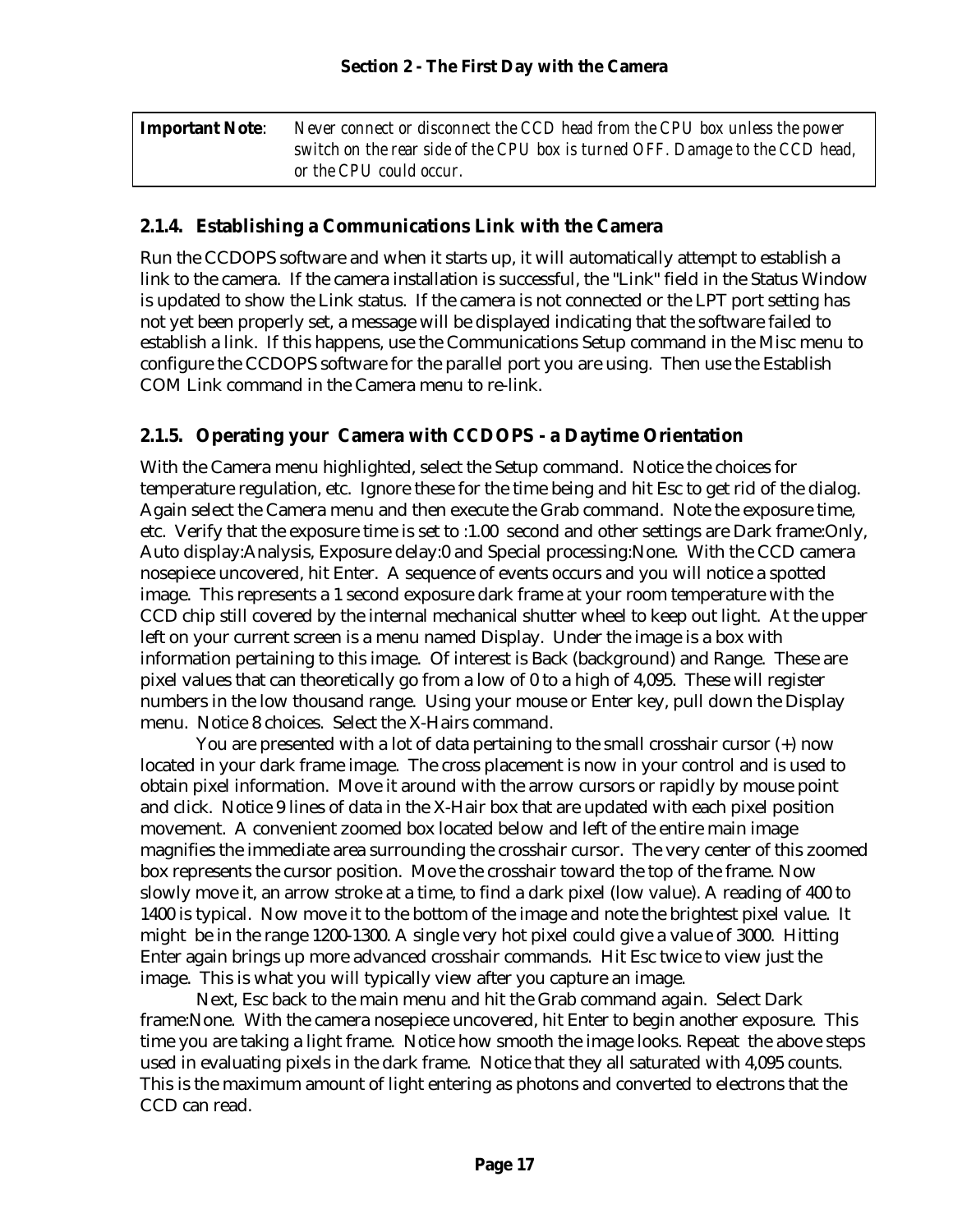| **Important Note**: | *Never connect or disconnect the CCD head from the CPU box unless the power switch on the rear side of the CPU box is turned OFF. Damage to the CCD head, or the CPU could occur.* |
|---|---|

### 2.1.4. Establishing a Communications Link with the Camera

Run the CCDOPS software and when it starts up, it will automatically attempt to establish a link to the camera. If the camera installation is successful, the "Link" field in the Status Window is updated to show the Link status. If the camera is not connected or the LPT port setting has not yet been properly set, a message will be displayed indicating that the software failed to establish a link. If this happens, use the Communications Setup command in the Misc menu to configure the CCDOPS software for the parallel port you are using. Then use the Establish COM Link command in the Camera menu to re-link.

### 2.1.5. Operating your Camera with CCDOPS - a Daytime Orientation

With the Camera menu highlighted, select the Setup command. Notice the choices for temperature regulation, etc. Ignore these for the time being and hit Esc to get rid of the dialog. Again select the Camera menu and then execute the Grab command. Note the exposure time, etc. Verify that the exposure time is set to :1.00 second and other settings are Dark frame:Only, Auto display:Analysis, Exposure delay:0 and Special processing:None. With the CCD camera nosepiece uncovered, hit Enter. A sequence of events occurs and you will notice a spotted image. This represents a 1 second exposure dark frame at your room temperature with the CCD chip still covered by the internal mechanical shutter wheel to keep out light. At the upper left on your current screen is a menu named Display. Under the image is a box with information pertaining to this image. Of interest is Back (background) and Range. These are pixel values that can theoretically go from a low of 0 to a high of 4,095. These will register numbers in the low thousand range. Using your mouse or Enter key, pull down the Display menu. Notice 8 choices. Select the X-Hairs command.

You are presented with a lot of data pertaining to the small crosshair cursor (+) now located in your dark frame image. The cross placement is now in your control and is used to obtain pixel information. Move it around with the arrow cursors or rapidly by mouse point and click. Notice 9 lines of data in the X-Hair box that are updated with each pixel position movement. A convenient zoomed box located below and left of the entire main image magnifies the immediate area surrounding the crosshair cursor. The very center of this zoomed box represents the cursor position. Move the crosshair toward the top of the frame. Now slowly move it, an arrow stroke at a time, to find a dark pixel (low value). A reading of 400 to 1400 is typical. Now move it to the bottom of the image and note the brightest pixel value. It might be in the range 1200-1300. A single very hot pixel could give a value of 3000. Hitting Enter again brings up more advanced crosshair commands. Hit Esc twice to view just the image. This is what you will typically view after you capture an image.

Next, Esc back to the main menu and hit the Grab command again. Select Dark frame:None. With the camera nosepiece uncovered, hit Enter to begin another exposure. This time you are taking a light frame. Notice how smooth the image looks. Repeat the above steps used in evaluating pixels in the dark frame. Notice that they all saturated with 4,095 counts. This is the maximum amount of light entering as photons and converted to electrons that the CCD can read.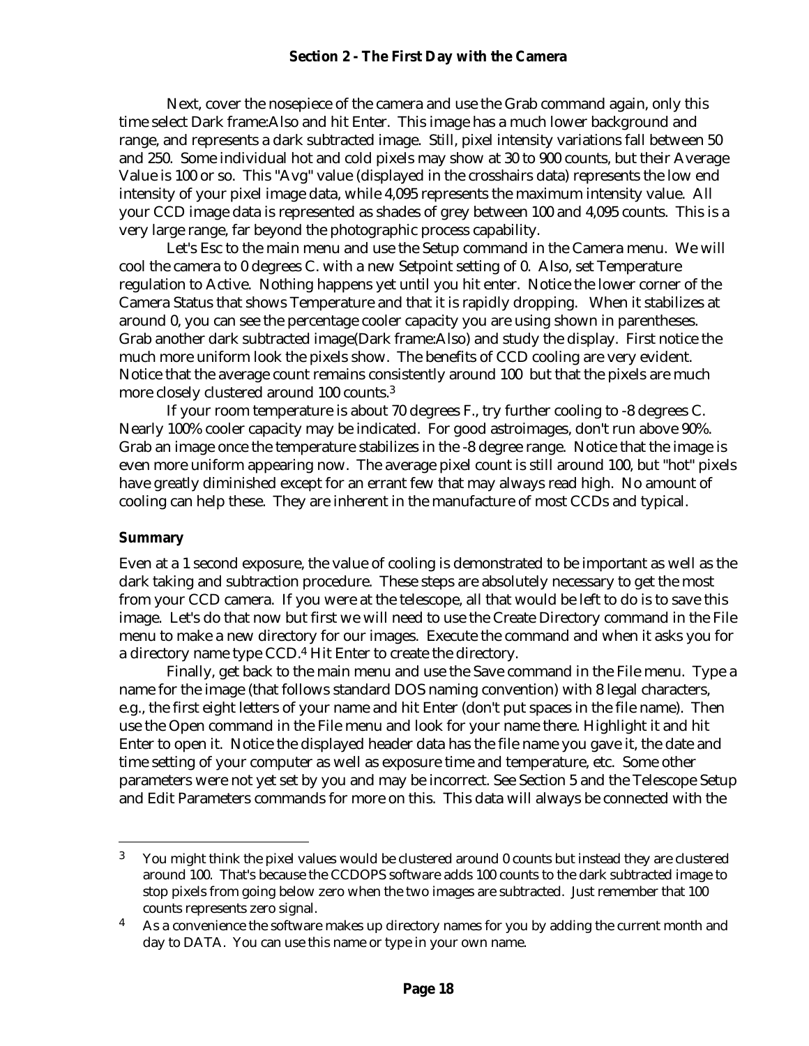Next, cover the nosepiece of the camera and use the Grab command again, only this time select Dark frame:Also and hit Enter. This image has a much lower background and range, and represents a dark subtracted image. Still, pixel intensity variations fall between 50 and 250. Some individual hot and cold pixels may show at 30 to 900 counts, but their Average Value is 100 or so. This "Avg" value (displayed in the crosshairs data) represents the low end intensity of your pixel image data, while 4,095 represents the maximum intensity value. All your CCD image data is represented as shades of grey between 100 and 4,095 counts. This is a very large range, far beyond the photographic process capability.

Let's Esc to the main menu and use the Setup command in the Camera menu. We will cool the camera to 0 degrees C. with a new Setpoint setting of 0. Also, set Temperature regulation to Active. Nothing happens yet until you hit enter. Notice the lower corner of the Camera Status that shows Temperature and that it is rapidly dropping. When it stabilizes at around 0, you can see the percentage cooler capacity you are using shown in parentheses. Grab another dark subtracted image(Dark frame:Also) and study the display. First notice the much more uniform look the pixels show. The benefits of CCD cooling are very evident. Notice that the average count remains consistently around 100 but that the pixels are much more closely clustered around 100 counts.[3]

If your room temperature is about 70 degrees F., try further cooling to -8 degrees C. Nearly 100% cooler capacity may be indicated. For good astroimages, don't run above 90%. Grab an image once the temperature stabilizes in the -8 degree range. Notice that the image is even more uniform appearing now. The average pixel count is still around 100, but "hot" pixels have greatly diminished except for an errant few that may always read high. No amount of cooling can help these. They are inherent in the manufacture of most CCDs and typical.

**Summary**

Even at a 1 second exposure, the value of cooling is demonstrated to be important as well as the dark taking and subtraction procedure. These steps are absolutely necessary to get the most from your CCD camera. If you were at the telescope, all that would be left to do is to save this image. Let's do that now but first we will need to use the Create Directory command in the File menu to make a new directory for our images. Execute the command and when it asks you for a directory name type CCD.[4] Hit Enter to create the directory.

Finally, get back to the main menu and use the Save command in the File menu. Type a name for the image (that follows standard DOS naming convention) with 8 legal characters, e.g., the first eight letters of your name and hit Enter (don't put spaces in the file name). Then use the Open command in the File menu and look for your name there. Highlight it and hit Enter to open it. Notice the displayed header data has the file name you gave it, the date and time setting of your computer as well as exposure time and temperature, etc. Some other parameters were not yet set by you and may be incorrect. See Section 5 and the Telescope Setup and Edit Parameters commands for more on this. This data will always be connected with the

---

[3] You might think the pixel values would be clustered around 0 counts but instead they are clustered around 100. That's because the CCDOPS software adds 100 counts to the dark subtracted image to stop pixels from going below zero when the two images are subtracted. Just remember that 100 counts represents zero signal.

[4] As a convenience the software makes up directory names for you by adding the current month and day to DATA. You can use this name or type in your own name.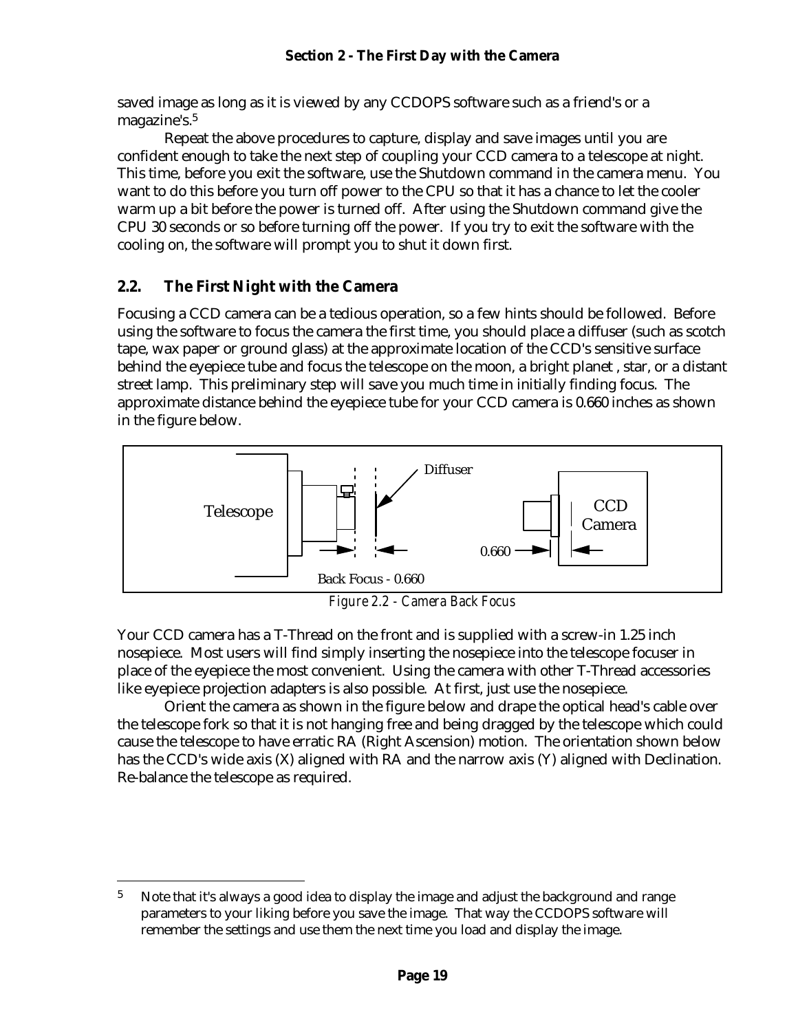saved image as long as it is viewed by any CCDOPS software such as a friend's or a magazine's.[5]

Repeat the above procedures to capture, display and save images until you are confident enough to take the next step of coupling your CCD camera to a telescope at night. This time, before you exit the software, use the Shutdown command in the camera menu. You want to do this before you turn off power to the CPU so that it has a chance to let the cooler warm up a bit before the power is turned off. After using the Shutdown command give the CPU 30 seconds or so before turning off the power. If you try to exit the software with the cooling on, the software will prompt you to shut it down first.

## 2.2. The First Night with the Camera

Focusing a CCD camera can be a tedious operation, so a few hints should be followed. Before using the software to focus the camera the first time, you should place a diffuser (such as scotch tape, wax paper or ground glass) at the approximate location of the CCD's sensitive surface behind the eyepiece tube and focus the telescope on the moon, a bright planet , star, or a distant street lamp. This preliminary step will save you much time in initially finding focus. The approximate distance behind the eyepiece tube for your CCD camera is 0.660 inches as shown in the figure below.

Telescope — Diffuser — CCD Camera — 0.660 — Back Focus - 0.660

*Figure 2.2 - Camera Back Focus*

Your CCD camera has a T-Thread on the front and is supplied with a screw-in 1.25 inch nosepiece. Most users will find simply inserting the nosepiece into the telescope focuser in place of the eyepiece the most convenient. Using the camera with other T-Thread accessories like eyepiece projection adapters is also possible. At first, just use the nosepiece.

Orient the camera as shown in the figure below and drape the optical head's cable over the telescope fork so that it is not hanging free and being dragged by the telescope which could cause the telescope to have erratic RA (Right Ascension) motion. The orientation shown below has the CCD's wide axis (X) aligned with RA and the narrow axis (Y) aligned with Declination. Re-balance the telescope as required.

---

[5] Note that it's always a good idea to display the image and adjust the background and range parameters to your liking before you save the image. That way the CCDOPS software will remember the settings and use them the next time you load and display the image.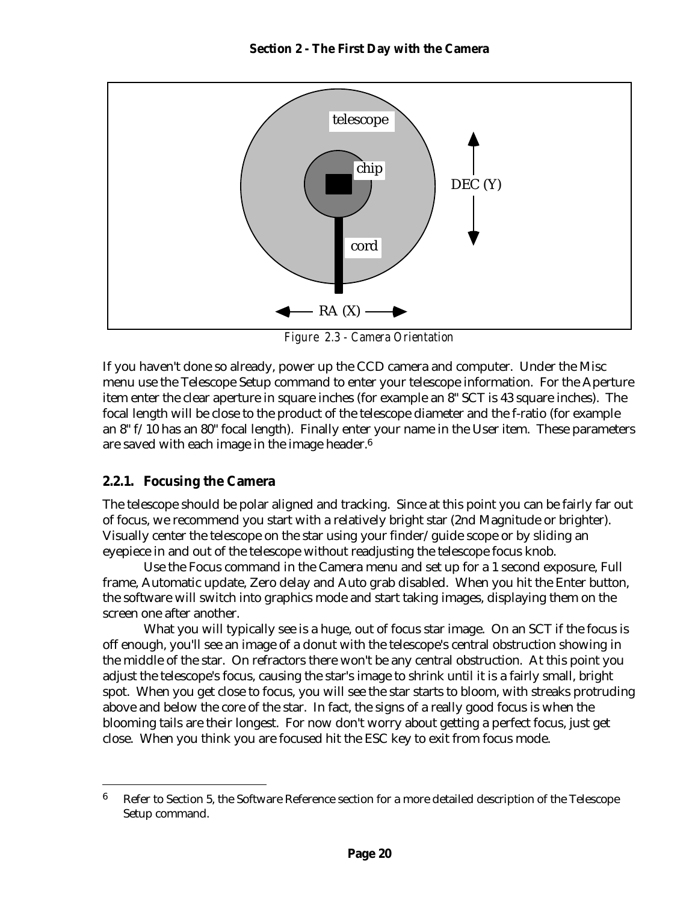Figure 2.3 - Camera Orientation

If you haven't done so already, power up the CCD camera and computer. Under the Misc menu use the Telescope Setup command to enter your telescope information. For the Aperture item enter the clear aperture in square inches (for example an 8" SCT is 43 square inches). The focal length will be close to the product of the telescope diameter and the f-ratio (for example an 8" f/10 has an 80" focal length). Finally enter your name in the User item. These parameters are saved with each image in the image header.[6]

### 2.2.1. Focusing the Camera

The telescope should be polar aligned and tracking. Since at this point you can be fairly far out of focus, we recommend you start with a relatively bright star (2nd Magnitude or brighter). Visually center the telescope on the star using your finder/guide scope or by sliding an eyepiece in and out of the telescope without readjusting the telescope focus knob.

Use the Focus command in the Camera menu and set up for a 1 second exposure, Full frame, Automatic update, Zero delay and Auto grab disabled. When you hit the Enter button, the software will switch into graphics mode and start taking images, displaying them on the screen one after another.

What you will typically see is a huge, out of focus star image. On an SCT if the focus is off enough, you'll see an image of a donut with the telescope's central obstruction showing in the middle of the star. On refractors there won't be any central obstruction. At this point you adjust the telescope's focus, causing the star's image to shrink until it is a fairly small, bright spot. When you get close to focus, you will see the star starts to bloom, with streaks protruding above and below the core of the star. In fact, the signs of a really good focus is when the blooming tails are their longest. For now don't worry about getting a perfect focus, just get close. When you think you are focused hit the ESC key to exit from focus mode.

---

[6] Refer to Section 5, the Software Reference section for a more detailed description of the Telescope Setup command.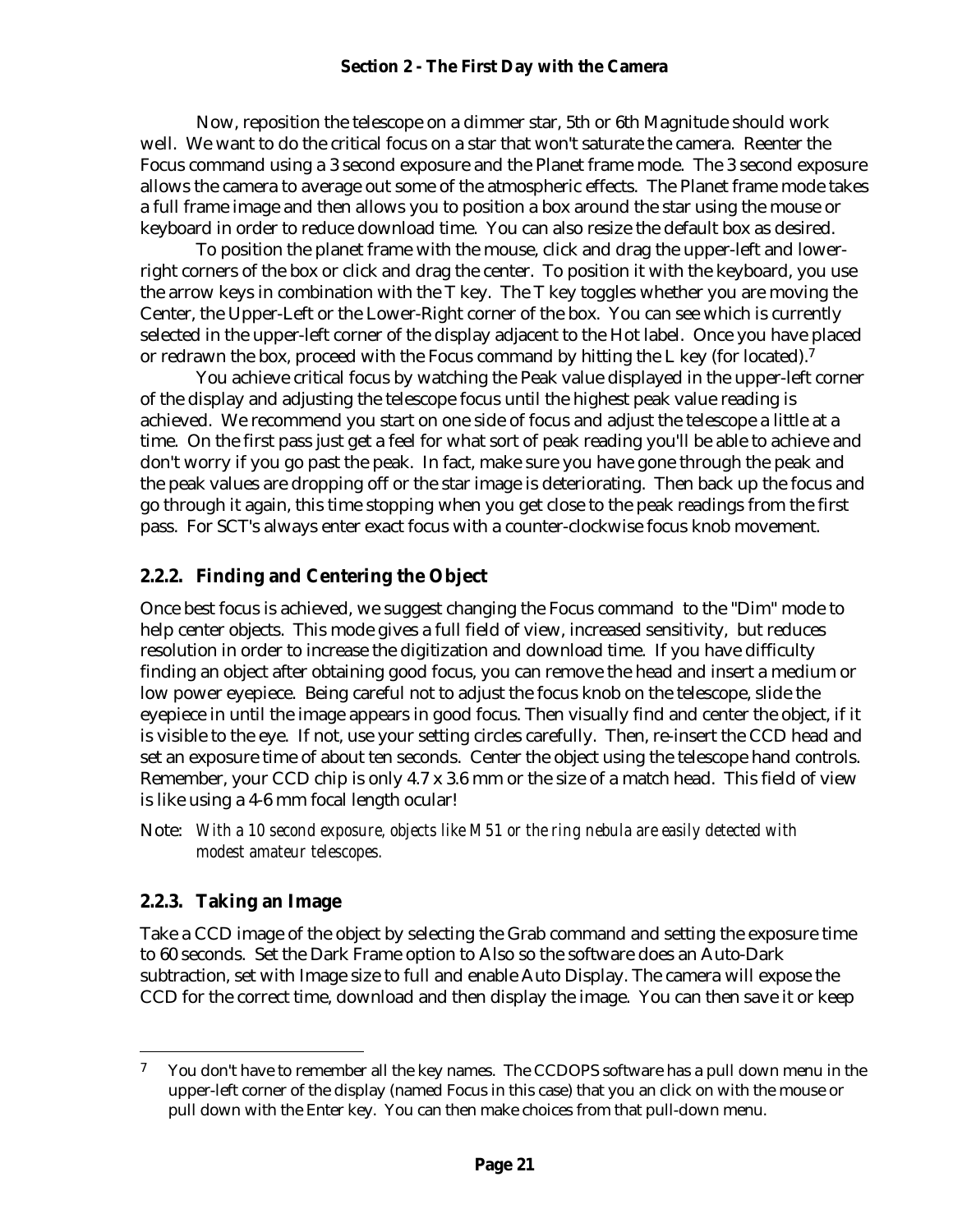Now, reposition the telescope on a dimmer star, 5th or 6th Magnitude should work well. We want to do the critical focus on a star that won't saturate the camera. Reenter the Focus command using a 3 second exposure and the Planet frame mode. The 3 second exposure allows the camera to average out some of the atmospheric effects. The Planet frame mode takes a full frame image and then allows you to position a box around the star using the mouse or keyboard in order to reduce download time. You can also resize the default box as desired.

To position the planet frame with the mouse, click and drag the upper-left and lower-right corners of the box or click and drag the center. To position it with the keyboard, you use the arrow keys in combination with the T key. The T key toggles whether you are moving the Center, the Upper-Left or the Lower-Right corner of the box. You can see which is currently selected in the upper-left corner of the display adjacent to the Hot label. Once you have placed or redrawn the box, proceed with the Focus command by hitting the L key (for located).[7]

You achieve critical focus by watching the Peak value displayed in the upper-left corner of the display and adjusting the telescope focus until the highest peak value reading is achieved. We recommend you start on one side of focus and adjust the telescope a little at a time. On the first pass just get a feel for what sort of peak reading you'll be able to achieve and don't worry if you go past the peak. In fact, make sure you have gone through the peak and the peak values are dropping off or the star image is deteriorating. Then back up the focus and go through it again, this time stopping when you get close to the peak readings from the first pass. For SCT's always enter exact focus with a counter-clockwise focus knob movement.

### 2.2.2. Finding and Centering the Object

Once best focus is achieved, we suggest changing the Focus command to the "Dim" mode to help center objects. This mode gives a full field of view, increased sensitivity, but reduces resolution in order to increase the digitization and download time. If you have difficulty finding an object after obtaining good focus, you can remove the head and insert a medium or low power eyepiece. Being careful not to adjust the focus knob on the telescope, slide the eyepiece in until the image appears in good focus. Then visually find and center the object, if it is visible to the eye. If not, use your setting circles carefully. Then, re-insert the CCD head and set an exposure time of about ten seconds. Center the object using the telescope hand controls. Remember, your CCD chip is only 4.7 x 3.6 mm or the size of a match head. This field of view is like using a 4-6 mm focal length ocular!

Note: *With a 10 second exposure, objects like M51 or the ring nebula are easily detected with modest amateur telescopes.*

### 2.2.3. Taking an Image

Take a CCD image of the object by selecting the Grab command and setting the exposure time to 60 seconds. Set the Dark Frame option to Also so the software does an Auto-Dark subtraction, set with Image size to full and enable Auto Display. The camera will expose the CCD for the correct time, download and then display the image. You can then save it or keep

---

[7] You don't have to remember all the key names. The CCDOPS software has a pull down menu in the upper-left corner of the display (named Focus in this case) that you an click on with the mouse or pull down with the Enter key. You can then make choices from that pull-down menu.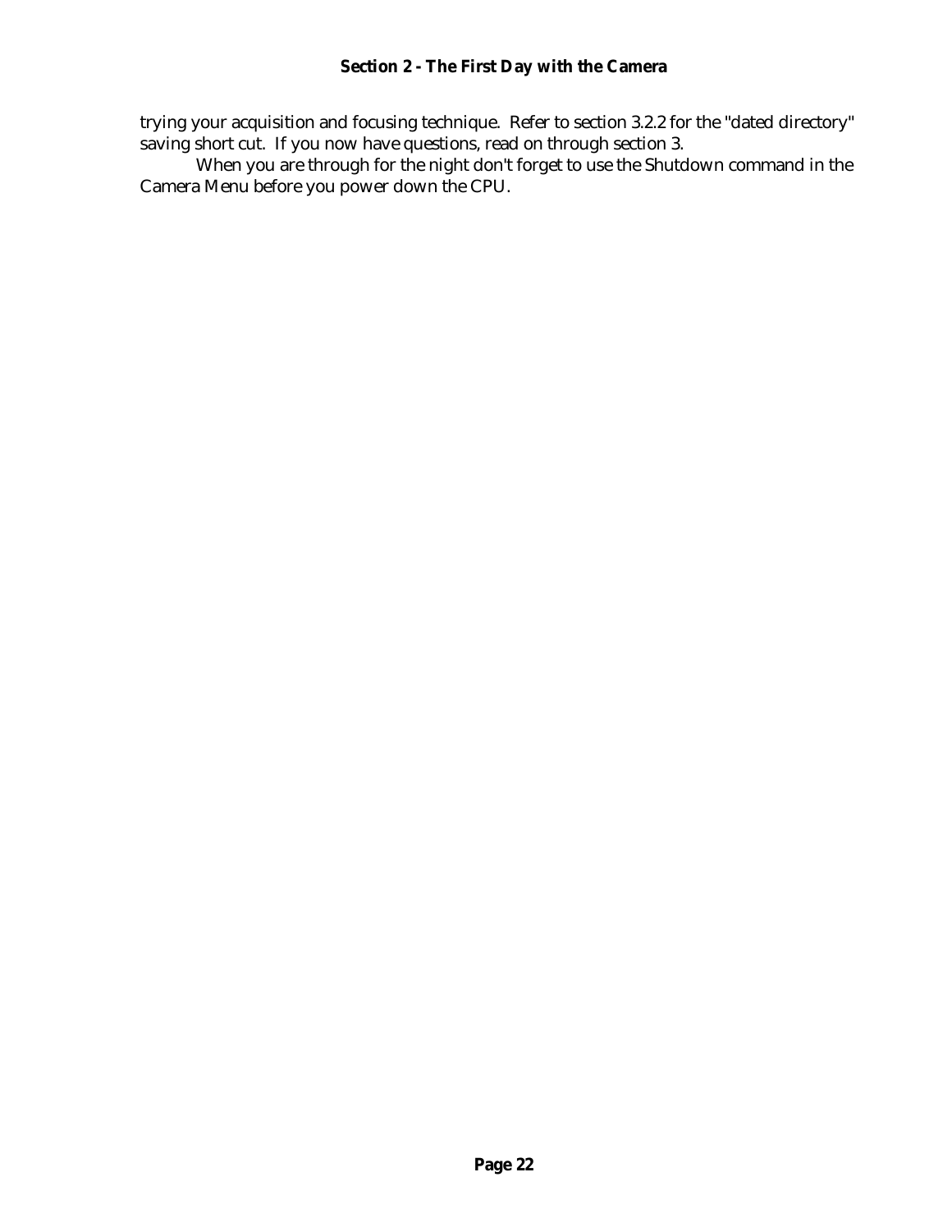trying your acquisition and focusing technique. Refer to section 3.2.2 for the "dated directory" saving short cut. If you now have questions, read on through section 3.

When you are through for the night don't forget to use the Shutdown command in the Camera Menu before you power down the CPU.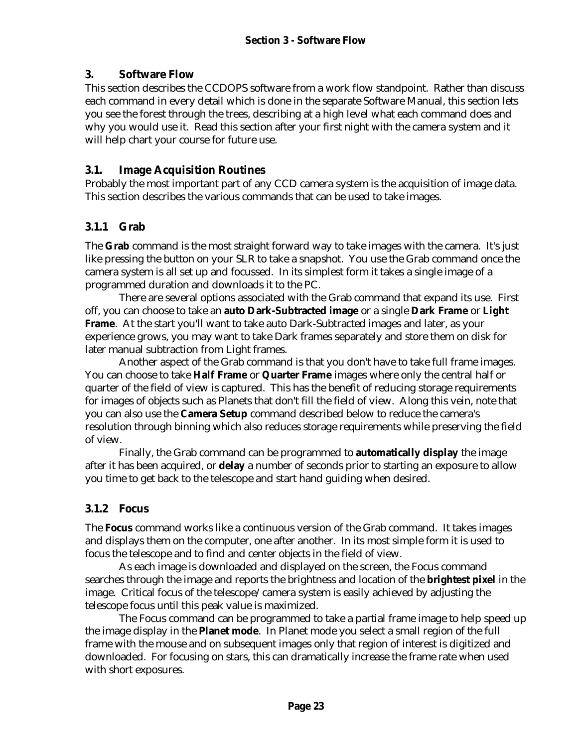# 3. Software Flow

This section describes the CCDOPS software from a work flow standpoint. Rather than discuss each command in every detail which is done in the separate Software Manual, this section lets you see the forest through the trees, describing at a high level what each command does and why you would use it. Read this section after your first night with the camera system and it will help chart your course for future use.

## 3.1. Image Acquisition Routines

Probably the most important part of any CCD camera system is the acquisition of image data. This section describes the various commands that can be used to take images.

### 3.1.1 Grab

The **Grab** command is the most straight forward way to take images with the camera. It's just like pressing the button on your SLR to take a snapshot. You use the Grab command once the camera system is all set up and focussed. In its simplest form it takes a single image of a programmed duration and downloads it to the PC.

There are several options associated with the Grab command that expand its use. First off, you can choose to take an **auto Dark-Subtracted image** or a single **Dark Frame** or **Light Frame**. At the start you'll want to take auto Dark-Subtracted images and later, as your experience grows, you may want to take Dark frames separately and store them on disk for later manual subtraction from Light frames.

Another aspect of the Grab command is that you don't have to take full frame images. You can choose to take **Half Frame** or **Quarter Frame** images where only the central half or quarter of the field of view is captured. This has the benefit of reducing storage requirements for images of objects such as Planets that don't fill the field of view. Along this vein, note that you can also use the **Camera Setup** command described below to reduce the camera's resolution through binning which also reduces storage requirements while preserving the field of view.

Finally, the Grab command can be programmed to **automatically display** the image after it has been acquired, or **delay** a number of seconds prior to starting an exposure to allow you time to get back to the telescope and start hand guiding when desired.

### 3.1.2 Focus

The **Focus** command works like a continuous version of the Grab command. It takes images and displays them on the computer, one after another. In its most simple form it is used to focus the telescope and to find and center objects in the field of view.

As each image is downloaded and displayed on the screen, the Focus command searches through the image and reports the brightness and location of the **brightest pixel** in the image. Critical focus of the telescope/camera system is easily achieved by adjusting the telescope focus until this peak value is maximized.

The Focus command can be programmed to take a partial frame image to help speed up the image display in the **Planet mode**. In Planet mode you select a small region of the full frame with the mouse and on subsequent images only that region of interest is digitized and downloaded. For focusing on stars, this can dramatically increase the frame rate when used with short exposures.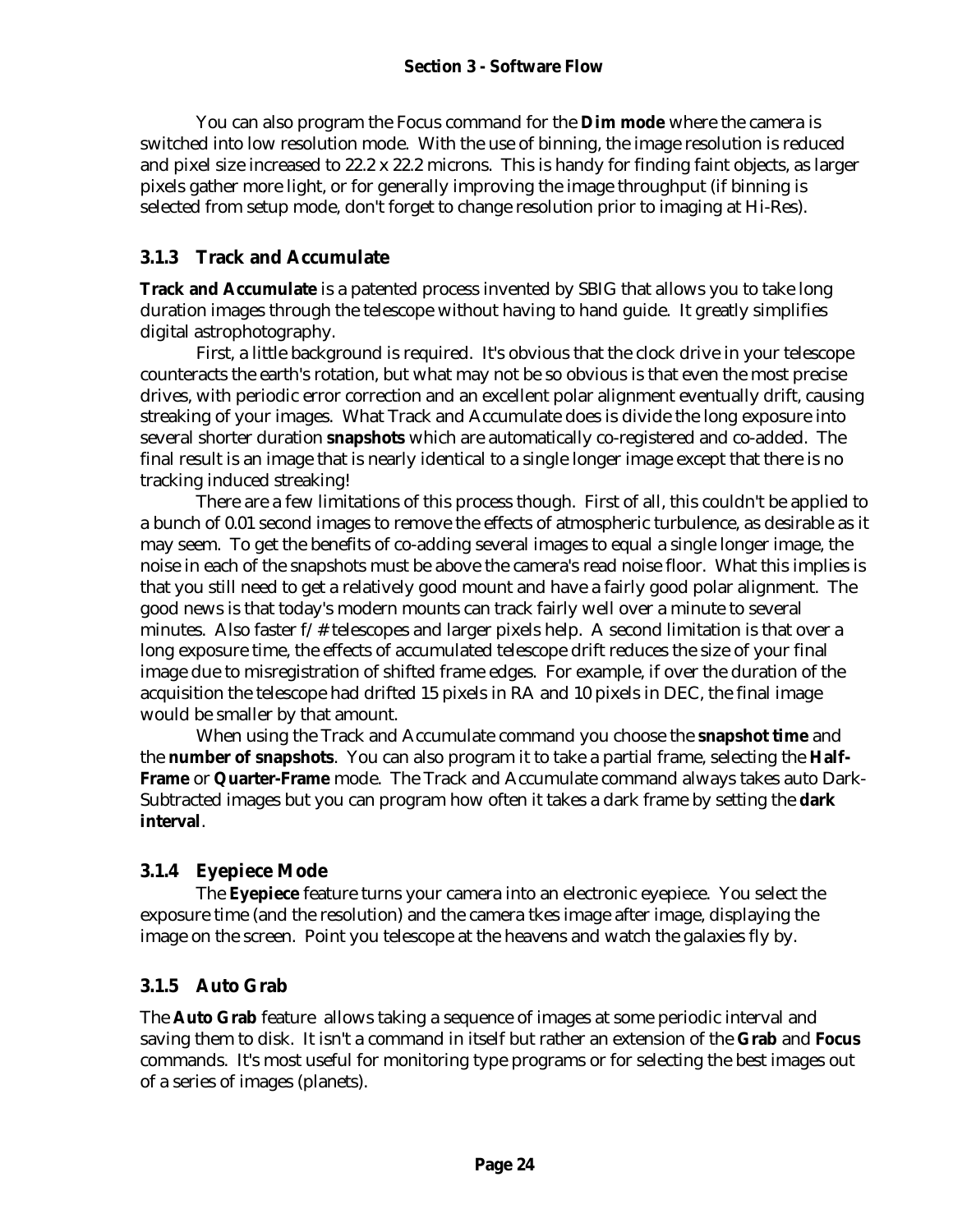You can also program the Focus command for the **Dim mode** where the camera is switched into low resolution mode. With the use of binning, the image resolution is reduced and pixel size increased to 22.2 x 22.2 microns. This is handy for finding faint objects, as larger pixels gather more light, or for generally improving the image throughput (if binning is selected from setup mode, don't forget to change resolution prior to imaging at Hi-Res).

### 3.1.3 Track and Accumulate

**Track and Accumulate** is a patented process invented by SBIG that allows you to take long duration images through the telescope without having to hand guide. It greatly simplifies digital astrophotography.

First, a little background is required. It's obvious that the clock drive in your telescope counteracts the earth's rotation, but what may not be so obvious is that even the most precise drives, with periodic error correction and an excellent polar alignment eventually drift, causing streaking of your images. What Track and Accumulate does is divide the long exposure into several shorter duration **snapshots** which are automatically co-registered and co-added. The final result is an image that is nearly identical to a single longer image except that there is no tracking induced streaking!

There are a few limitations of this process though. First of all, this couldn't be applied to a bunch of 0.01 second images to remove the effects of atmospheric turbulence, as desirable as it may seem. To get the benefits of co-adding several images to equal a single longer image, the noise in each of the snapshots must be above the camera's read noise floor. What this implies is that you still need to get a relatively good mount and have a fairly good polar alignment. The good news is that today's modern mounts can track fairly well over a minute to several minutes. Also faster f/# telescopes and larger pixels help. A second limitation is that over a long exposure time, the effects of accumulated telescope drift reduces the size of your final image due to misregistration of shifted frame edges. For example, if over the duration of the acquisition the telescope had drifted 15 pixels in RA and 10 pixels in DEC, the final image would be smaller by that amount.

When using the Track and Accumulate command you choose the **snapshot time** and the **number of snapshots**. You can also program it to take a partial frame, selecting the **Half-Frame** or **Quarter-Frame** mode. The Track and Accumulate command always takes auto Dark-Subtracted images but you can program how often it takes a dark frame by setting the **dark interval**.

### 3.1.4 Eyepiece Mode

The **Eyepiece** feature turns your camera into an electronic eyepiece. You select the exposure time (and the resolution) and the camera tkes image after image, displaying the image on the screen. Point you telescope at the heavens and watch the galaxies fly by.

### 3.1.5 Auto Grab

The **Auto Grab** feature allows taking a sequence of images at some periodic interval and saving them to disk. It isn't a command in itself but rather an extension of the **Grab** and **Focus** commands. It's most useful for monitoring type programs or for selecting the best images out of a series of images (planets).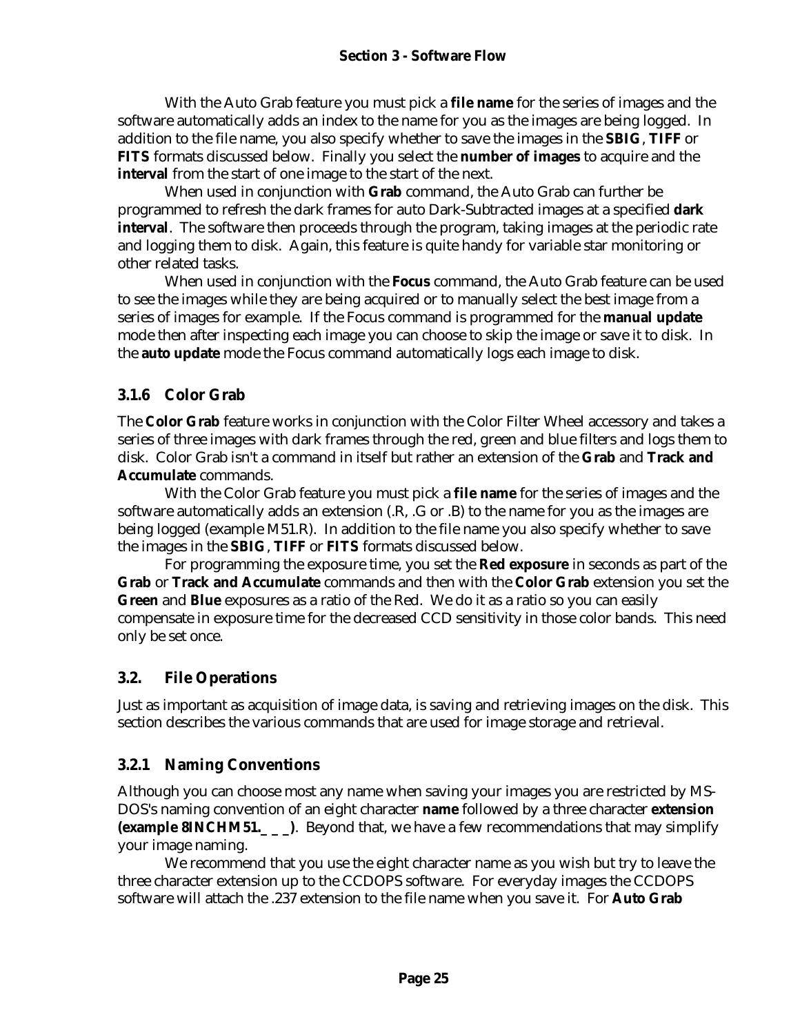With the Auto Grab feature you must pick a **file name** for the series of images and the software automatically adds an index to the name for you as the images are being logged. In addition to the file name, you also specify whether to save the images in the **SBIG**, **TIFF** or **FITS** formats discussed below. Finally you select the **number of images** to acquire and the **interval** from the start of one image to the start of the next.

When used in conjunction with **Grab** command, the Auto Grab can further be programmed to refresh the dark frames for auto Dark-Subtracted images at a specified **dark interval**. The software then proceeds through the program, taking images at the periodic rate and logging them to disk. Again, this feature is quite handy for variable star monitoring or other related tasks.

When used in conjunction with the **Focus** command, the Auto Grab feature can be used to see the images while they are being acquired or to manually select the best image from a series of images for example. If the Focus command is programmed for the **manual update** mode then after inspecting each image you can choose to skip the image or save it to disk. In the **auto update** mode the Focus command automatically logs each image to disk.

### 3.1.6 Color Grab

The **Color Grab** feature works in conjunction with the Color Filter Wheel accessory and takes a series of three images with dark frames through the red, green and blue filters and logs them to disk. Color Grab isn't a command in itself but rather an extension of the **Grab** and **Track and Accumulate** commands.

With the Color Grab feature you must pick a **file name** for the series of images and the software automatically adds an extension (.R, .G or .B) to the name for you as the images are being logged (example M51.R). In addition to the file name you also specify whether to save the images in the **SBIG**, **TIFF** or **FITS** formats discussed below.

For programming the exposure time, you set the **Red exposure** in seconds as part of the **Grab** or **Track and Accumulate** commands and then with the **Color Grab** extension you set the **Green** and **Blue** exposures as a ratio of the Red. We do it as a ratio so you can easily compensate in exposure time for the decreased CCD sensitivity in those color bands. This need only be set once.

## 3.2. File Operations

Just as important as acquisition of image data, is saving and retrieving images on the disk. This section describes the various commands that are used for image storage and retrieval.

### 3.2.1 Naming Conventions

Although you can choose most any name when saving your images you are restricted by MS-DOS's naming convention of an eight character **name** followed by a three character **extension (example 8INCHM51.___)**. Beyond that, we have a few recommendations that may simplify your image naming.

We recommend that you use the eight character name as you wish but try to leave the three character extension up to the CCDOPS software. For everyday images the CCDOPS software will attach the .237 extension to the file name when you save it. For **Auto Grab**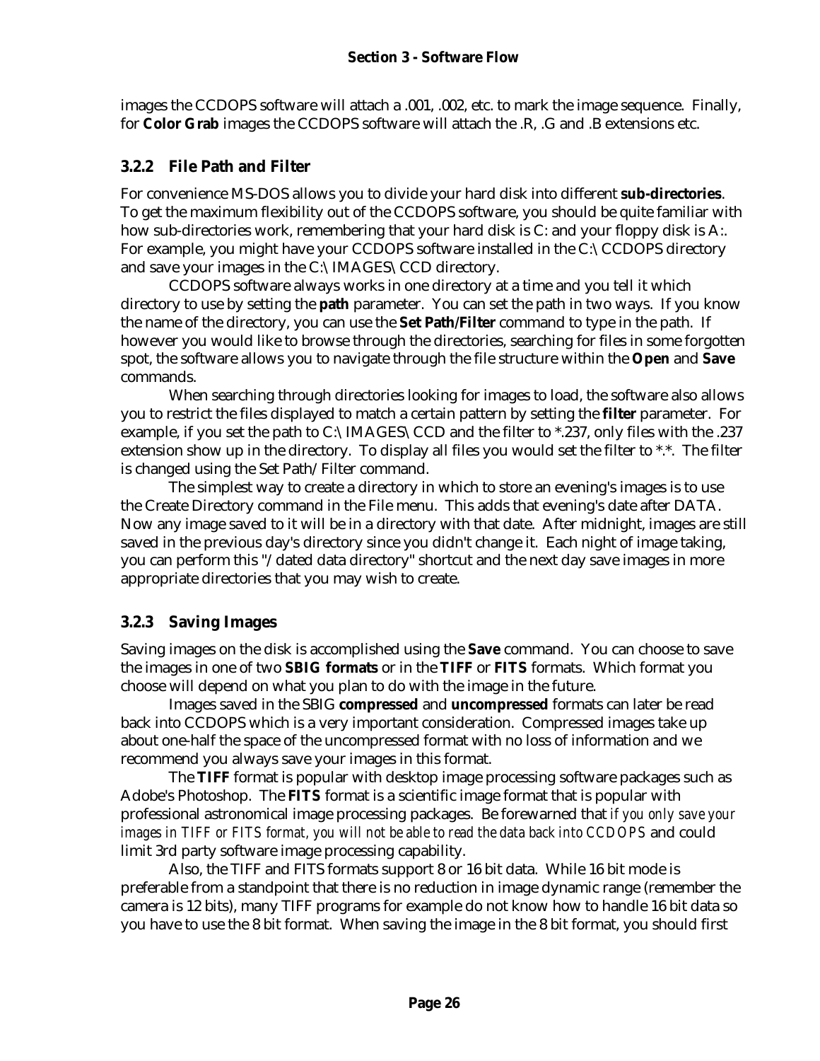images the CCDOPS software will attach a .001, .002, etc. to mark the image sequence. Finally, for **Color Grab** images the CCDOPS software will attach the .R, .G and .B extensions etc.

### 3.2.2 File Path and Filter

For convenience MS-DOS allows you to divide your hard disk into different **sub-directories**. To get the maximum flexibility out of the CCDOPS software, you should be quite familiar with how sub-directories work, remembering that your hard disk is C: and your floppy disk is A:. For example, you might have your CCDOPS software installed in the C:\CCDOPS directory and save your images in the C:\IMAGES\CCD directory.

CCDOPS software always works in one directory at a time and you tell it which directory to use by setting the **path** parameter. You can set the path in two ways. If you know the name of the directory, you can use the **Set Path/Filter** command to type in the path. If however you would like to browse through the directories, searching for files in some forgotten spot, the software allows you to navigate through the file structure within the **Open** and **Save** commands.

When searching through directories looking for images to load, the software also allows you to restrict the files displayed to match a certain pattern by setting the **filter** parameter. For example, if you set the path to C:\IMAGES\CCD and the filter to *.237, only files with the .237 extension show up in the directory. To display all files you would set the filter to *.*. The filter is changed using the Set Path/Filter command.

The simplest way to create a directory in which to store an evening's images is to use the Create Directory command in the File menu. This adds that evening's date after DATA. Now any image saved to it will be in a directory with that date. After midnight, images are still saved in the previous day's directory since you didn't change it. Each night of image taking, you can perform this "/dated data directory" shortcut and the next day save images in more appropriate directories that you may wish to create.

### 3.2.3 Saving Images

Saving images on the disk is accomplished using the **Save** command. You can choose to save the images in one of two **SBIG formats** or in the **TIFF** or **FITS** formats. Which format you choose will depend on what you plan to do with the image in the future.

Images saved in the SBIG **compressed** and **uncompressed** formats can later be read back into CCDOPS which is a very important consideration. Compressed images take up about one-half the space of the uncompressed format with no loss of information and we recommend you always save your images in this format.

The **TIFF** format is popular with desktop image processing software packages such as Adobe's Photoshop. The **FITS** format is a scientific image format that is popular with professional astronomical image processing packages. Be forewarned that *if you only save your images in TIFF or FITS format, you will not be able to read the data back into CCDOPS* and could limit 3rd party software image processing capability.

Also, the TIFF and FITS formats support 8 or 16 bit data. While 16 bit mode is preferable from a standpoint that there is no reduction in image dynamic range (remember the camera is 12 bits), many TIFF programs for example do not know how to handle 16 bit data so you have to use the 8 bit format. When saving the image in the 8 bit format, you should first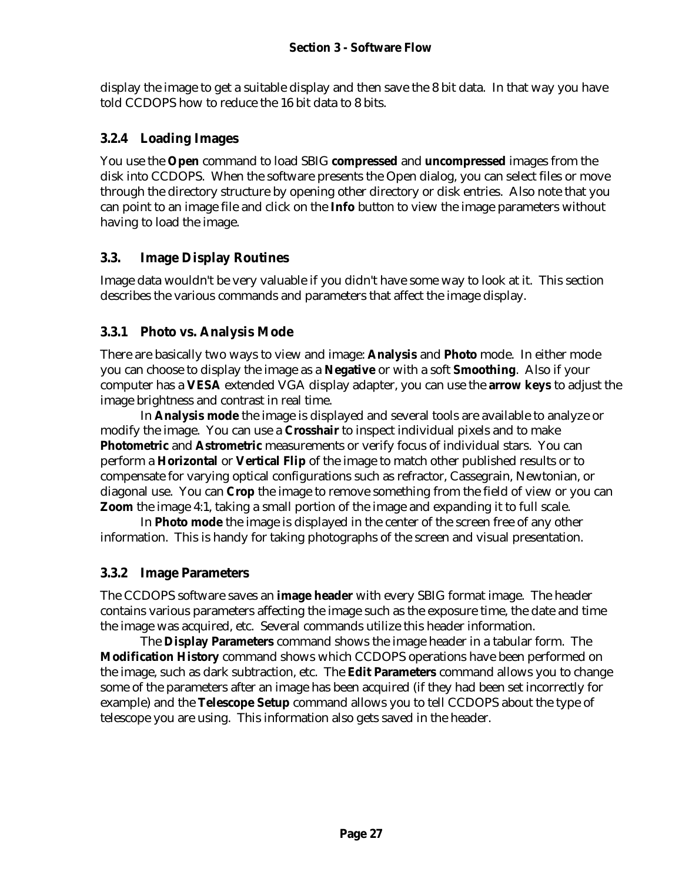display the image to get a suitable display and then save the 8 bit data. In that way you have told CCDOPS how to reduce the 16 bit data to 8 bits.

### 3.2.4 Loading Images

You use the **Open** command to load SBIG **compressed** and **uncompressed** images from the disk into CCDOPS. When the software presents the Open dialog, you can select files or move through the directory structure by opening other directory or disk entries. Also note that you can point to an image file and click on the **Info** button to view the image parameters without having to load the image.

## 3.3. Image Display Routines

Image data wouldn't be very valuable if you didn't have some way to look at it. This section describes the various commands and parameters that affect the image display.

### 3.3.1 Photo vs. Analysis Mode

There are basically two ways to view and image: **Analysis** and **Photo** mode. In either mode you can choose to display the image as a **Negative** or with a soft **Smoothing**. Also if your computer has a **VESA** extended VGA display adapter, you can use the **arrow keys** to adjust the image brightness and contrast in real time.

In **Analysis mode** the image is displayed and several tools are available to analyze or modify the image. You can use a **Crosshair** to inspect individual pixels and to make **Photometric** and **Astrometric** measurements or verify focus of individual stars. You can perform a **Horizontal** or **Vertical Flip** of the image to match other published results or to compensate for varying optical configurations such as refractor, Cassegrain, Newtonian, or diagonal use. You can **Crop** the image to remove something from the field of view or you can **Zoom** the image 4:1, taking a small portion of the image and expanding it to full scale.

In **Photo mode** the image is displayed in the center of the screen free of any other information. This is handy for taking photographs of the screen and visual presentation.

### 3.3.2 Image Parameters

The CCDOPS software saves an **image header** with every SBIG format image. The header contains various parameters affecting the image such as the exposure time, the date and time the image was acquired, etc. Several commands utilize this header information.

The **Display Parameters** command shows the image header in a tabular form. The **Modification History** command shows which CCDOPS operations have been performed on the image, such as dark subtraction, etc. The **Edit Parameters** command allows you to change some of the parameters after an image has been acquired (if they had been set incorrectly for example) and the **Telescope Setup** command allows you to tell CCDOPS about the type of telescope you are using. This information also gets saved in the header.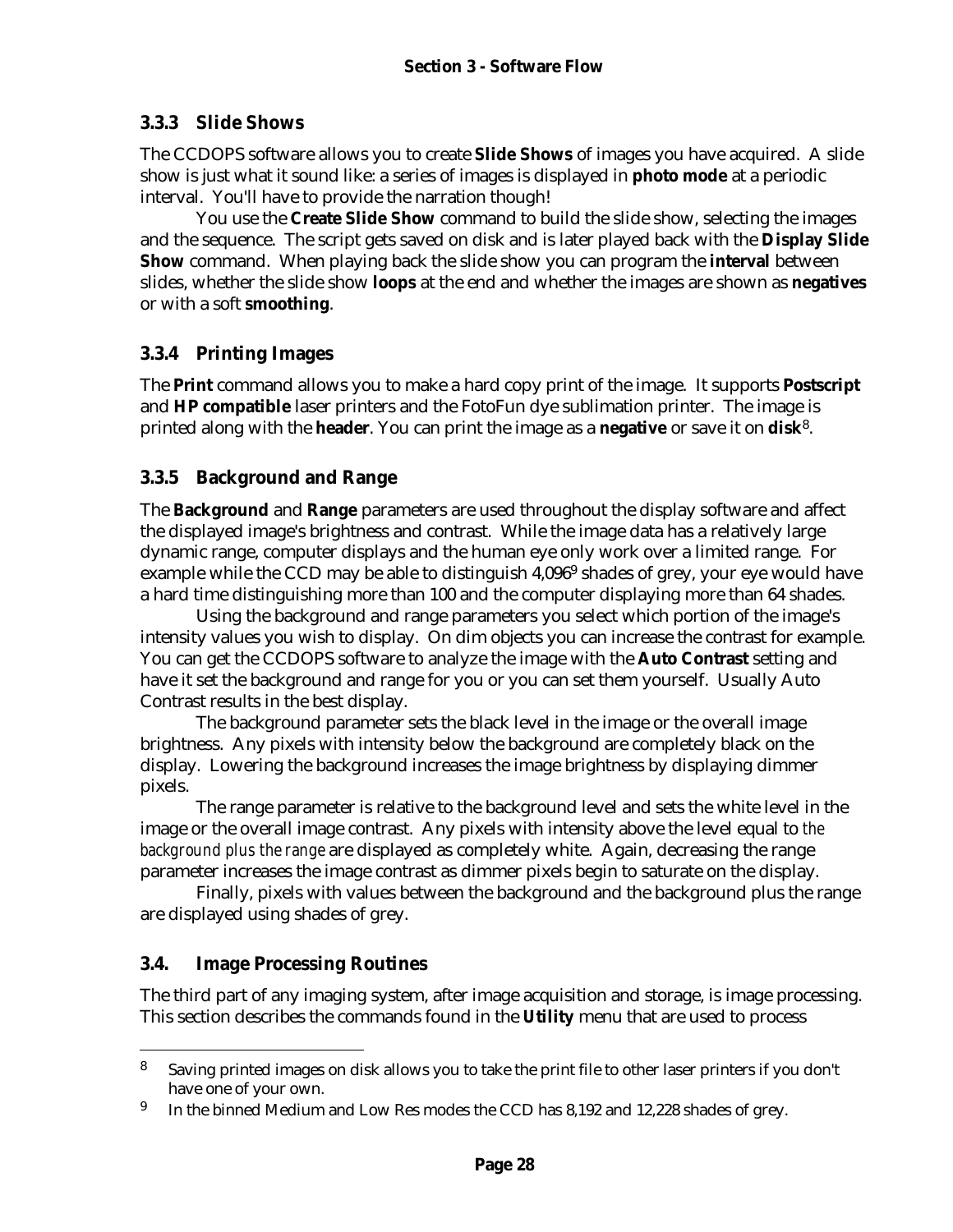### 3.3.3 Slide Shows

The CCDOPS software allows you to create **Slide Shows** of images you have acquired. A slide show is just what it sound like: a series of images is displayed in **photo mode** at a periodic interval. You'll have to provide the narration though!

You use the **Create Slide Show** command to build the slide show, selecting the images and the sequence. The script gets saved on disk and is later played back with the **Display Slide Show** command. When playing back the slide show you can program the **interval** between slides, whether the slide show **loops** at the end and whether the images are shown as **negatives** or with a soft **smoothing**.

### 3.3.4 Printing Images

The **Print** command allows you to make a hard copy print of the image. It supports **Postscript** and **HP compatible** laser printers and the FotoFun dye sublimation printer. The image is printed along with the **header**. You can print the image as a **negative** or save it on **disk**[8].

### 3.3.5 Background and Range

The **Background** and **Range** parameters are used throughout the display software and affect the displayed image's brightness and contrast. While the image data has a relatively large dynamic range, computer displays and the human eye only work over a limited range. For example while the CCD may be able to distinguish 4,096[9] shades of grey, your eye would have a hard time distinguishing more than 100 and the computer displaying more than 64 shades.

Using the background and range parameters you select which portion of the image's intensity values you wish to display. On dim objects you can increase the contrast for example. You can get the CCDOPS software to analyze the image with the **Auto Contrast** setting and have it set the background and range for you or you can set them yourself. Usually Auto Contrast results in the best display.

The background parameter sets the black level in the image or the overall image brightness. Any pixels with intensity below the background are completely black on the display. Lowering the background increases the image brightness by displaying dimmer pixels.

The range parameter is relative to the background level and sets the white level in the image or the overall image contrast. Any pixels with intensity above the level equal to *the background plus the range* are displayed as completely white. Again, decreasing the range parameter increases the image contrast as dimmer pixels begin to saturate on the display.

Finally, pixels with values between the background and the background plus the range are displayed using shades of grey.

## 3.4. Image Processing Routines

The third part of any imaging system, after image acquisition and storage, is image processing. This section describes the commands found in the **Utility** menu that are used to process

---

[8] Saving printed images on disk allows you to take the print file to other laser printers if you don't have one of your own.

[9] In the binned Medium and Low Res modes the CCD has 8,192 and 12,228 shades of grey.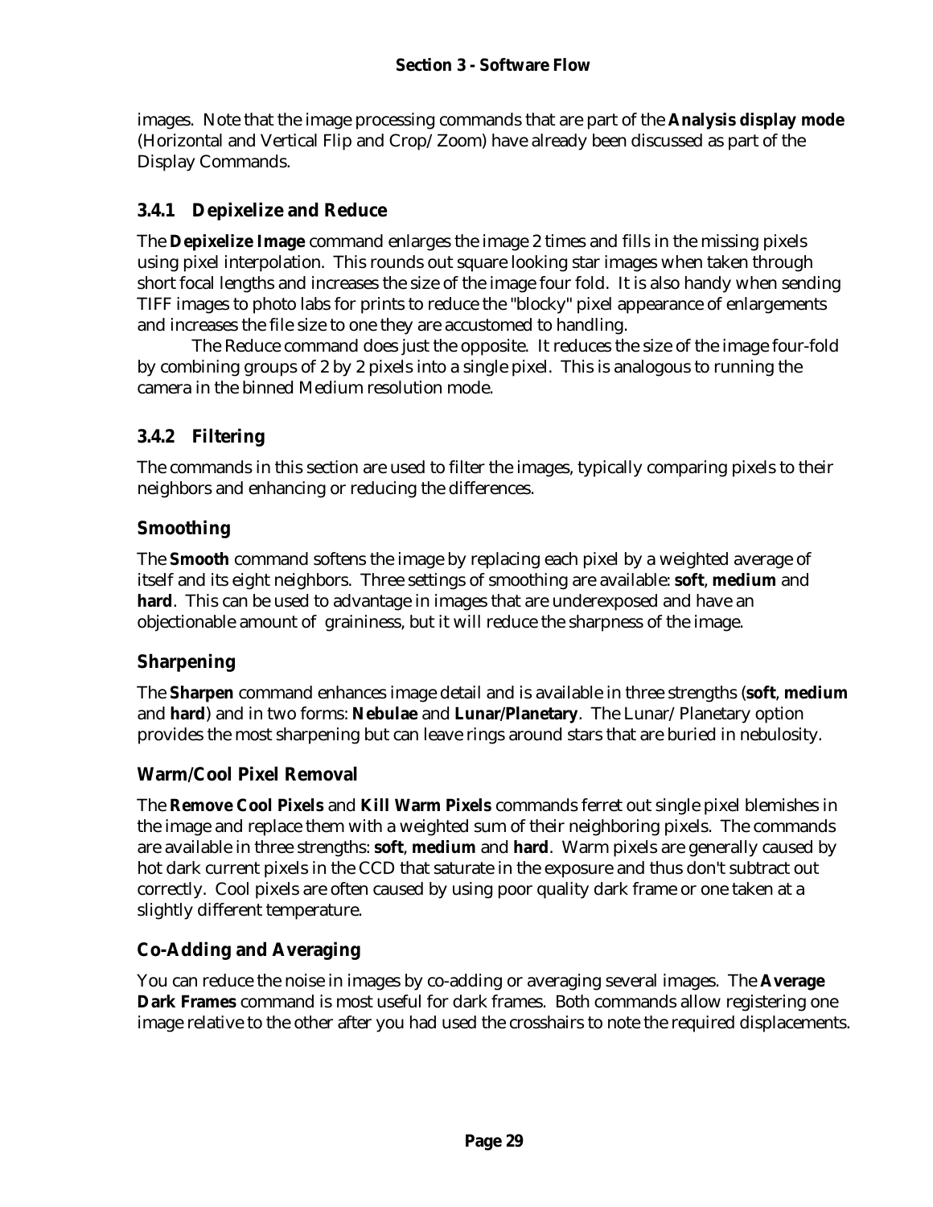images. Note that the image processing commands that are part of the **Analysis display mode** (Horizontal and Vertical Flip and Crop/Zoom) have already been discussed as part of the Display Commands.

### 3.4.1 Depixelize and Reduce

The **Depixelize Image** command enlarges the image 2 times and fills in the missing pixels using pixel interpolation. This rounds out square looking star images when taken through short focal lengths and increases the size of the image four fold. It is also handy when sending TIFF images to photo labs for prints to reduce the "blocky" pixel appearance of enlargements and increases the file size to one they are accustomed to handling.

The Reduce command does just the opposite. It reduces the size of the image four-fold by combining groups of 2 by 2 pixels into a single pixel. This is analogous to running the camera in the binned Medium resolution mode.

### 3.4.2 Filtering

The commands in this section are used to filter the images, typically comparing pixels to their neighbors and enhancing or reducing the differences.

#### Smoothing

The **Smooth** command softens the image by replacing each pixel by a weighted average of itself and its eight neighbors. Three settings of smoothing are available: **soft**, **medium** and **hard**. This can be used to advantage in images that are underexposed and have an objectionable amount of graininess, but it will reduce the sharpness of the image.

#### Sharpening

The **Sharpen** command enhances image detail and is available in three strengths (**soft**, **medium** and **hard**) and in two forms: **Nebulae** and **Lunar/Planetary**. The Lunar/Planetary option provides the most sharpening but can leave rings around stars that are buried in nebulosity.

#### Warm/Cool Pixel Removal

The **Remove Cool Pixels** and **Kill Warm Pixels** commands ferret out single pixel blemishes in the image and replace them with a weighted sum of their neighboring pixels. The commands are available in three strengths: **soft**, **medium** and **hard**. Warm pixels are generally caused by hot dark current pixels in the CCD that saturate in the exposure and thus don't subtract out correctly. Cool pixels are often caused by using poor quality dark frame or one taken at a slightly different temperature.

#### Co-Adding and Averaging

You can reduce the noise in images by co-adding or averaging several images. The **Average Dark Frames** command is most useful for dark frames. Both commands allow registering one image relative to the other after you had used the crosshairs to note the required displacements.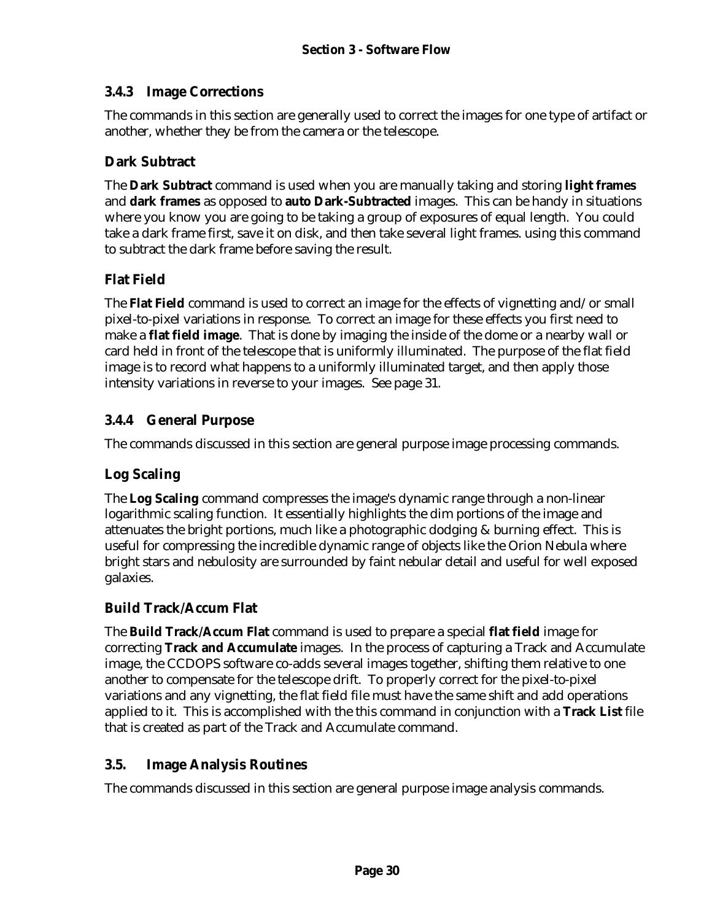### 3.4.3 Image Corrections

The commands in this section are generally used to correct the images for one type of artifact or another, whether they be from the camera or the telescope.

#### Dark Subtract

The **Dark Subtract** command is used when you are manually taking and storing **light frames** and **dark frames** as opposed to **auto Dark-Subtracted** images. This can be handy in situations where you know you are going to be taking a group of exposures of equal length. You could take a dark frame first, save it on disk, and then take several light frames. using this command to subtract the dark frame before saving the result.

#### Flat Field

The **Flat Field** command is used to correct an image for the effects of vignetting and/or small pixel-to-pixel variations in response. To correct an image for these effects you first need to make a **flat field image**. That is done by imaging the inside of the dome or a nearby wall or card held in front of the telescope that is uniformly illuminated. The purpose of the flat field image is to record what happens to a uniformly illuminated target, and then apply those intensity variations in reverse to your images. See page 31.

### 3.4.4 General Purpose

The commands discussed in this section are general purpose image processing commands.

#### Log Scaling

The **Log Scaling** command compresses the image's dynamic range through a non-linear logarithmic scaling function. It essentially highlights the dim portions of the image and attenuates the bright portions, much like a photographic dodging & burning effect. This is useful for compressing the incredible dynamic range of objects like the Orion Nebula where bright stars and nebulosity are surrounded by faint nebular detail and useful for well exposed galaxies.

#### Build Track/Accum Flat

The **Build Track/Accum Flat** command is used to prepare a special **flat field** image for correcting **Track and Accumulate** images. In the process of capturing a Track and Accumulate image, the CCDOPS software co-adds several images together, shifting them relative to one another to compensate for the telescope drift. To properly correct for the pixel-to-pixel variations and any vignetting, the flat field file must have the same shift and add operations applied to it. This is accomplished with the this command in conjunction with a **Track List** file that is created as part of the Track and Accumulate command.

## 3.5. Image Analysis Routines

The commands discussed in this section are general purpose image analysis commands.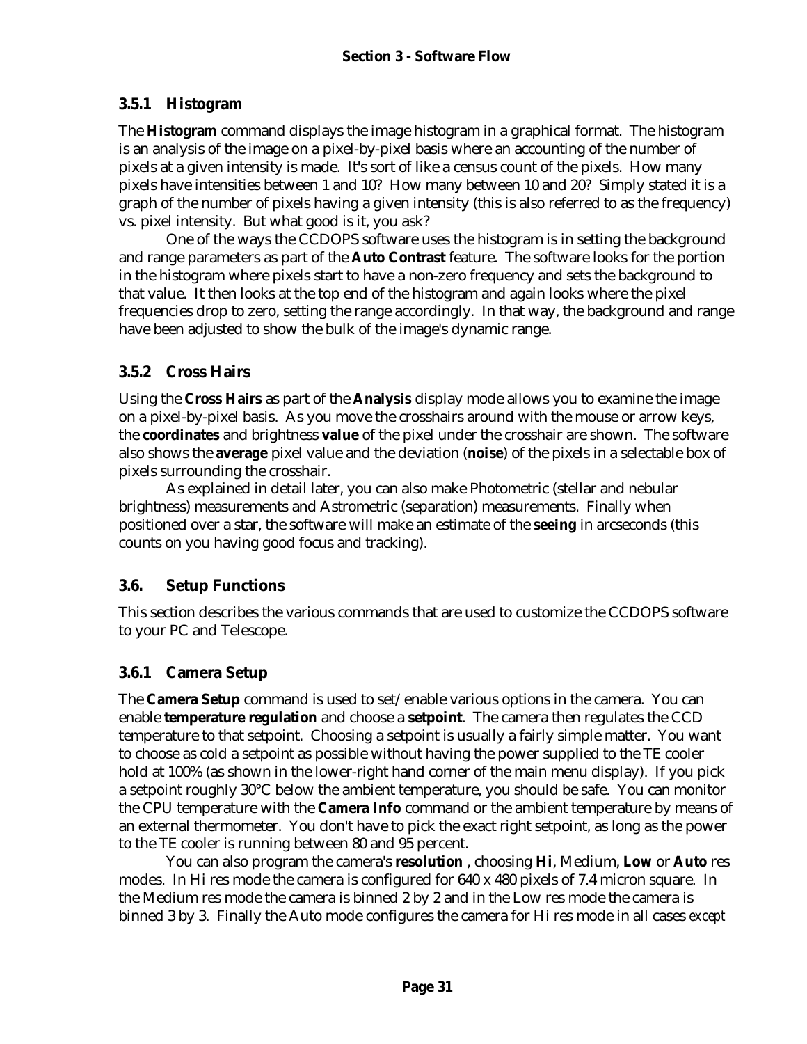### 3.5.1 Histogram

The **Histogram** command displays the image histogram in a graphical format. The histogram is an analysis of the image on a pixel-by-pixel basis where an accounting of the number of pixels at a given intensity is made. It's sort of like a census count of the pixels. How many pixels have intensities between 1 and 10? How many between 10 and 20? Simply stated it is a graph of the number of pixels having a given intensity (this is also referred to as the frequency) vs. pixel intensity. But what good is it, you ask?

One of the ways the CCDOPS software uses the histogram is in setting the background and range parameters as part of the **Auto Contrast** feature. The software looks for the portion in the histogram where pixels start to have a non-zero frequency and sets the background to that value. It then looks at the top end of the histogram and again looks where the pixel frequencies drop to zero, setting the range accordingly. In that way, the background and range have been adjusted to show the bulk of the image's dynamic range.

### 3.5.2 Cross Hairs

Using the **Cross Hairs** as part of the **Analysis** display mode allows you to examine the image on a pixel-by-pixel basis. As you move the crosshairs around with the mouse or arrow keys, the **coordinates** and brightness **value** of the pixel under the crosshair are shown. The software also shows the **average** pixel value and the deviation (**noise**) of the pixels in a selectable box of pixels surrounding the crosshair.

As explained in detail later, you can also make Photometric (stellar and nebular brightness) measurements and Astrometric (separation) measurements. Finally when positioned over a star, the software will make an estimate of the **seeing** in arcseconds (this counts on you having good focus and tracking).

## 3.6. Setup Functions

This section describes the various commands that are used to customize the CCDOPS software to your PC and Telescope.

### 3.6.1 Camera Setup

The **Camera Setup** command is used to set/enable various options in the camera. You can enable **temperature regulation** and choose a **setpoint**. The camera then regulates the CCD temperature to that setpoint. Choosing a setpoint is usually a fairly simple matter. You want to choose as cold a setpoint as possible without having the power supplied to the TE cooler hold at 100% (as shown in the lower-right hand corner of the main menu display). If you pick a setpoint roughly 30°C below the ambient temperature, you should be safe. You can monitor the CPU temperature with the **Camera Info** command or the ambient temperature by means of an external thermometer. You don't have to pick the exact right setpoint, as long as the power to the TE cooler is running between 80 and 95 percent.

You can also program the camera's **resolution** , choosing **Hi**, Medium, **Low** or **Auto** res modes. In Hi res mode the camera is configured for 640 x 480 pixels of 7.4 micron square. In the Medium res mode the camera is binned 2 by 2 and in the Low res mode the camera is binned 3 by 3. Finally the Auto mode configures the camera for Hi res mode in all cases *except*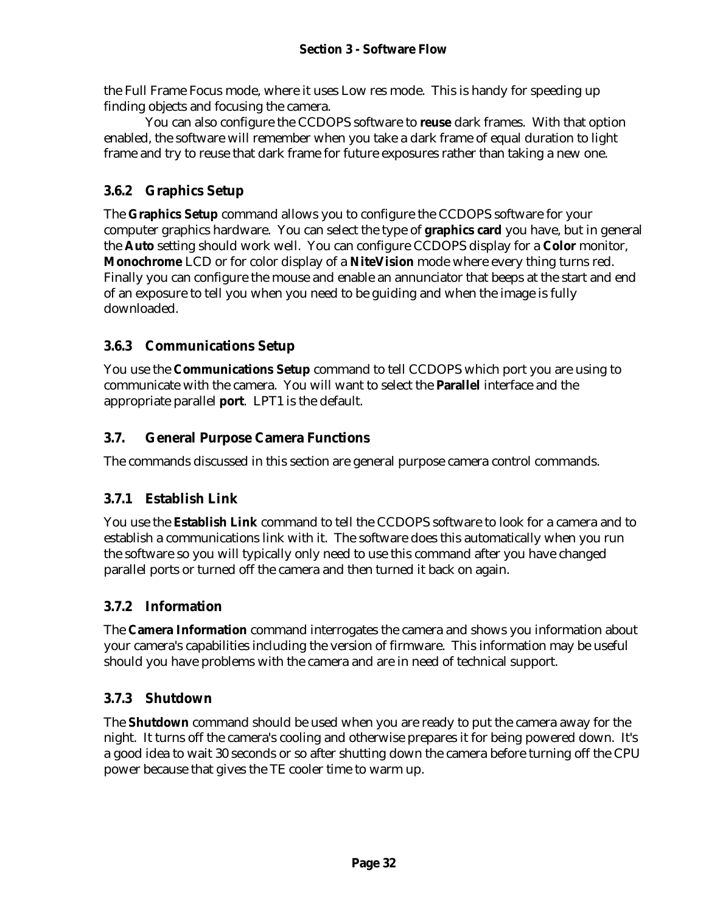the Full Frame Focus mode, where it uses Low res mode. This is handy for speeding up finding objects and focusing the camera.

You can also configure the CCDOPS software to **reuse** dark frames. With that option enabled, the software will remember when you take a dark frame of equal duration to light frame and try to reuse that dark frame for future exposures rather than taking a new one.

### 3.6.2 Graphics Setup

The **Graphics Setup** command allows you to configure the CCDOPS software for your computer graphics hardware. You can select the type of **graphics card** you have, but in general the **Auto** setting should work well. You can configure CCDOPS display for a **Color** monitor, **Monochrome** LCD or for color display of a **NiteVision** mode where every thing turns red. Finally you can configure the mouse and enable an annunciator that beeps at the start and end of an exposure to tell you when you need to be guiding and when the image is fully downloaded.

### 3.6.3 Communications Setup

You use the **Communications Setup** command to tell CCDOPS which port you are using to communicate with the camera. You will want to select the **Parallel** interface and the appropriate parallel **port**. LPT1 is the default.

## 3.7. General Purpose Camera Functions

The commands discussed in this section are general purpose camera control commands.

### 3.7.1 Establish Link

You use the **Establish Link** command to tell the CCDOPS software to look for a camera and to establish a communications link with it. The software does this automatically when you run the software so you will typically only need to use this command after you have changed parallel ports or turned off the camera and then turned it back on again.

### 3.7.2 Information

The **Camera Information** command interrogates the camera and shows you information about your camera's capabilities including the version of firmware. This information may be useful should you have problems with the camera and are in need of technical support.

### 3.7.3 Shutdown

The **Shutdown** command should be used when you are ready to put the camera away for the night. It turns off the camera's cooling and otherwise prepares it for being powered down. It's a good idea to wait 30 seconds or so after shutting down the camera before turning off the CPU power because that gives the TE cooler time to warm up.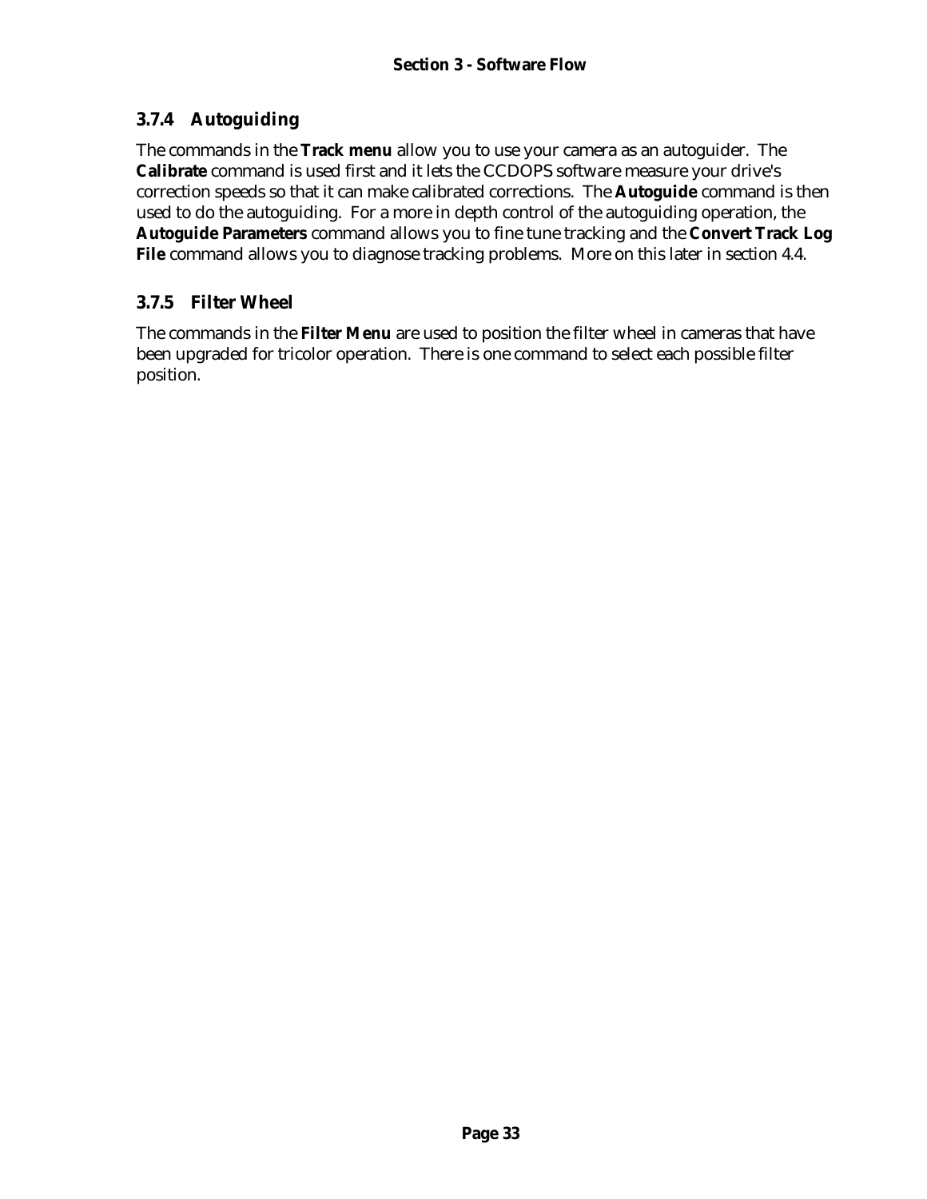### 3.7.4 Autoguiding

The commands in the **Track menu** allow you to use your camera as an autoguider. The **Calibrate** command is used first and it lets the CCDOPS software measure your drive's correction speeds so that it can make calibrated corrections. The **Autoguide** command is then used to do the autoguiding. For a more in depth control of the autoguiding operation, the **Autoguide Parameters** command allows you to fine tune tracking and the **Convert Track Log File** command allows you to diagnose tracking problems. More on this later in section 4.4.

### 3.7.5 Filter Wheel

The commands in the **Filter Menu** are used to position the filter wheel in cameras that have been upgraded for tricolor operation. There is one command to select each possible filter position.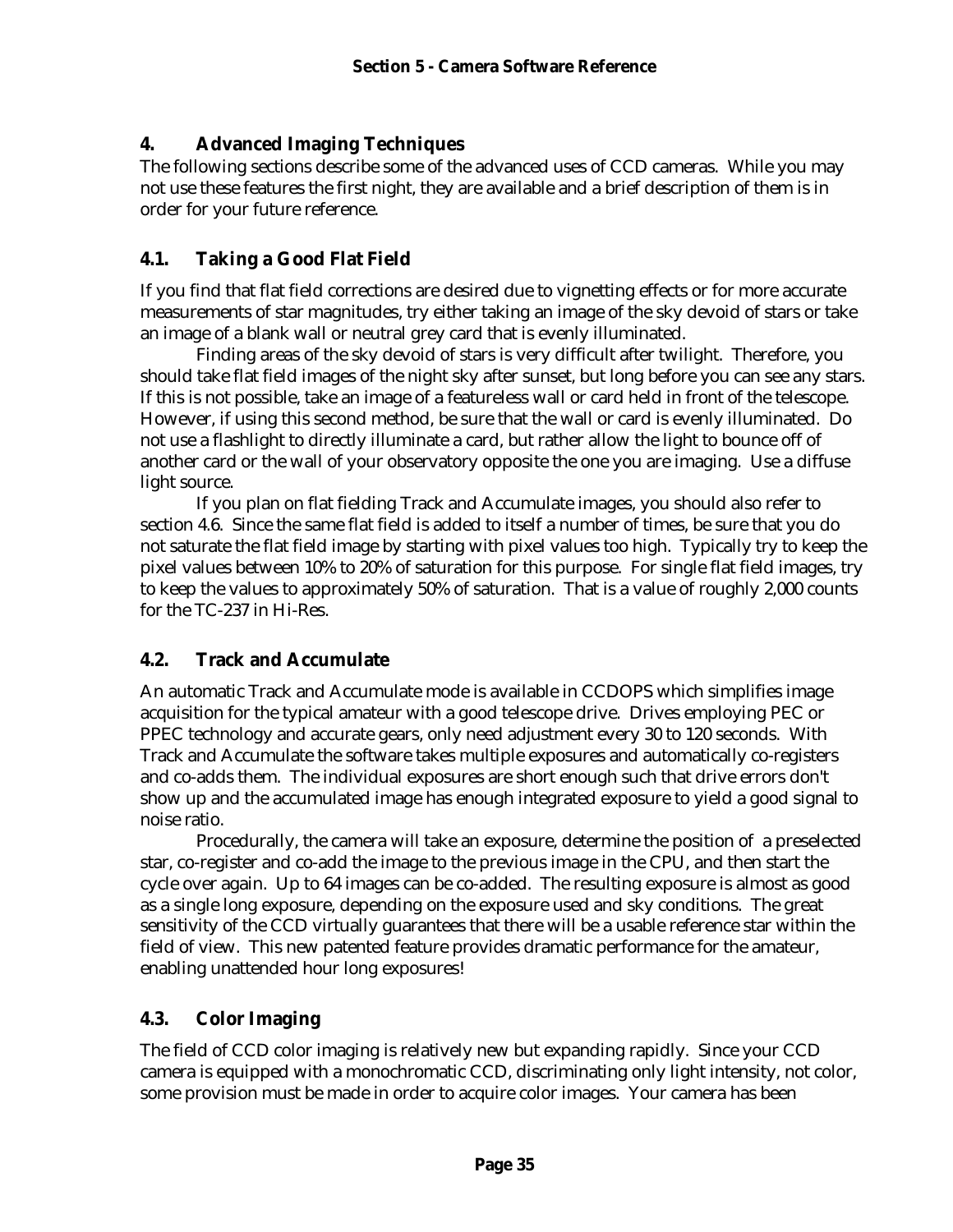## 4. Advanced Imaging Techniques

The following sections describe some of the advanced uses of CCD cameras. While you may not use these features the first night, they are available and a brief description of them is in order for your future reference.

### 4.1. Taking a Good Flat Field

If you find that flat field corrections are desired due to vignetting effects or for more accurate measurements of star magnitudes, try either taking an image of the sky devoid of stars or take an image of a blank wall or neutral grey card that is evenly illuminated.

Finding areas of the sky devoid of stars is very difficult after twilight. Therefore, you should take flat field images of the night sky after sunset, but long before you can see any stars. If this is not possible, take an image of a featureless wall or card held in front of the telescope. However, if using this second method, be sure that the wall or card is evenly illuminated. Do not use a flashlight to directly illuminate a card, but rather allow the light to bounce off of another card or the wall of your observatory opposite the one you are imaging. Use a diffuse light source.

If you plan on flat fielding Track and Accumulate images, you should also refer to section 4.6. Since the same flat field is added to itself a number of times, be sure that you do not saturate the flat field image by starting with pixel values too high. Typically try to keep the pixel values between 10% to 20% of saturation for this purpose. For single flat field images, try to keep the values to approximately 50% of saturation. That is a value of roughly 2,000 counts for the TC-237 in Hi-Res.

### 4.2. Track and Accumulate

An automatic Track and Accumulate mode is available in CCDOPS which simplifies image acquisition for the typical amateur with a good telescope drive. Drives employing PEC or PPEC technology and accurate gears, only need adjustment every 30 to 120 seconds. With Track and Accumulate the software takes multiple exposures and automatically co-registers and co-adds them. The individual exposures are short enough such that drive errors don't show up and the accumulated image has enough integrated exposure to yield a good signal to noise ratio.

Procedurally, the camera will take an exposure, determine the position of a preselected star, co-register and co-add the image to the previous image in the CPU, and then start the cycle over again. Up to 64 images can be co-added. The resulting exposure is almost as good as a single long exposure, depending on the exposure used and sky conditions. The great sensitivity of the CCD virtually guarantees that there will be a usable reference star within the field of view. This new patented feature provides dramatic performance for the amateur, enabling unattended hour long exposures!

### 4.3. Color Imaging

The field of CCD color imaging is relatively new but expanding rapidly. Since your CCD camera is equipped with a monochromatic CCD, discriminating only light intensity, not color, some provision must be made in order to acquire color images. Your camera has been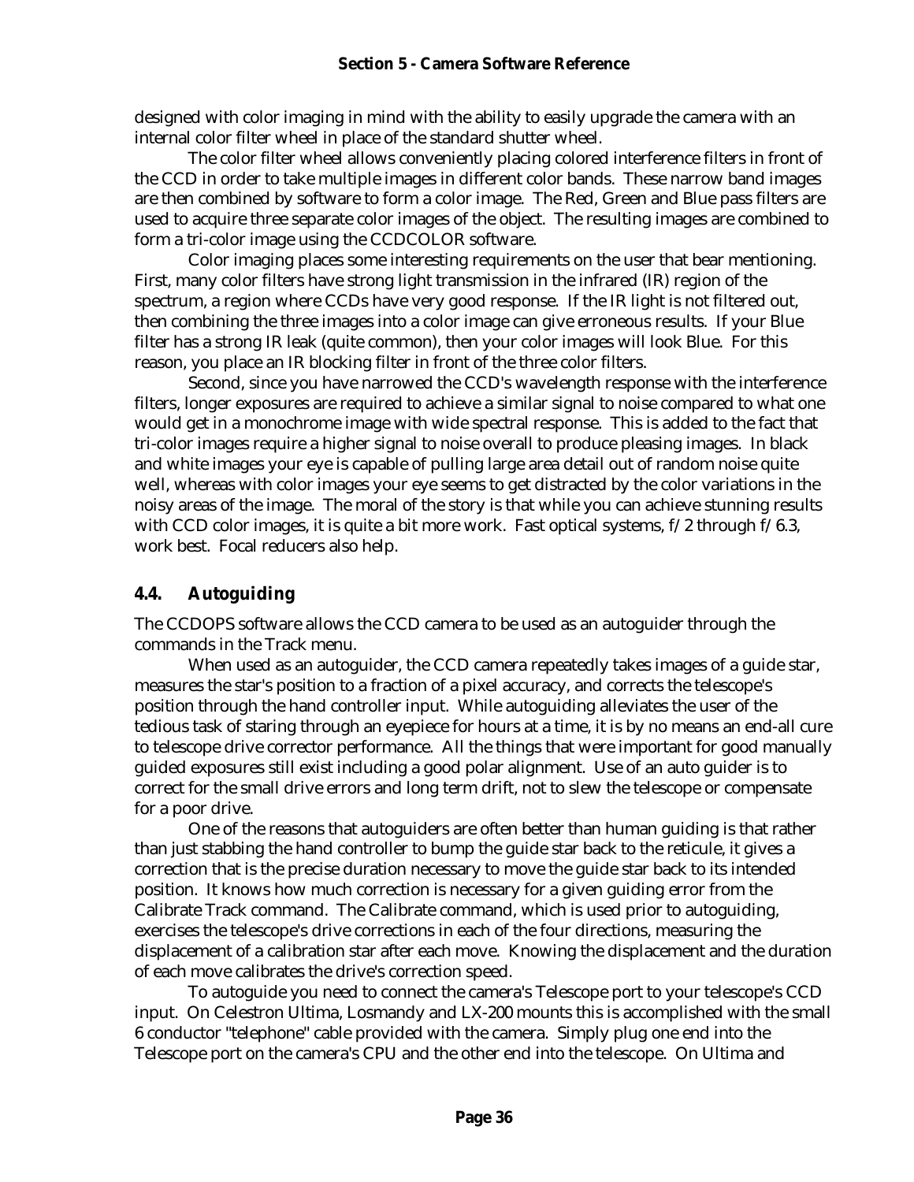designed with color imaging in mind with the ability to easily upgrade the camera with an internal color filter wheel in place of the standard shutter wheel.

The color filter wheel allows conveniently placing colored interference filters in front of the CCD in order to take multiple images in different color bands. These narrow band images are then combined by software to form a color image. The Red, Green and Blue pass filters are used to acquire three separate color images of the object. The resulting images are combined to form a tri-color image using the CCDCOLOR software.

Color imaging places some interesting requirements on the user that bear mentioning. First, many color filters have strong light transmission in the infrared (IR) region of the spectrum, a region where CCDs have very good response. If the IR light is not filtered out, then combining the three images into a color image can give erroneous results. If your Blue filter has a strong IR leak (quite common), then your color images will look Blue. For this reason, you place an IR blocking filter in front of the three color filters.

Second, since you have narrowed the CCD's wavelength response with the interference filters, longer exposures are required to achieve a similar signal to noise compared to what one would get in a monochrome image with wide spectral response. This is added to the fact that tri-color images require a higher signal to noise overall to produce pleasing images. In black and white images your eye is capable of pulling large area detail out of random noise quite well, whereas with color images your eye seems to get distracted by the color variations in the noisy areas of the image. The moral of the story is that while you can achieve stunning results with CCD color images, it is quite a bit more work. Fast optical systems, f/2 through f/6.3, work best. Focal reducers also help.

## 4.4. Autoguiding

The CCDOPS software allows the CCD camera to be used as an autoguider through the commands in the Track menu.

When used as an autoguider, the CCD camera repeatedly takes images of a guide star, measures the star's position to a fraction of a pixel accuracy, and corrects the telescope's position through the hand controller input. While autoguiding alleviates the user of the tedious task of staring through an eyepiece for hours at a time, it is by no means an end-all cure to telescope drive corrector performance. All the things that were important for good manually guided exposures still exist including a good polar alignment. Use of an auto guider is to correct for the small drive errors and long term drift, not to slew the telescope or compensate for a poor drive.

One of the reasons that autoguiders are often better than human guiding is that rather than just stabbing the hand controller to bump the guide star back to the reticule, it gives a correction that is the precise duration necessary to move the guide star back to its intended position. It knows how much correction is necessary for a given guiding error from the Calibrate Track command. The Calibrate command, which is used prior to autoguiding, exercises the telescope's drive corrections in each of the four directions, measuring the displacement of a calibration star after each move. Knowing the displacement and the duration of each move calibrates the drive's correction speed.

To autoguide you need to connect the camera's Telescope port to your telescope's CCD input. On Celestron Ultima, Losmandy and LX-200 mounts this is accomplished with the small 6 conductor "telephone" cable provided with the camera. Simply plug one end into the Telescope port on the camera's CPU and the other end into the telescope. On Ultima and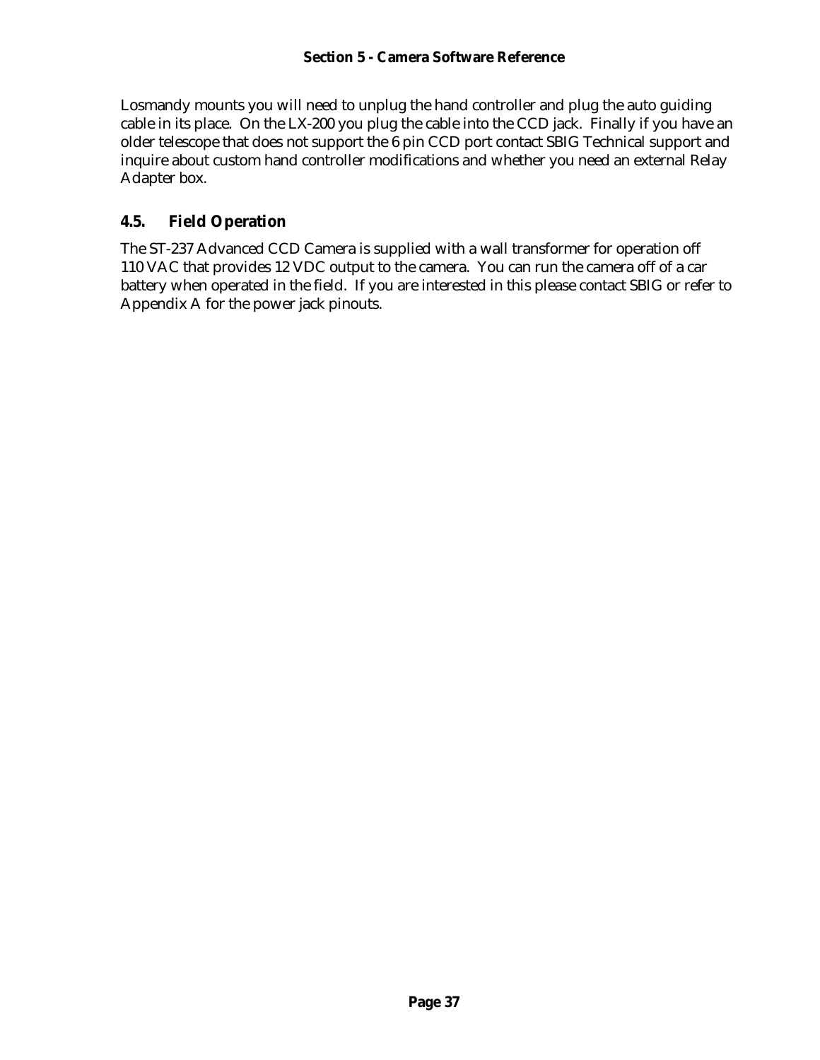Losmandy mounts you will need to unplug the hand controller and plug the auto guiding cable in its place. On the LX-200 you plug the cable into the CCD jack. Finally if you have an older telescope that does not support the 6 pin CCD port contact SBIG Technical support and inquire about custom hand controller modifications and whether you need an external Relay Adapter box.

## 4.5. Field Operation

The ST-237 Advanced CCD Camera is supplied with a wall transformer for operation off 110 VAC that provides 12 VDC output to the camera. You can run the camera off of a car battery when operated in the field. If you are interested in this please contact SBIG or refer to Appendix A for the power jack pinouts.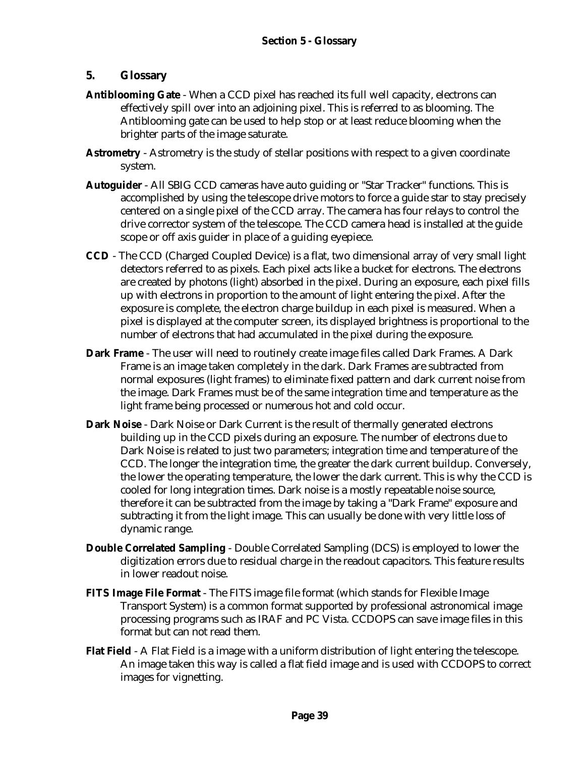# 5. Glossary

**Antiblooming Gate** - When a CCD pixel has reached its full well capacity, electrons can effectively spill over into an adjoining pixel. This is referred to as blooming. The Antiblooming gate can be used to help stop or at least reduce blooming when the brighter parts of the image saturate.

**Astrometry** - Astrometry is the study of stellar positions with respect to a given coordinate system.

**Autoguider** - All SBIG CCD cameras have auto guiding or "Star Tracker" functions. This is accomplished by using the telescope drive motors to force a guide star to stay precisely centered on a single pixel of the CCD array. The camera has four relays to control the drive corrector system of the telescope. The CCD camera head is installed at the guide scope or off axis guider in place of a guiding eyepiece.

**CCD** - The CCD (Charged Coupled Device) is a flat, two dimensional array of very small light detectors referred to as pixels. Each pixel acts like a bucket for electrons. The electrons are created by photons (light) absorbed in the pixel. During an exposure, each pixel fills up with electrons in proportion to the amount of light entering the pixel. After the exposure is complete, the electron charge buildup in each pixel is measured. When a pixel is displayed at the computer screen, its displayed brightness is proportional to the number of electrons that had accumulated in the pixel during the exposure.

**Dark Frame** - The user will need to routinely create image files called Dark Frames. A Dark Frame is an image taken completely in the dark. Dark Frames are subtracted from normal exposures (light frames) to eliminate fixed pattern and dark current noise from the image. Dark Frames must be of the same integration time and temperature as the light frame being processed or numerous hot and cold occur.

**Dark Noise** - Dark Noise or Dark Current is the result of thermally generated electrons building up in the CCD pixels during an exposure. The number of electrons due to Dark Noise is related to just two parameters; integration time and temperature of the CCD. The longer the integration time, the greater the dark current buildup. Conversely, the lower the operating temperature, the lower the dark current. This is why the CCD is cooled for long integration times. Dark noise is a mostly repeatable noise source, therefore it can be subtracted from the image by taking a "Dark Frame" exposure and subtracting it from the light image. This can usually be done with very little loss of dynamic range.

**Double Correlated Sampling** - Double Correlated Sampling (DCS) is employed to lower the digitization errors due to residual charge in the readout capacitors. This feature results in lower readout noise.

**FITS Image File Format** - The FITS image file format (which stands for Flexible Image Transport System) is a common format supported by professional astronomical image processing programs such as IRAF and PC Vista. CCDOPS can save image files in this format but can not read them.

**Flat Field** - A Flat Field is a image with a uniform distribution of light entering the telescope. An image taken this way is called a flat field image and is used with CCDOPS to correct images for vignetting.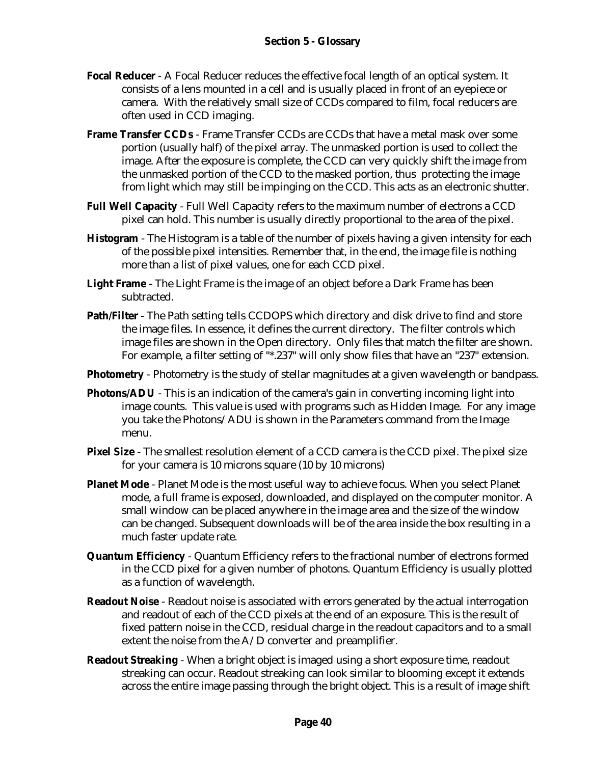**Focal Reducer** - A Focal Reducer reduces the effective focal length of an optical system. It consists of a lens mounted in a cell and is usually placed in front of an eyepiece or camera. With the relatively small size of CCDs compared to film, focal reducers are often used in CCD imaging.

**Frame Transfer CCDs** - Frame Transfer CCDs are CCDs that have a metal mask over some portion (usually half) of the pixel array. The unmasked portion is used to collect the image. After the exposure is complete, the CCD can very quickly shift the image from the unmasked portion of the CCD to the masked portion, thus protecting the image from light which may still be impinging on the CCD. This acts as an electronic shutter.

**Full Well Capacity** - Full Well Capacity refers to the maximum number of electrons a CCD pixel can hold. This number is usually directly proportional to the area of the pixel.

**Histogram** - The Histogram is a table of the number of pixels having a given intensity for each of the possible pixel intensities. Remember that, in the end, the image file is nothing more than a list of pixel values, one for each CCD pixel.

**Light Frame** - The Light Frame is the image of an object before a Dark Frame has been subtracted.

**Path/Filter** - The Path setting tells CCDOPS which directory and disk drive to find and store the image files. In essence, it defines the current directory. The filter controls which image files are shown in the Open directory. Only files that match the filter are shown. For example, a filter setting of "*.237" will only show files that have an "237" extension.

**Photometry** - Photometry is the study of stellar magnitudes at a given wavelength or bandpass.

**Photons/ADU** - This is an indication of the camera's gain in converting incoming light into image counts. This value is used with programs such as Hidden Image. For any image you take the Photons/ADU is shown in the Parameters command from the Image menu.

**Pixel Size** - The smallest resolution element of a CCD camera is the CCD pixel. The pixel size for your camera is 10 microns square (10 by 10 microns)

**Planet Mode** - Planet Mode is the most useful way to achieve focus. When you select Planet mode, a full frame is exposed, downloaded, and displayed on the computer monitor. A small window can be placed anywhere in the image area and the size of the window can be changed. Subsequent downloads will be of the area inside the box resulting in a much faster update rate.

**Quantum Efficiency** - Quantum Efficiency refers to the fractional number of electrons formed in the CCD pixel for a given number of photons. Quantum Efficiency is usually plotted as a function of wavelength.

**Readout Noise** - Readout noise is associated with errors generated by the actual interrogation and readout of each of the CCD pixels at the end of an exposure. This is the result of fixed pattern noise in the CCD, residual charge in the readout capacitors and to a small extent the noise from the A/D converter and preamplifier.

**Readout Streaking** - When a bright object is imaged using a short exposure time, readout streaking can occur. Readout streaking can look similar to blooming except it extends across the entire image passing through the bright object. This is a result of image shift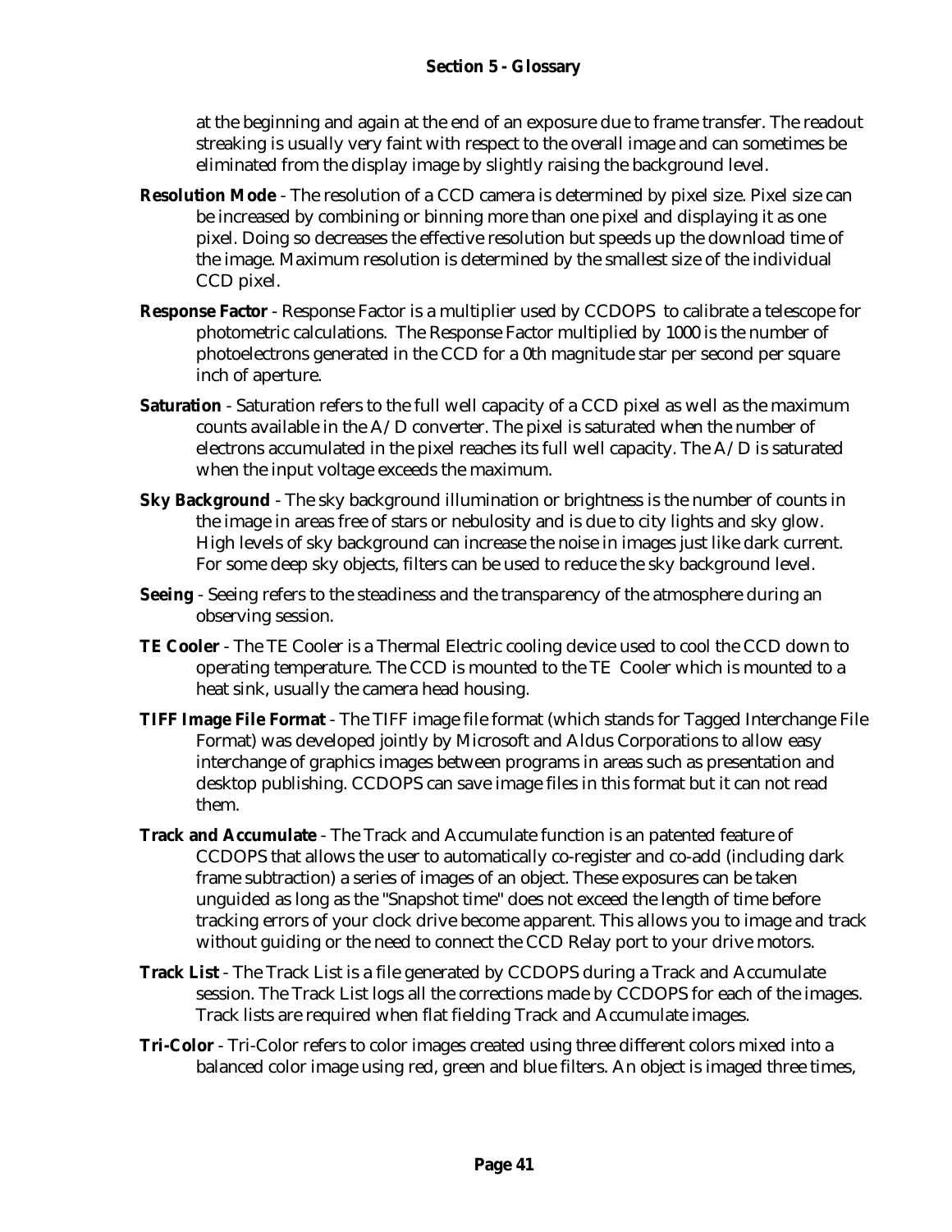at the beginning and again at the end of an exposure due to frame transfer. The readout streaking is usually very faint with respect to the overall image and can sometimes be eliminated from the display image by slightly raising the background level.

**Resolution Mode** - The resolution of a CCD camera is determined by pixel size. Pixel size can be increased by combining or binning more than one pixel and displaying it as one pixel. Doing so decreases the effective resolution but speeds up the download time of the image. Maximum resolution is determined by the smallest size of the individual CCD pixel.

**Response Factor** - Response Factor is a multiplier used by CCDOPS to calibrate a telescope for photometric calculations. The Response Factor multiplied by 1000 is the number of photoelectrons generated in the CCD for a 0th magnitude star per second per square inch of aperture.

**Saturation** - Saturation refers to the full well capacity of a CCD pixel as well as the maximum counts available in the A/D converter. The pixel is saturated when the number of electrons accumulated in the pixel reaches its full well capacity. The A/D is saturated when the input voltage exceeds the maximum.

**Sky Background** - The sky background illumination or brightness is the number of counts in the image in areas free of stars or nebulosity and is due to city lights and sky glow. High levels of sky background can increase the noise in images just like dark current. For some deep sky objects, filters can be used to reduce the sky background level.

**Seeing** - Seeing refers to the steadiness and the transparency of the atmosphere during an observing session.

**TE Cooler** - The TE Cooler is a Thermal Electric cooling device used to cool the CCD down to operating temperature. The CCD is mounted to the TE Cooler which is mounted to a heat sink, usually the camera head housing.

**TIFF Image File Format** - The TIFF image file format (which stands for Tagged Interchange File Format) was developed jointly by Microsoft and Aldus Corporations to allow easy interchange of graphics images between programs in areas such as presentation and desktop publishing. CCDOPS can save image files in this format but it can not read them.

**Track and Accumulate** - The Track and Accumulate function is an patented feature of CCDOPS that allows the user to automatically co-register and co-add (including dark frame subtraction) a series of images of an object. These exposures can be taken unguided as long as the "Snapshot time" does not exceed the length of time before tracking errors of your clock drive become apparent. This allows you to image and track without guiding or the need to connect the CCD Relay port to your drive motors.

**Track List** - The Track List is a file generated by CCDOPS during a Track and Accumulate session. The Track List logs all the corrections made by CCDOPS for each of the images. Track lists are required when flat fielding Track and Accumulate images.

**Tri-Color** - Tri-Color refers to color images created using three different colors mixed into a balanced color image using red, green and blue filters. An object is imaged three times,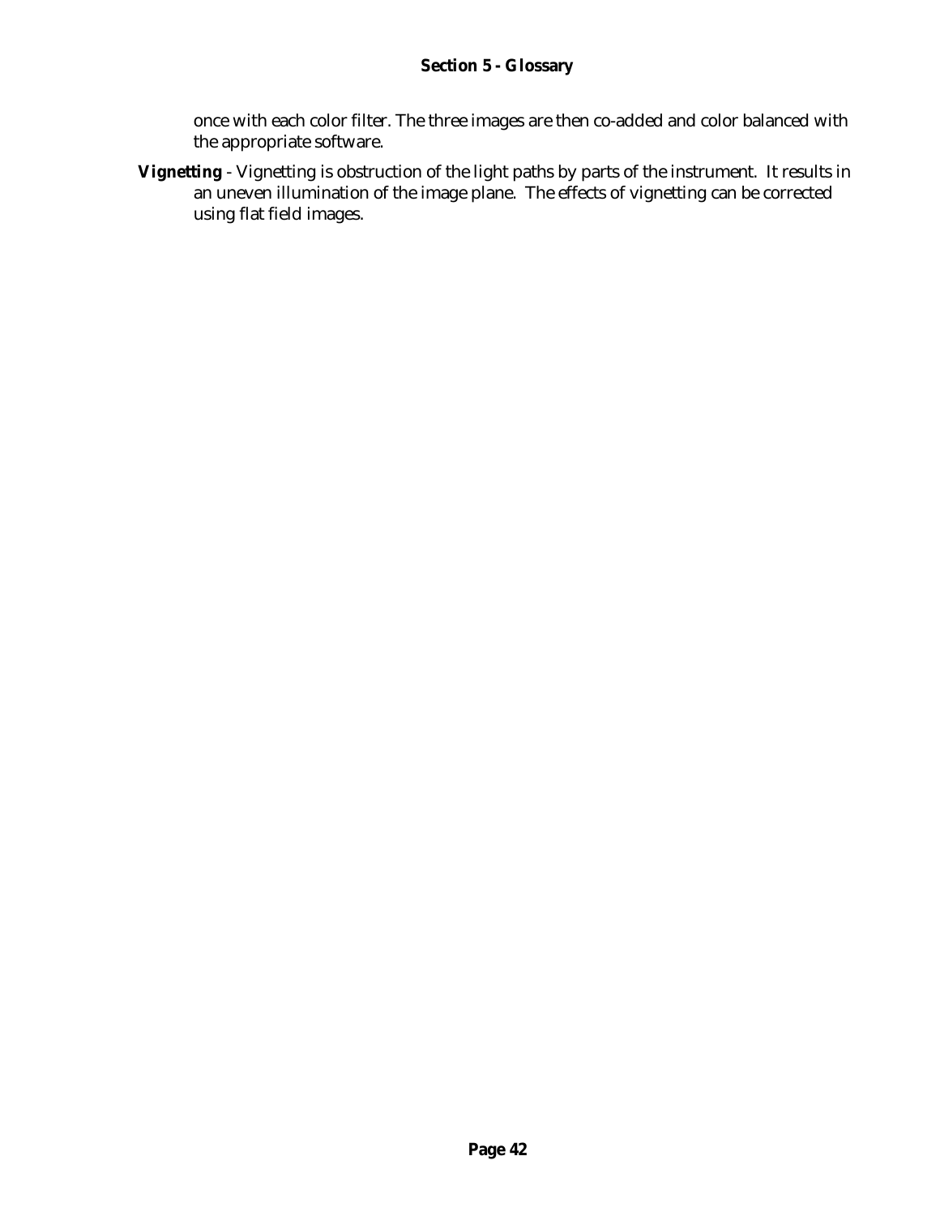once with each color filter. The three images are then co-added and color balanced with the appropriate software.

***Vignetting*** - Vignetting is obstruction of the light paths by parts of the instrument. It results in an uneven illumination of the image plane. The effects of vignetting can be corrected using flat field images.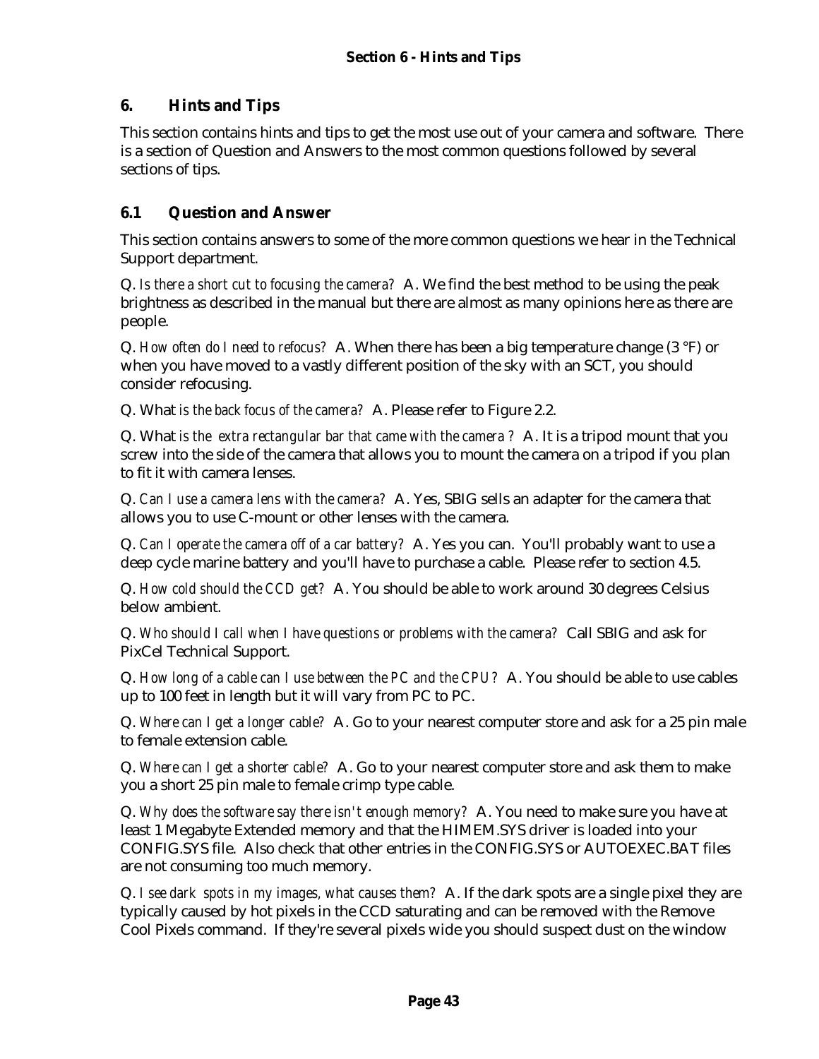# 6. Hints and Tips

This section contains hints and tips to get the most use out of your camera and software. There is a section of Question and Answers to the most common questions followed by several sections of tips.

## 6.1 Question and Answer

This section contains answers to some of the more common questions we hear in the Technical Support department.

Q. *Is there a short cut to focusing the camera?* A. We find the best method to be using the peak brightness as described in the manual but there are almost as many opinions here as there are people.

Q. *How often do I need to refocus?* A. When there has been a big temperature change (3 °F) or when you have moved to a vastly different position of the sky with an SCT, you should consider refocusing.

Q. What *is the back focus of the camera?* A. Please refer to Figure 2.2.

Q. What *is the extra rectangular bar that came with the camera ?* A. It is a tripod mount that you screw into the side of the camera that allows you to mount the camera on a tripod if you plan to fit it with camera lenses.

Q. *Can I use a camera lens with the camera?* A. Yes, SBIG sells an adapter for the camera that allows you to use C-mount or other lenses with the camera.

Q. *Can I operate the camera off of a car battery?* A. Yes you can. You'll probably want to use a deep cycle marine battery and you'll have to purchase a cable. Please refer to section 4.5.

Q. *How cold should the CCD get?* A. You should be able to work around 30 degrees Celsius below ambient.

Q. *Who should I call when I have questions or problems with the camera?* Call SBIG and ask for PixCel Technical Support.

Q. *How long of a cable can I use between the PC and the CPU?* A. You should be able to use cables up to 100 feet in length but it will vary from PC to PC.

Q. *Where can I get a longer cable?* A. Go to your nearest computer store and ask for a 25 pin male to female extension cable.

Q. *Where can I get a shorter cable?* A. Go to your nearest computer store and ask them to make you a short 25 pin male to female crimp type cable.

Q. *Why does the software say there isn't enough memory?* A. You need to make sure you have at least 1 Megabyte Extended memory and that the HIMEM.SYS driver is loaded into your CONFIG.SYS file. Also check that other entries in the CONFIG.SYS or AUTOEXEC.BAT files are not consuming too much memory.

Q. *I see dark spots in my images, what causes them?* A. If the dark spots are a single pixel they are typically caused by hot pixels in the CCD saturating and can be removed with the Remove Cool Pixels command. If they're several pixels wide you should suspect dust on the window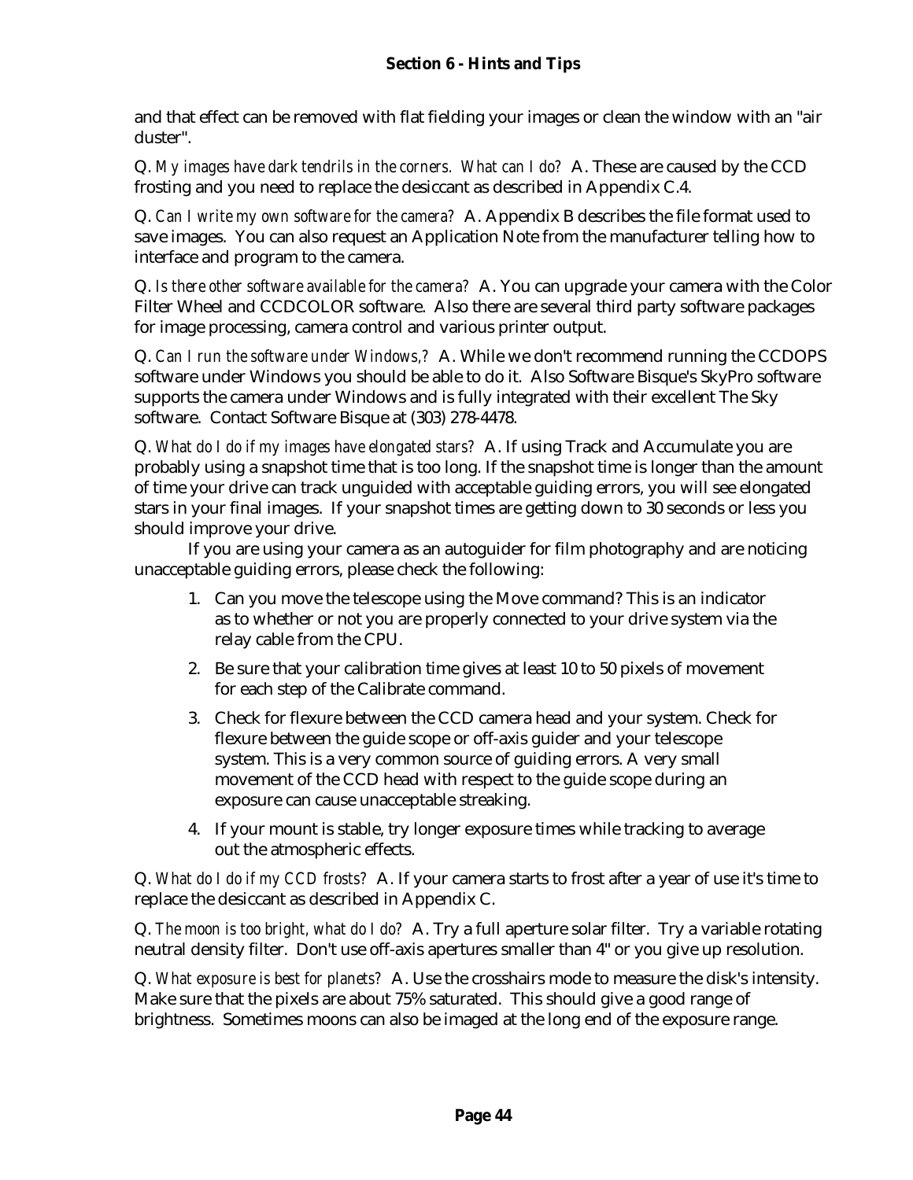and that effect can be removed with flat fielding your images or clean the window with an "air duster".

Q. *My images have dark tendrils in the corners. What can I do?* A. These are caused by the CCD frosting and you need to replace the desiccant as described in Appendix C.4.

Q. *Can I write my own software for the camera?* A. Appendix B describes the file format used to save images. You can also request an Application Note from the manufacturer telling how to interface and program to the camera.

Q. *Is there other software available for the camera?* A. You can upgrade your camera with the Color Filter Wheel and CCDCOLOR software. Also there are several third party software packages for image processing, camera control and various printer output.

Q. *Can I run the software under Windows,?* A. While we don't recommend running the CCDOPS software under Windows you should be able to do it. Also Software Bisque's SkyPro software supports the camera under Windows and is fully integrated with their excellent The Sky software. Contact Software Bisque at (303) 278-4478.

Q. *What do I do if my images have elongated stars?* A. If using Track and Accumulate you are probably using a snapshot time that is too long. If the snapshot time is longer than the amount of time your drive can track unguided with acceptable guiding errors, you will see elongated stars in your final images. If your snapshot times are getting down to 30 seconds or less you should improve your drive.

If you are using your camera as an autoguider for film photography and are noticing unacceptable guiding errors, please check the following:

1. Can you move the telescope using the Move command? This is an indicator as to whether or not you are properly connected to your drive system via the relay cable from the CPU.
2. Be sure that your calibration time gives at least 10 to 50 pixels of movement for each step of the Calibrate command.
3. Check for flexure between the CCD camera head and your system. Check for flexure between the guide scope or off-axis guider and your telescope system. This is a very common source of guiding errors. A very small movement of the CCD head with respect to the guide scope during an exposure can cause unacceptable streaking.
4. If your mount is stable, try longer exposure times while tracking to average out the atmospheric effects.

Q. *What do I do if my CCD frosts?* A. If your camera starts to frost after a year of use it's time to replace the desiccant as described in Appendix C.

Q. *The moon is too bright, what do I do?* A. Try a full aperture solar filter. Try a variable rotating neutral density filter. Don't use off-axis apertures smaller than 4" or you give up resolution.

Q. *What exposure is best for planets?* A. Use the crosshairs mode to measure the disk's intensity. Make sure that the pixels are about 75% saturated. This should give a good range of brightness. Sometimes moons can also be imaged at the long end of the exposure range.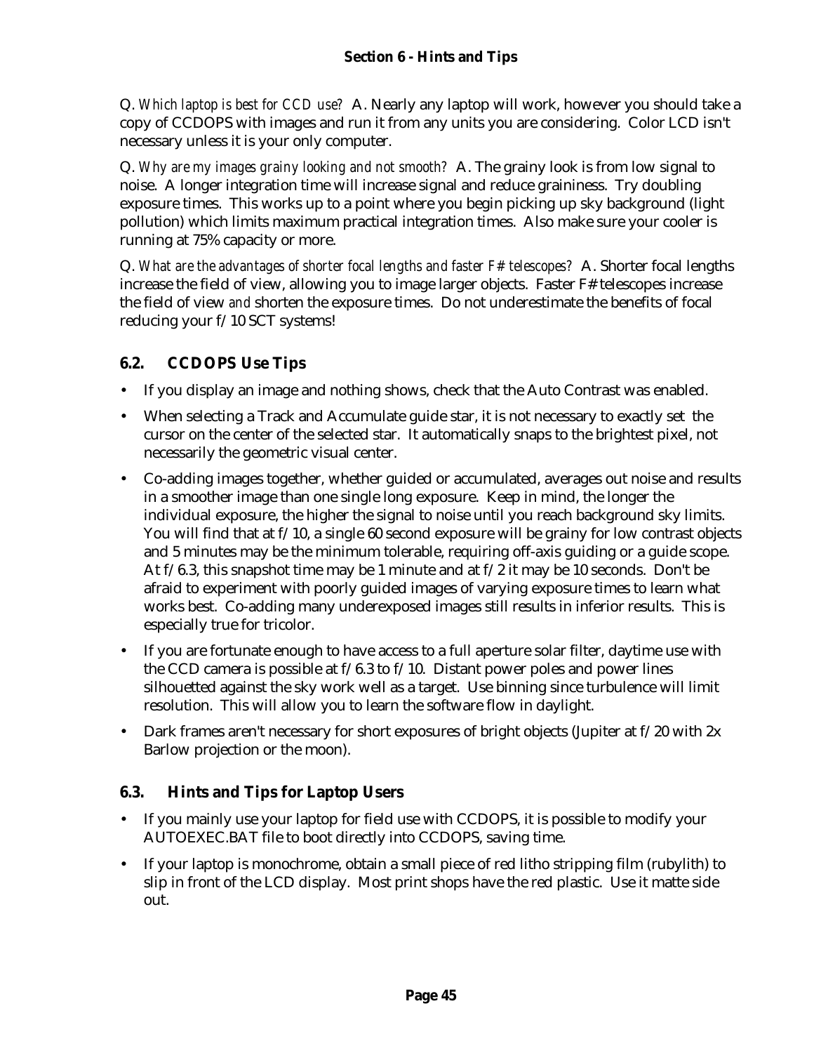Q. *Which laptop is best for CCD use?* A. Nearly any laptop will work, however you should take a copy of CCDOPS with images and run it from any units you are considering. Color LCD isn't necessary unless it is your only computer.

Q. *Why are my images grainy looking and not smooth?* A. The grainy look is from low signal to noise. A longer integration time will increase signal and reduce graininess. Try doubling exposure times. This works up to a point where you begin picking up sky background (light pollution) which limits maximum practical integration times. Also make sure your cooler is running at 75% capacity or more.

Q. *What are the advantages of shorter focal lengths and faster F# telescopes?* A. Shorter focal lengths increase the field of view, allowing you to image larger objects. Faster F# telescopes increase the field of view *and* shorten the exposure times. Do not underestimate the benefits of focal reducing your f/10 SCT systems!

## 6.2. CCDOPS Use Tips

- If you display an image and nothing shows, check that the Auto Contrast was enabled.
- When selecting a Track and Accumulate guide star, it is not necessary to exactly set the cursor on the center of the selected star. It automatically snaps to the brightest pixel, not necessarily the geometric visual center.
- Co-adding images together, whether guided or accumulated, averages out noise and results in a smoother image than one single long exposure. Keep in mind, the longer the individual exposure, the higher the signal to noise until you reach background sky limits. You will find that at f/10, a single 60 second exposure will be grainy for low contrast objects and 5 minutes may be the minimum tolerable, requiring off-axis guiding or a guide scope. At f/6.3, this snapshot time may be 1 minute and at f/2 it may be 10 seconds. Don't be afraid to experiment with poorly guided images of varying exposure times to learn what works best. Co-adding many underexposed images still results in inferior results. This is especially true for tricolor.
- If you are fortunate enough to have access to a full aperture solar filter, daytime use with the CCD camera is possible at f/6.3 to f/10. Distant power poles and power lines silhouetted against the sky work well as a target. Use binning since turbulence will limit resolution. This will allow you to learn the software flow in daylight.
- Dark frames aren't necessary for short exposures of bright objects (Jupiter at f/20 with 2x Barlow projection or the moon).

## 6.3. Hints and Tips for Laptop Users

- If you mainly use your laptop for field use with CCDOPS, it is possible to modify your AUTOEXEC.BAT file to boot directly into CCDOPS, saving time.
- If your laptop is monochrome, obtain a small piece of red litho stripping film (rubylith) to slip in front of the LCD display. Most print shops have the red plastic. Use it matte side out.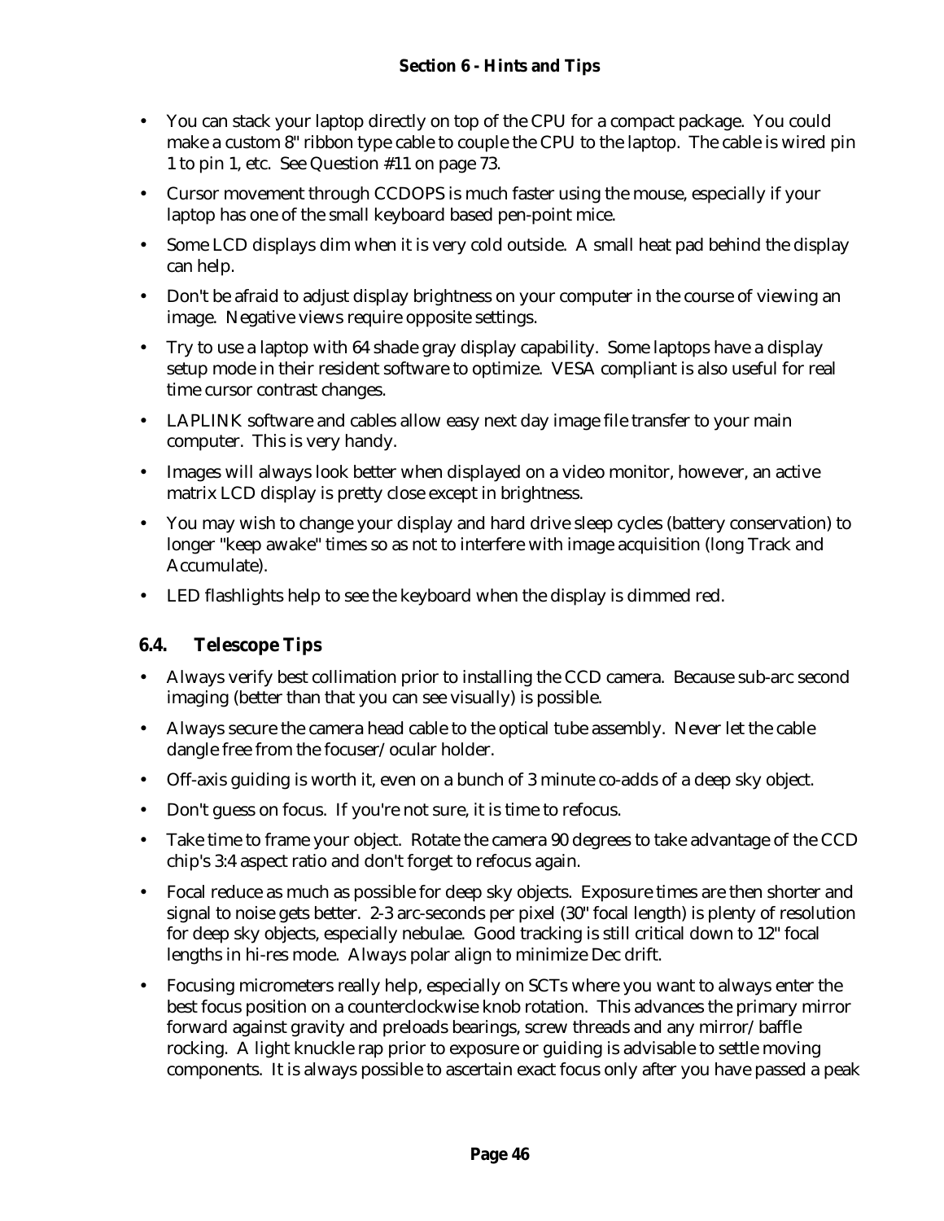- You can stack your laptop directly on top of the CPU for a compact package. You could make a custom 8" ribbon type cable to couple the CPU to the laptop. The cable is wired pin 1 to pin 1, etc. See Question #11 on page 73.
- Cursor movement through CCDOPS is much faster using the mouse, especially if your laptop has one of the small keyboard based pen-point mice.
- Some LCD displays dim when it is very cold outside. A small heat pad behind the display can help.
- Don't be afraid to adjust display brightness on your computer in the course of viewing an image. Negative views require opposite settings.
- Try to use a laptop with 64 shade gray display capability. Some laptops have a display setup mode in their resident software to optimize. VESA compliant is also useful for real time cursor contrast changes.
- LAPLINK software and cables allow easy next day image file transfer to your main computer. This is very handy.
- Images will always look better when displayed on a video monitor, however, an active matrix LCD display is pretty close except in brightness.
- You may wish to change your display and hard drive sleep cycles (battery conservation) to longer "keep awake" times so as not to interfere with image acquisition (long Track and Accumulate).
- LED flashlights help to see the keyboard when the display is dimmed red.

## 6.4. Telescope Tips

- Always verify best collimation prior to installing the CCD camera. Because sub-arc second imaging (better than that you can see visually) is possible.
- Always secure the camera head cable to the optical tube assembly. Never let the cable dangle free from the focuser/ocular holder.
- Off-axis guiding is worth it, even on a bunch of 3 minute co-adds of a deep sky object.
- Don't guess on focus. If you're not sure, it is time to refocus.
- Take time to frame your object. Rotate the camera 90 degrees to take advantage of the CCD chip's 3:4 aspect ratio and don't forget to refocus again.
- Focal reduce as much as possible for deep sky objects. Exposure times are then shorter and signal to noise gets better. 2-3 arc-seconds per pixel (30" focal length) is plenty of resolution for deep sky objects, especially nebulae. Good tracking is still critical down to 12" focal lengths in hi-res mode. Always polar align to minimize Dec drift.
- Focusing micrometers really help, especially on SCTs where you want to always enter the best focus position on a counterclockwise knob rotation. This advances the primary mirror forward against gravity and preloads bearings, screw threads and any mirror/baffle rocking. A light knuckle rap prior to exposure or guiding is advisable to settle moving components. It is always possible to ascertain exact focus only after you have passed a peak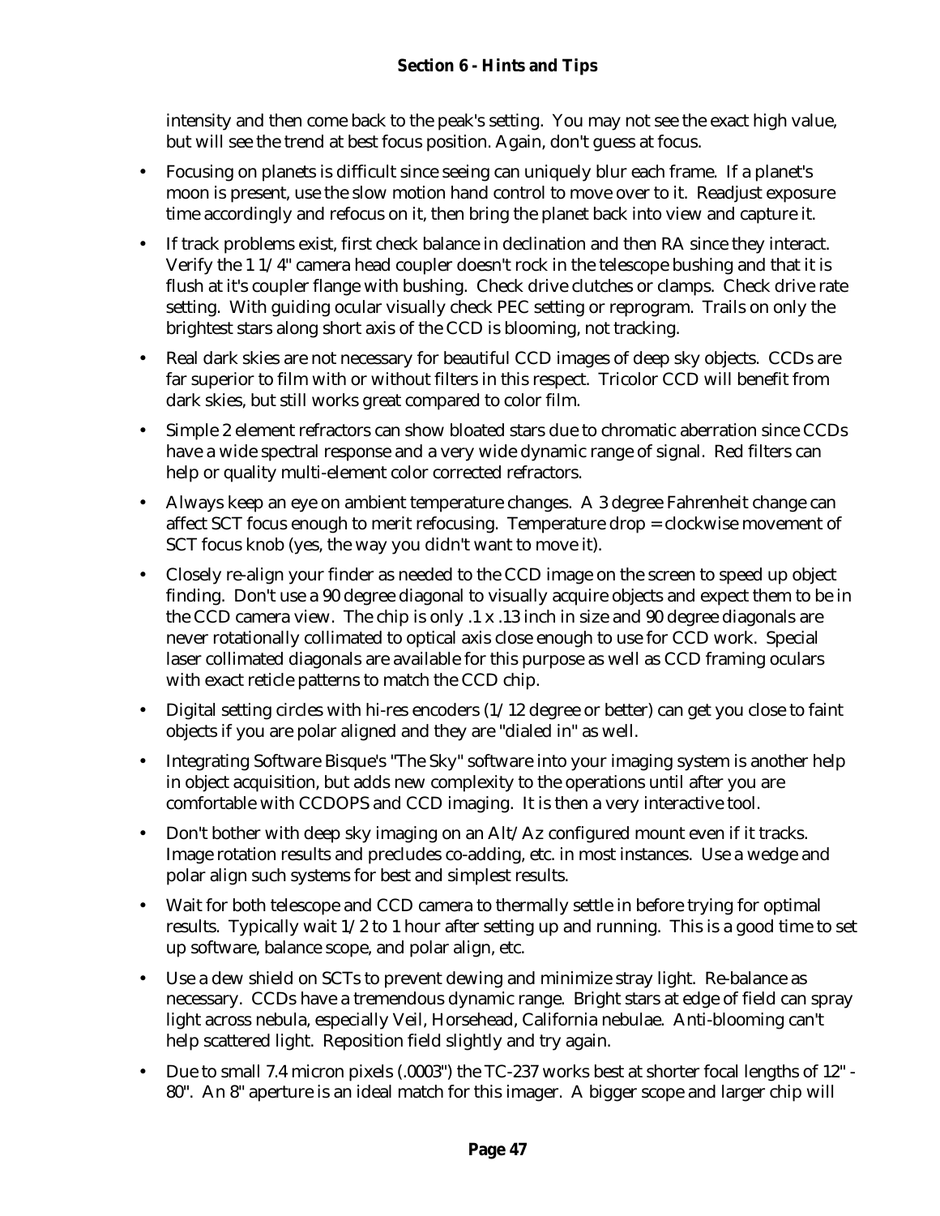intensity and then come back to the peak's setting. You may not see the exact high value, but will see the trend at best focus position. Again, don't guess at focus.

- Focusing on planets is difficult since seeing can uniquely blur each frame. If a planet's moon is present, use the slow motion hand control to move over to it. Readjust exposure time accordingly and refocus on it, then bring the planet back into view and capture it.
- If track problems exist, first check balance in declination and then RA since they interact. Verify the 1 1/4" camera head coupler doesn't rock in the telescope bushing and that it is flush at it's coupler flange with bushing. Check drive clutches or clamps. Check drive rate setting. With guiding ocular visually check PEC setting or reprogram. Trails on only the brightest stars along short axis of the CCD is blooming, not tracking.
- Real dark skies are not necessary for beautiful CCD images of deep sky objects. CCDs are far superior to film with or without filters in this respect. Tricolor CCD will benefit from dark skies, but still works great compared to color film.
- Simple 2 element refractors can show bloated stars due to chromatic aberration since CCDs have a wide spectral response and a very wide dynamic range of signal. Red filters can help or quality multi-element color corrected refractors.
- Always keep an eye on ambient temperature changes. A 3 degree Fahrenheit change can affect SCT focus enough to merit refocusing. Temperature drop = clockwise movement of SCT focus knob (yes, the way you didn't want to move it).
- Closely re-align your finder as needed to the CCD image on the screen to speed up object finding. Don't use a 90 degree diagonal to visually acquire objects and expect them to be in the CCD camera view. The chip is only .1 x .13 inch in size and 90 degree diagonals are never rotationally collimated to optical axis close enough to use for CCD work. Special laser collimated diagonals are available for this purpose as well as CCD framing oculars with exact reticle patterns to match the CCD chip.
- Digital setting circles with hi-res encoders (1/12 degree or better) can get you close to faint objects if you are polar aligned and they are "dialed in" as well.
- Integrating Software Bisque's "The Sky" software into your imaging system is another help in object acquisition, but adds new complexity to the operations until after you are comfortable with CCDOPS and CCD imaging. It is then a very interactive tool.
- Don't bother with deep sky imaging on an Alt/Az configured mount even if it tracks. Image rotation results and precludes co-adding, etc. in most instances. Use a wedge and polar align such systems for best and simplest results.
- Wait for both telescope and CCD camera to thermally settle in before trying for optimal results. Typically wait 1/2 to 1 hour after setting up and running. This is a good time to set up software, balance scope, and polar align, etc.
- Use a dew shield on SCTs to prevent dewing and minimize stray light. Re-balance as necessary. CCDs have a tremendous dynamic range. Bright stars at edge of field can spray light across nebula, especially Veil, Horsehead, California nebulae. Anti-blooming can't help scattered light. Reposition field slightly and try again.
- Due to small 7.4 micron pixels (.0003") the TC-237 works best at shorter focal lengths of 12" - 80". An 8" aperture is an ideal match for this imager. A bigger scope and larger chip will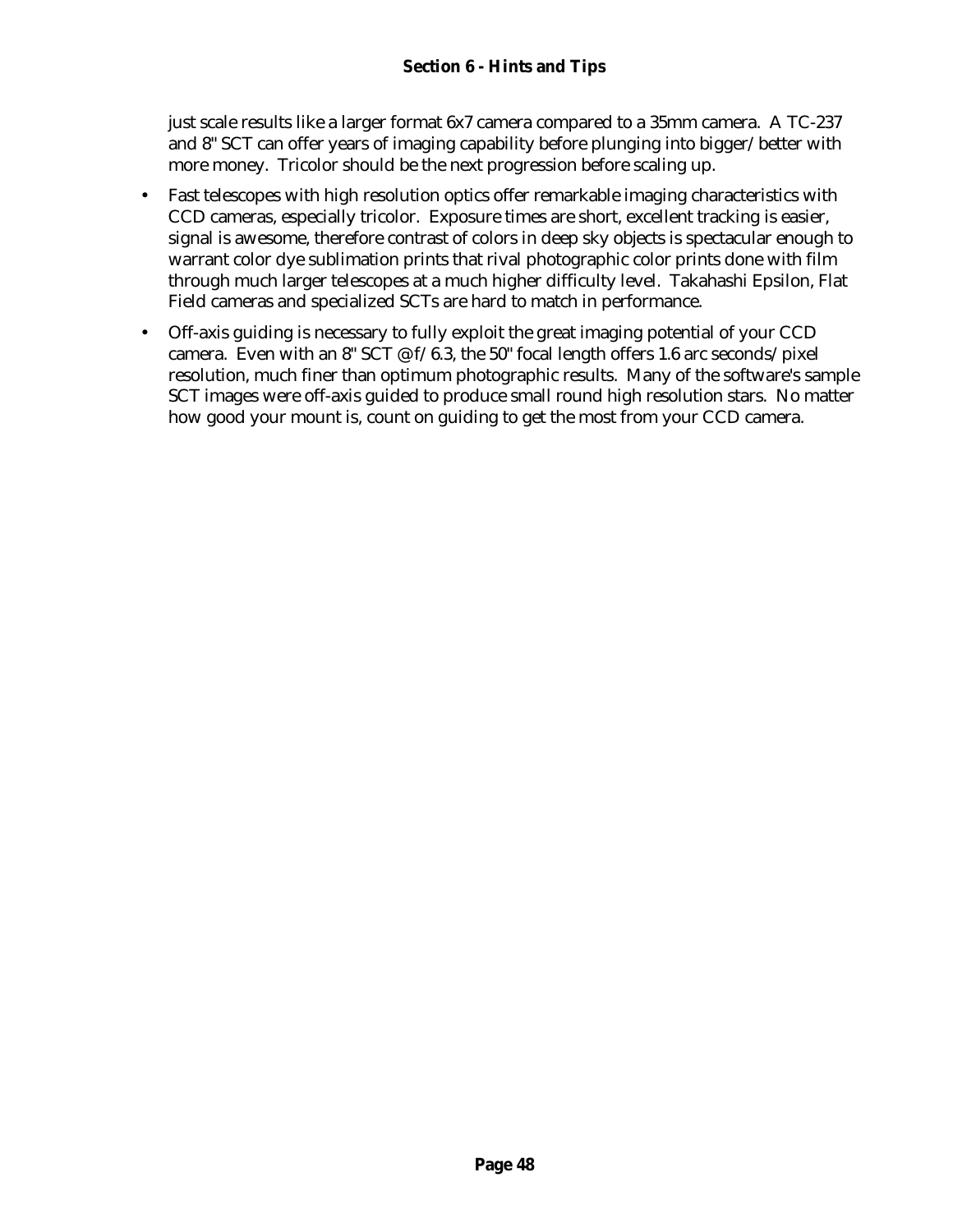just scale results like a larger format 6x7 camera compared to a 35mm camera. A TC-237 and 8" SCT can offer years of imaging capability before plunging into bigger/better with more money. Tricolor should be the next progression before scaling up.

- Fast telescopes with high resolution optics offer remarkable imaging characteristics with CCD cameras, especially tricolor. Exposure times are short, excellent tracking is easier, signal is awesome, therefore contrast of colors in deep sky objects is spectacular enough to warrant color dye sublimation prints that rival photographic color prints done with film through much larger telescopes at a much higher difficulty level. Takahashi Epsilon, Flat Field cameras and specialized SCTs are hard to match in performance.
- Off-axis guiding is necessary to fully exploit the great imaging potential of your CCD camera. Even with an 8" SCT @ f/6.3, the 50" focal length offers 1.6 arc seconds/pixel resolution, much finer than optimum photographic results. Many of the software's sample SCT images were off-axis guided to produce small round high resolution stars. No matter how good your mount is, count on guiding to get the most from your CCD camera.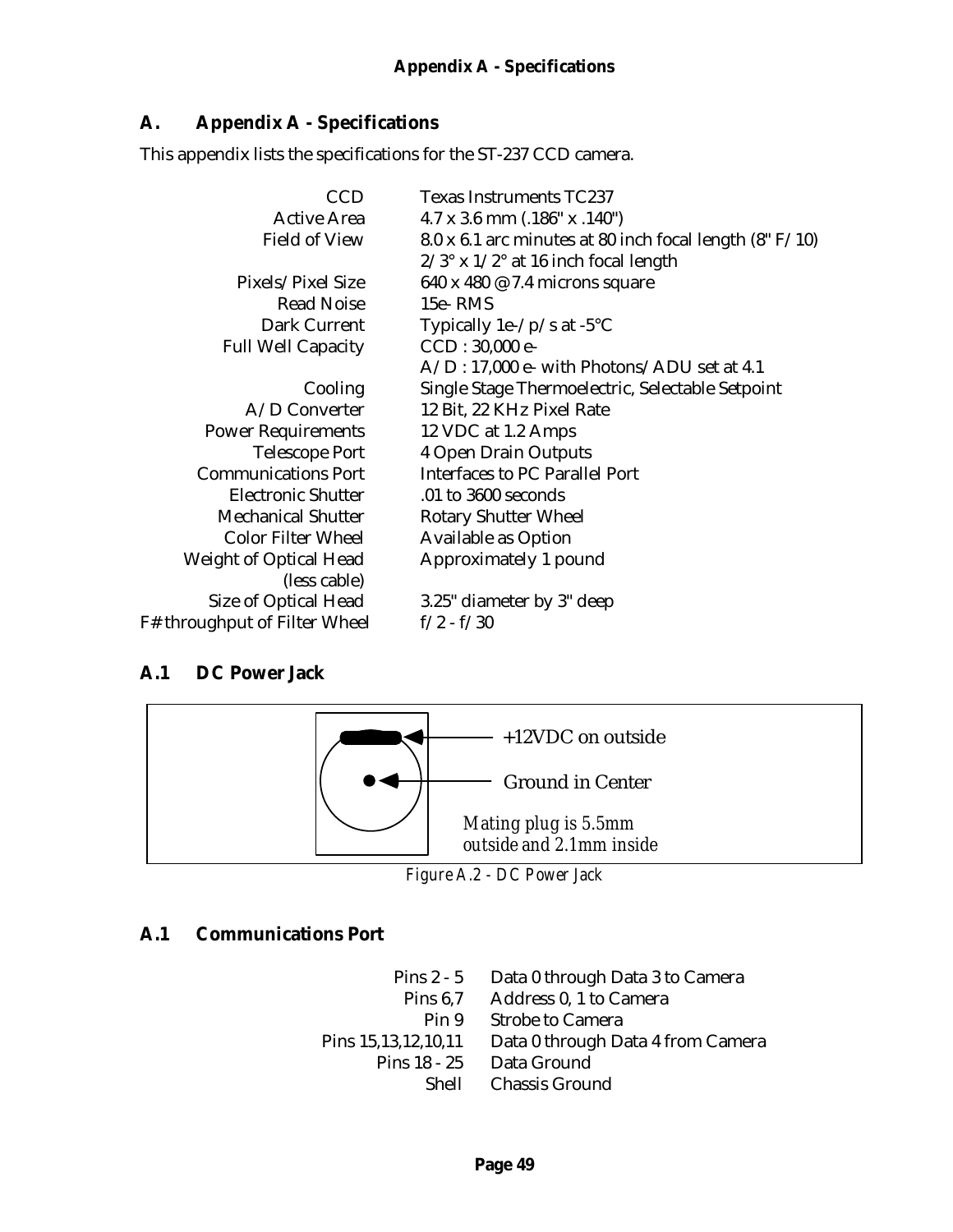# A. Appendix A - Specifications

This appendix lists the specifications for the ST-237 CCD camera.

| | |
|---|---|
| CCD | Texas Instruments TC237 |
| Active Area | 4.7 x 3.6 mm (.186" x .140") |
| Field of View | 8.0 x 6.1 arc minutes at 80 inch focal length (8" F/10)<br>2/3° x 1/2° at 16 inch focal length |
| Pixels/Pixel Size | 640 x 480 @ 7.4 microns square |
| Read Noise | 15e- RMS |
| Dark Current | Typically 1e-/p/s at -5°C |
| Full Well Capacity | CCD : 30,000 e-<br>A/D : 17,000 e- with Photons/ADU set at 4.1 |
| Cooling | Single Stage Thermoelectric, Selectable Setpoint |
| A/D Converter | 12 Bit, 22 KHz Pixel Rate |
| Power Requirements | 12 VDC at 1.2 Amps |
| Telescope Port | 4 Open Drain Outputs |
| Communications Port | Interfaces to PC Parallel Port |
| Electronic Shutter | .01 to 3600 seconds |
| Mechanical Shutter | Rotary Shutter Wheel |
| Color Filter Wheel | Available as Option |
| Weight of Optical Head (less cable) | Approximately 1 pound |
| Size of Optical Head | 3.25" diameter by 3" deep |
| F# throughput of Filter Wheel | f/2 - f/30 |

## A.1 DC Power Jack

+12VDC on outside

Ground in Center

*Mating plug is 5.5mm outside and 2.1mm inside*

*Figure A.2 - DC Power Jack*

## A.1 Communications Port

| | |
|---|---|
| Pins 2 - 5 | Data 0 through Data 3 to Camera |
| Pins 6,7 | Address 0, 1 to Camera |
| Pin 9 | Strobe to Camera |
| Pins 15,13,12,10,11 | Data 0 through Data 4 from Camera |
| Pins 18 - 25 | Data Ground |
| Shell | Chassis Ground |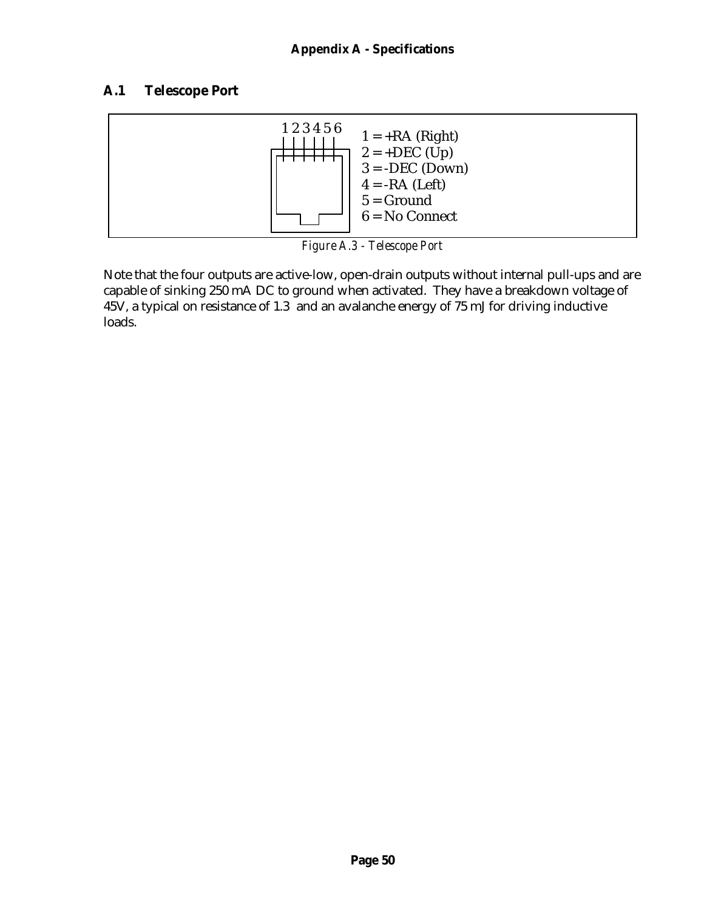# Appendix A - Specifications

## A.1 Telescope Port

1 2 3 4 5 6

1 = +RA (Right)
2 = +DEC (Up)
3 = -DEC (Down)
4 = -RA (Left)
5 = Ground
6 = No Connect

*Figure A.3 - Telescope Port*

Note that the four outputs are active-low, open-drain outputs without internal pull-ups and are capable of sinking 250 mA DC to ground when activated. They have a breakdown voltage of 45V, a typical on resistance of 1.3 and an avalanche energy of 75 mJ for driving inductive loads.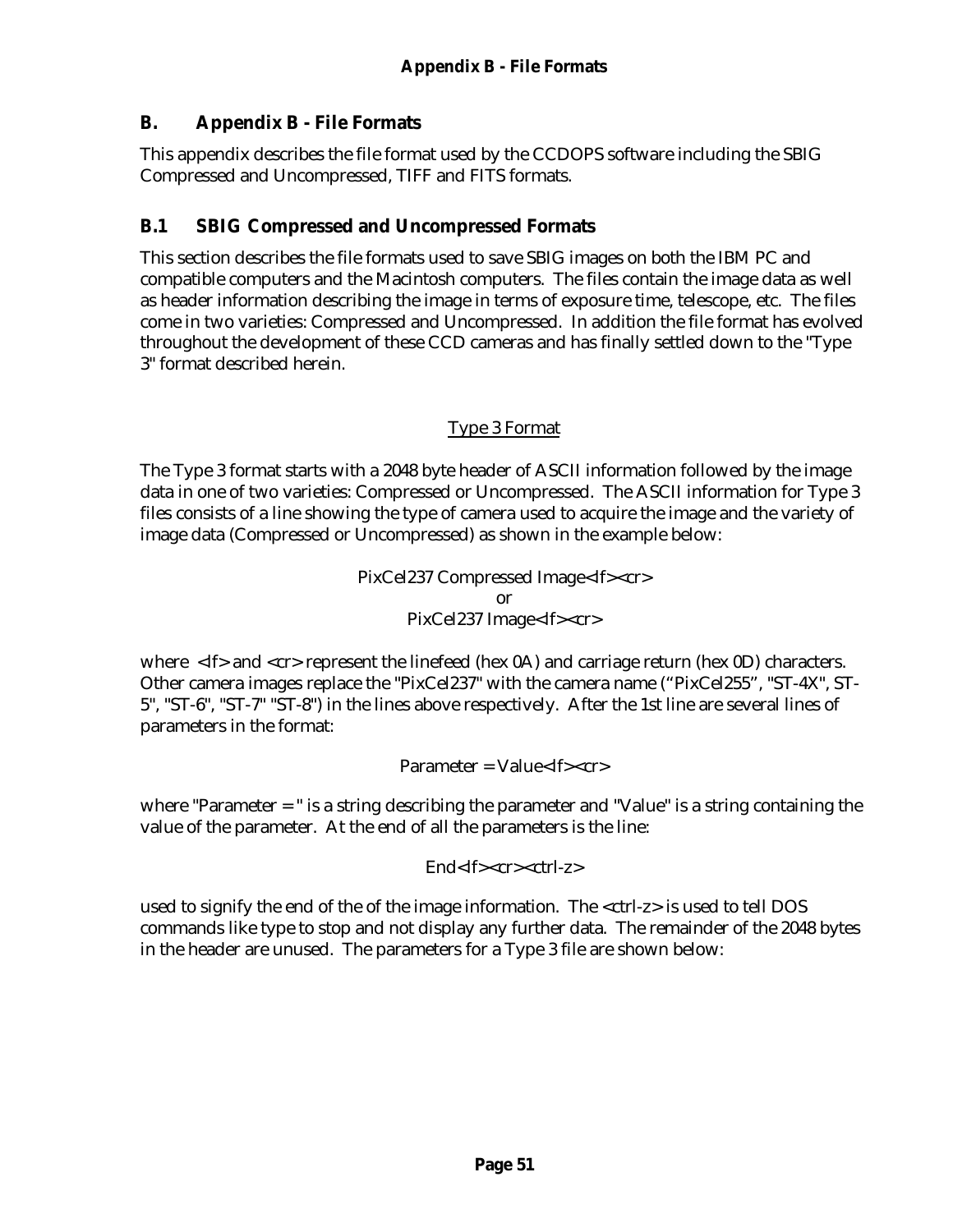# B. Appendix B - File Formats

This appendix describes the file format used by the CCDOPS software including the SBIG Compressed and Uncompressed, TIFF and FITS formats.

## B.1 SBIG Compressed and Uncompressed Formats

This section describes the file formats used to save SBIG images on both the IBM PC and compatible computers and the Macintosh computers. The files contain the image data as well as header information describing the image in terms of exposure time, telescope, etc. The files come in two varieties: Compressed and Uncompressed. In addition the file format has evolved throughout the development of these CCD cameras and has finally settled down to the "Type 3" format described herein.

<u>Type 3 Format</u>

The Type 3 format starts with a 2048 byte header of ASCII information followed by the image data in one of two varieties: Compressed or Uncompressed. The ASCII information for Type 3 files consists of a line showing the type of camera used to acquire the image and the variety of image data (Compressed or Uncompressed) as shown in the example below:

PixCel237 Compressed Image<lf><cr>
or
PixCel237 Image<lf><cr>

where <lf> and <cr> represent the linefeed (hex 0A) and carriage return (hex 0D) characters. Other camera images replace the "PixCel237" with the camera name ("PixCel255", "ST-4X", ST-5", "ST-6", "ST-7" "ST-8") in the lines above respectively. After the 1st line are several lines of parameters in the format:

Parameter = Value<lf><cr>

where "Parameter = " is a string describing the parameter and "Value" is a string containing the value of the parameter. At the end of all the parameters is the line:

End<lf><cr><ctrl-z>

used to signify the end of the of the image information. The <ctrl-z> is used to tell DOS commands like type to stop and not display any further data. The remainder of the 2048 bytes in the header are unused. The parameters for a Type 3 file are shown below: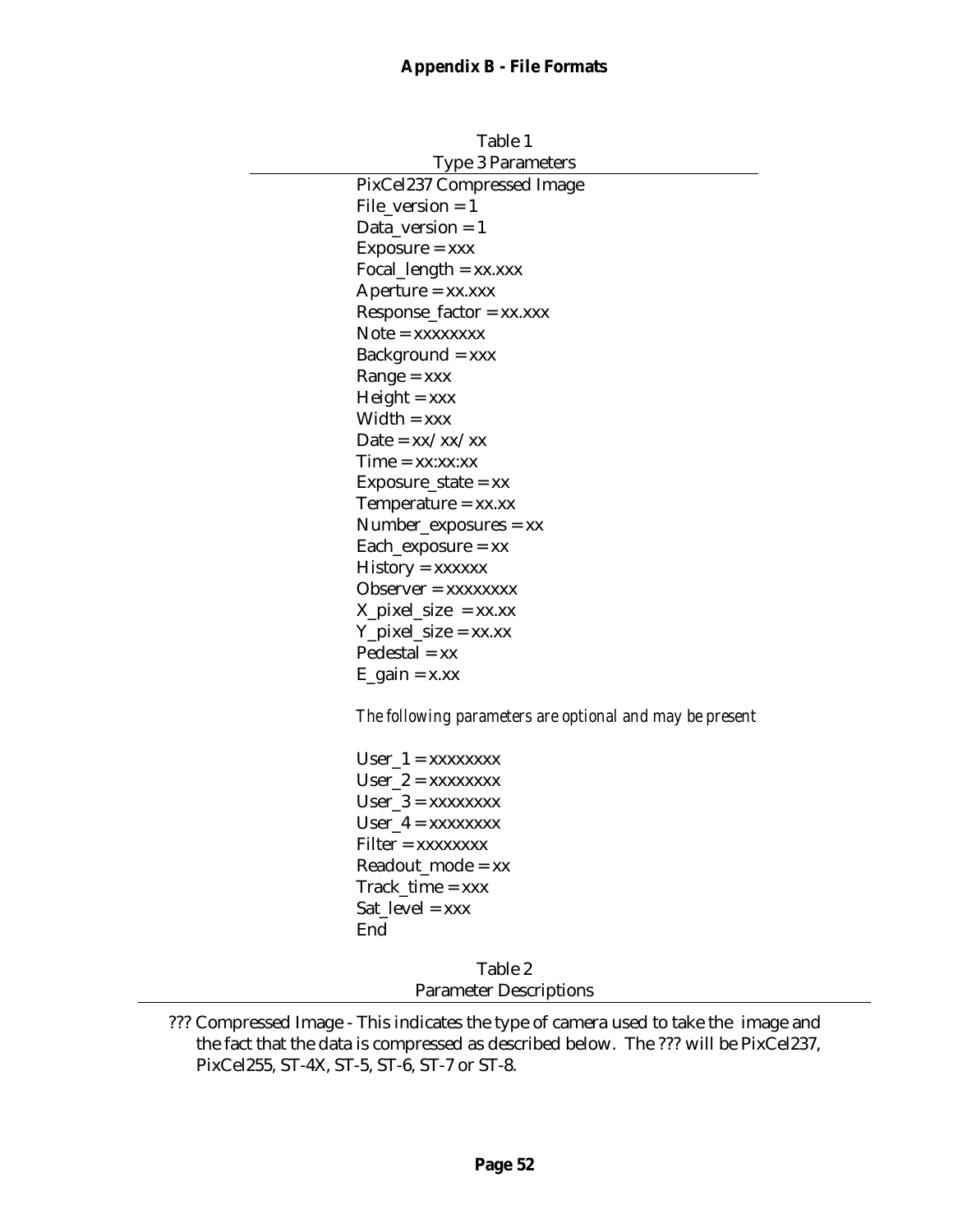Table 1
Type 3 Parameters

```
PixCel237 Compressed Image
File_version = 1
Data_version = 1
Exposure = xxx
Focal_length = xx.xxx
Aperture = xx.xxx
Response_factor = xx.xxx
Note = xxxxxxxx
Background = xxx
Range = xxx
Height = xxx
Width = xxx
Date = xx/xx/xx
Time = xx:xx:xx
Exposure_state = xx
Temperature = xx.xx
Number_exposures = xx
Each_exposure = xx
History = xxxxxx
Observer = xxxxxxxx
X_pixel_size  = xx.xx
Y_pixel_size = xx.xx
Pedestal = xx
E_gain = x.xx
```

*The following parameters are optional and may be present*

```
User_1 = xxxxxxxx
User_2 = xxxxxxxx
User_3 = xxxxxxxx
User_4 = xxxxxxxx
Filter = xxxxxxxx
Readout_mode = xx
Track_time = xxx
Sat_level = xxx
End
```

Table 2
Parameter Descriptions

??? Compressed Image - This indicates the type of camera used to take the image and the fact that the data is compressed as described below. The ??? will be PixCel237, PixCel255, ST-4X, ST-5, ST-6, ST-7 or ST-8.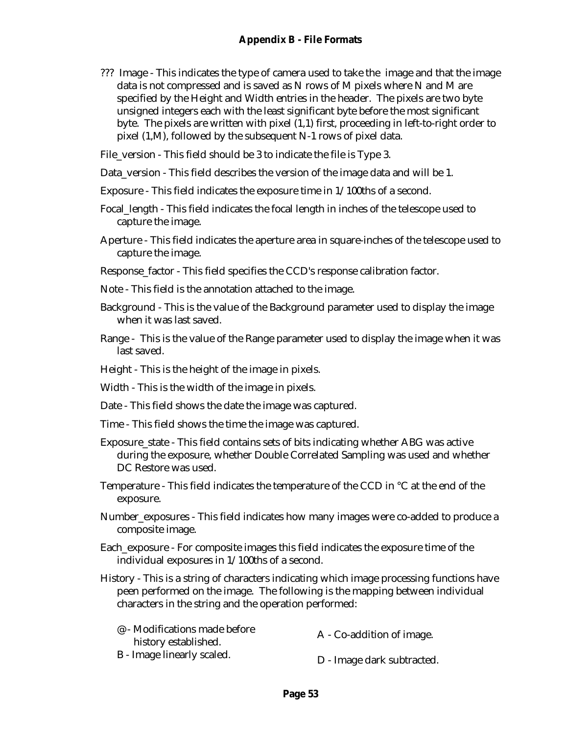??? Image - This indicates the type of camera used to take the image and that the image data is not compressed and is saved as N rows of M pixels where N and M are specified by the Height and Width entries in the header. The pixels are two byte unsigned integers each with the least significant byte before the most significant byte. The pixels are written with pixel (1,1) first, proceeding in left-to-right order to pixel (1,M), followed by the subsequent N-1 rows of pixel data.

File_version - This field should be 3 to indicate the file is Type 3.

Data_version - This field describes the version of the image data and will be 1.

Exposure - This field indicates the exposure time in 1/100ths of a second.

Focal_length - This field indicates the focal length in inches of the telescope used to capture the image.

Aperture - This field indicates the aperture area in square-inches of the telescope used to capture the image.

Response_factor - This field specifies the CCD's response calibration factor.

Note - This field is the annotation attached to the image.

Background - This is the value of the Background parameter used to display the image when it was last saved.

Range - This is the value of the Range parameter used to display the image when it was last saved.

Height - This is the height of the image in pixels.

Width - This is the width of the image in pixels.

Date - This field shows the date the image was captured.

Time - This field shows the time the image was captured.

Exposure_state - This field contains sets of bits indicating whether ABG was active during the exposure, whether Double Correlated Sampling was used and whether DC Restore was used.

Temperature - This field indicates the temperature of the CCD in °C at the end of the exposure.

Number_exposures - This field indicates how many images were co-added to produce a composite image.

Each_exposure - For composite images this field indicates the exposure time of the individual exposures in 1/100ths of a second.

History - This is a string of characters indicating which image processing functions have peen performed on the image. The following is the mapping between individual characters in the string and the operation performed:

@ - Modifications made before history established.

A - Co-addition of image.

B - Image linearly scaled.

D - Image dark subtracted.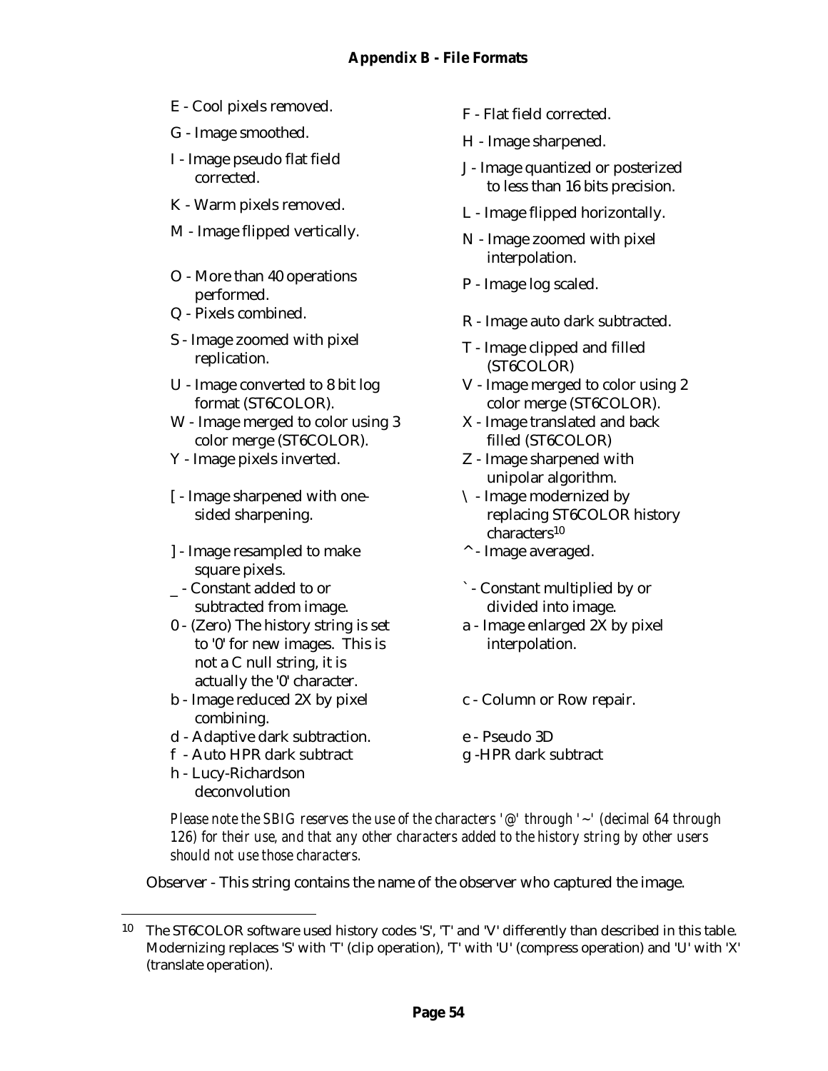- E - Cool pixels removed.
- F - Flat field corrected.
- G - Image smoothed.
- H - Image sharpened.
- I - Image pseudo flat field corrected.
- J - Image quantized or posterized to less than 16 bits precision.
- K - Warm pixels removed.
- L - Image flipped horizontally.
- M - Image flipped vertically.
- N - Image zoomed with pixel interpolation.
- O - More than 40 operations performed.
- P - Image log scaled.
- Q - Pixels combined.
- R - Image auto dark subtracted.
- S - Image zoomed with pixel replication.
- T - Image clipped and filled (ST6COLOR)
- U - Image converted to 8 bit log format (ST6COLOR).
- V - Image merged to color using 2 color merge (ST6COLOR).
- W - Image merged to color using 3 color merge (ST6COLOR).
- X - Image translated and back filled (ST6COLOR)
- Y - Image pixels inverted.
- Z - Image sharpened with unipolar algorithm.
- [ - Image sharpened with one-sided sharpening.
- \ - Image modernized by replacing ST6COLOR history characters[10]
- ] - Image resampled to make square pixels.
- ^ - Image averaged.
- _ - Constant added to or subtracted from image.
- ` - Constant multiplied by or divided into image.
- 0 - (Zero) The history string is set to '0' for new images. This is not a C null string, it is actually the '0' character.
- a - Image enlarged 2X by pixel interpolation.
- b - Image reduced 2X by pixel combining.
- c - Column or Row repair.
- d - Adaptive dark subtraction.
- e - Pseudo 3D
- f - Auto HPR dark subtract
- g -HPR dark subtract
- h - Lucy-Richardson deconvolution

*Please note the SBIG reserves the use of the characters '@' through '~' (decimal 64 through 126) for their use, and that any other characters added to the history string by other users should not use those characters.*

Observer - This string contains the name of the observer who captured the image.

---

[10] The ST6COLOR software used history codes 'S', 'T' and 'V' differently than described in this table. Modernizing replaces 'S' with 'T' (clip operation), 'T' with 'U' (compress operation) and 'U' with 'X' (translate operation).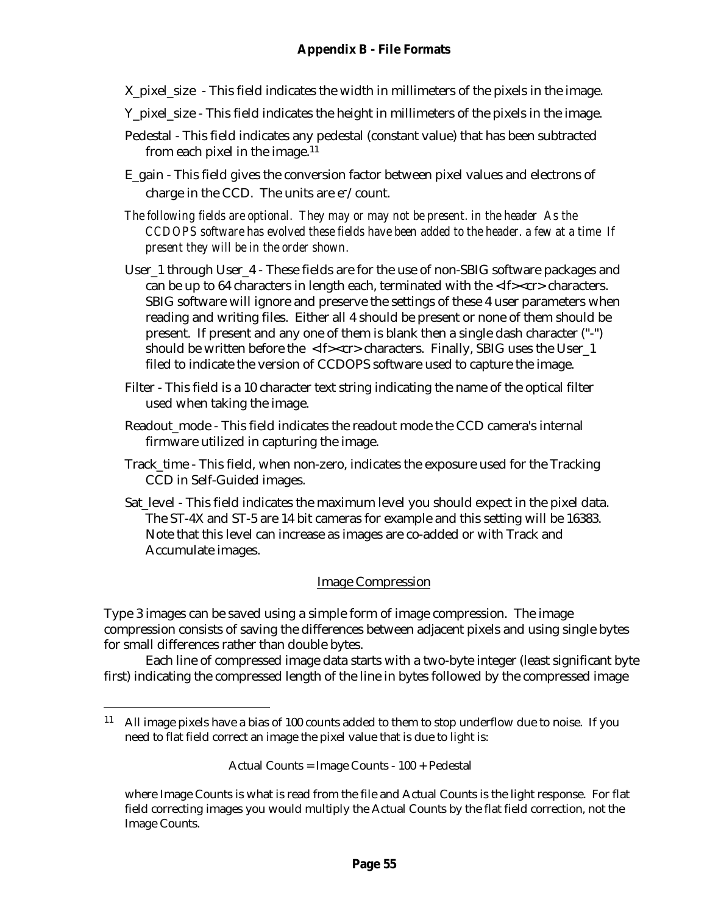X_pixel_size - This field indicates the width in millimeters of the pixels in the image.

Y_pixel_size - This field indicates the height in millimeters of the pixels in the image.

Pedestal - This field indicates any pedestal (constant value) that has been subtracted from each pixel in the image.[11]

E_gain - This field gives the conversion factor between pixel values and electrons of charge in the CCD. The units are $e^-$/ count.

*The following fields are optional. They may or may not be present. in the header As the CCDOPS software has evolved these fields have been added to the header. a few at a time If present they will be in the order shown.*

User_1 through User_4 - These fields are for the use of non-SBIG software packages and can be up to 64 characters in length each, terminated with the <lf><cr> characters. SBIG software will ignore and preserve the settings of these 4 user parameters when reading and writing files. Either all 4 should be present or none of them should be present. If present and any one of them is blank then a single dash character ("-") should be written before the <lf><cr> characters. Finally, SBIG uses the User_1 filed to indicate the version of CCDOPS software used to capture the image.

Filter - This field is a 10 character text string indicating the name of the optical filter used when taking the image.

Readout_mode - This field indicates the readout mode the CCD camera's internal firmware utilized in capturing the image.

Track_time - This field, when non-zero, indicates the exposure used for the Tracking CCD in Self-Guided images.

Sat_level - This field indicates the maximum level you should expect in the pixel data. The ST-4X and ST-5 are 14 bit cameras for example and this setting will be 16383. Note that this level can increase as images are co-added or with Track and Accumulate images.

## Image Compression

Type 3 images can be saved using a simple form of image compression. The image compression consists of saving the differences between adjacent pixels and using single bytes for small differences rather than double bytes.

Each line of compressed image data starts with a two-byte integer (least significant byte first) indicating the compressed length of the line in bytes followed by the compressed image

---

[11] All image pixels have a bias of 100 counts added to them to stop underflow due to noise. If you need to flat field correct an image the pixel value that is due to light is:

Actual Counts = Image Counts - 100 + Pedestal

where Image Counts is what is read from the file and Actual Counts is the light response. For flat field correcting images you would multiply the Actual Counts by the flat field correction, not the Image Counts.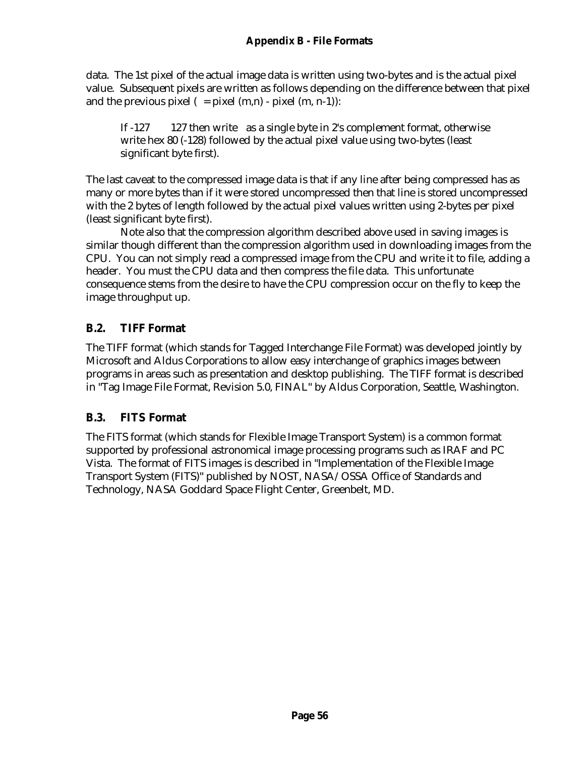data. The 1st pixel of the actual image data is written using two-bytes and is the actual pixel value. Subsequent pixels are written as follows depending on the difference between that pixel and the previous pixel ( = pixel (m,n) - pixel (m, n-1)):

> If -127 127 then write as a single byte in 2's complement format, otherwise write hex 80 (-128) followed by the actual pixel value using two-bytes (least significant byte first).

The last caveat to the compressed image data is that if any line after being compressed has as many or more bytes than if it were stored uncompressed then that line is stored uncompressed with the 2 bytes of length followed by the actual pixel values written using 2-bytes per pixel (least significant byte first).

Note also that the compression algorithm described above used in saving images is similar though different than the compression algorithm used in downloading images from the CPU. You can not simply read a compressed image from the CPU and write it to file, adding a header. You must the CPU data and then compress the file data. This unfortunate consequence stems from the desire to have the CPU compression occur on the fly to keep the image throughput up.

## B.2. TIFF Format

The TIFF format (which stands for Tagged Interchange File Format) was developed jointly by Microsoft and Aldus Corporations to allow easy interchange of graphics images between programs in areas such as presentation and desktop publishing. The TIFF format is described in "Tag Image File Format, Revision 5.0, FINAL" by Aldus Corporation, Seattle, Washington.

## B.3. FITS Format

The FITS format (which stands for Flexible Image Transport System) is a common format supported by professional astronomical image processing programs such as IRAF and PC Vista. The format of FITS images is described in "Implementation of the Flexible Image Transport System (FITS)" published by NOST, NASA/OSSA Office of Standards and Technology, NASA Goddard Space Flight Center, Greenbelt, MD.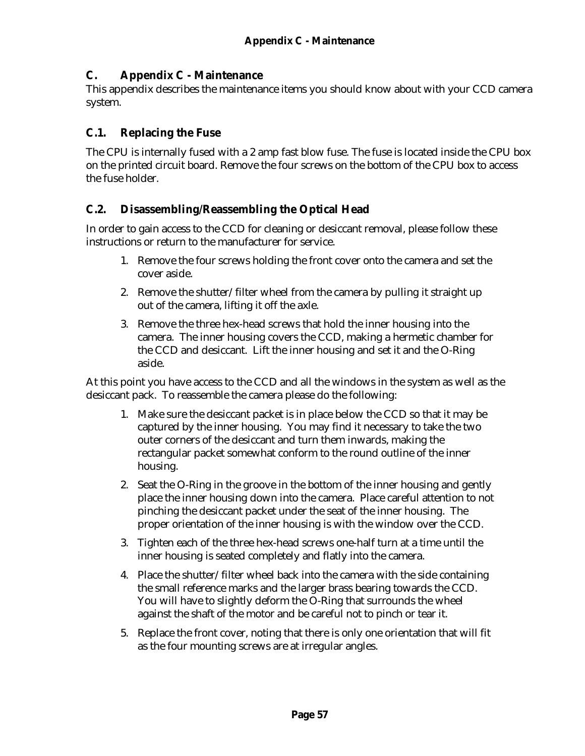# C. Appendix C - Maintenance

This appendix describes the maintenance items you should know about with your CCD camera system.

## C.1. Replacing the Fuse

The CPU is internally fused with a 2 amp fast blow fuse. The fuse is located inside the CPU box on the printed circuit board. Remove the four screws on the bottom of the CPU box to access the fuse holder.

## C.2. Disassembling/Reassembling the Optical Head

In order to gain access to the CCD for cleaning or desiccant removal, please follow these instructions or return to the manufacturer for service.

1. Remove the four screws holding the front cover onto the camera and set the cover aside.
2. Remove the shutter/filter wheel from the camera by pulling it straight up out of the camera, lifting it off the axle.
3. Remove the three hex-head screws that hold the inner housing into the camera. The inner housing covers the CCD, making a hermetic chamber for the CCD and desiccant. Lift the inner housing and set it and the O-Ring aside.

At this point you have access to the CCD and all the windows in the system as well as the desiccant pack. To reassemble the camera please do the following:

1. Make sure the desiccant packet is in place below the CCD so that it may be captured by the inner housing. You may find it necessary to take the two outer corners of the desiccant and turn them inwards, making the rectangular packet somewhat conform to the round outline of the inner housing.
2. Seat the O-Ring in the groove in the bottom of the inner housing and gently place the inner housing down into the camera. Place careful attention to not pinching the desiccant packet under the seat of the inner housing. The proper orientation of the inner housing is with the window over the CCD.
3. Tighten each of the three hex-head screws one-half turn at a time until the inner housing is seated completely and flatly into the camera.
4. Place the shutter/filter wheel back into the camera with the side containing the small reference marks and the larger brass bearing towards the CCD. You will have to slightly deform the O-Ring that surrounds the wheel against the shaft of the motor and be careful not to pinch or tear it.
5. Replace the front cover, noting that there is only one orientation that will fit as the four mounting screws are at irregular angles.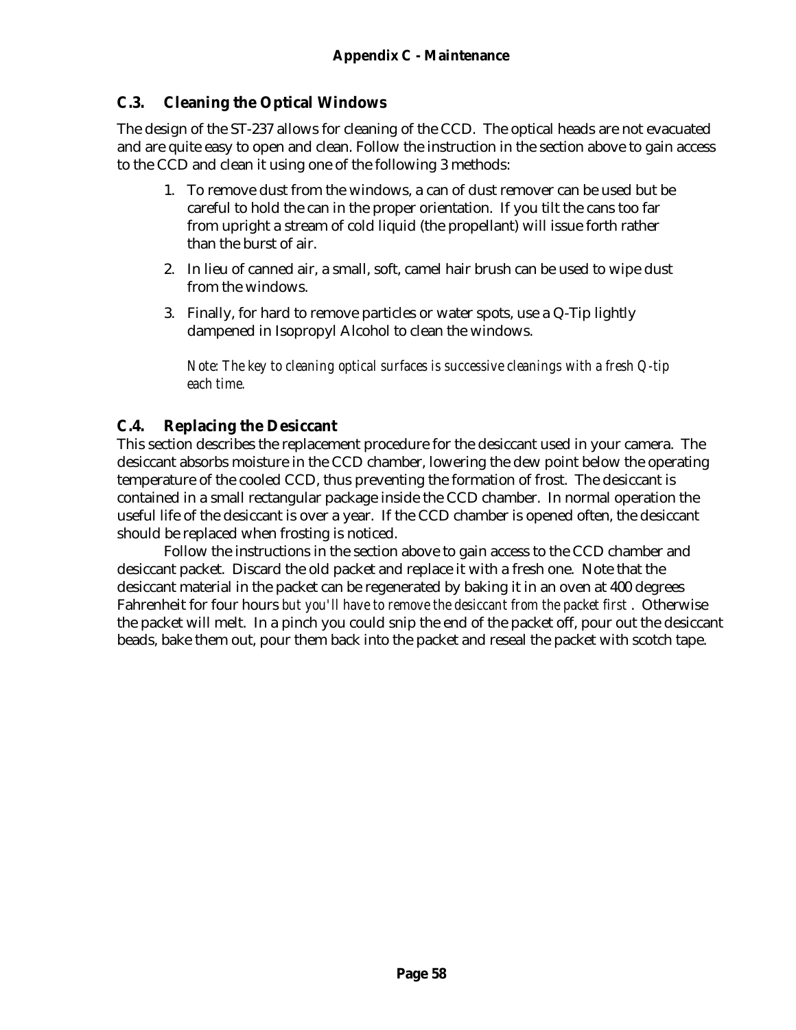## C.3. Cleaning the Optical Windows

The design of the ST-237 allows for cleaning of the CCD. The optical heads are not evacuated and are quite easy to open and clean. Follow the instruction in the section above to gain access to the CCD and clean it using one of the following 3 methods:

1. To remove dust from the windows, a can of dust remover can be used but be careful to hold the can in the proper orientation. If you tilt the cans too far from upright a stream of cold liquid (the propellant) will issue forth rather than the burst of air.
2. In lieu of canned air, a small, soft, camel hair brush can be used to wipe dust from the windows.
3. Finally, for hard to remove particles or water spots, use a Q-Tip lightly dampened in Isopropyl Alcohol to clean the windows.

   *Note: The key to cleaning optical surfaces is successive cleanings with a fresh Q-tip each time.*

## C.4. Replacing the Desiccant

This section describes the replacement procedure for the desiccant used in your camera. The desiccant absorbs moisture in the CCD chamber, lowering the dew point below the operating temperature of the cooled CCD, thus preventing the formation of frost. The desiccant is contained in a small rectangular package inside the CCD chamber. In normal operation the useful life of the desiccant is over a year. If the CCD chamber is opened often, the desiccant should be replaced when frosting is noticed.

Follow the instructions in the section above to gain access to the CCD chamber and desiccant packet. Discard the old packet and replace it with a fresh one. Note that the desiccant material in the packet can be regenerated by baking it in an oven at 400 degrees Fahrenheit for four hours *but you'll have to remove the desiccant from the packet first* . Otherwise the packet will melt. In a pinch you could snip the end of the packet off, pour out the desiccant beads, bake them out, pour them back into the packet and reseal the packet with scotch tape.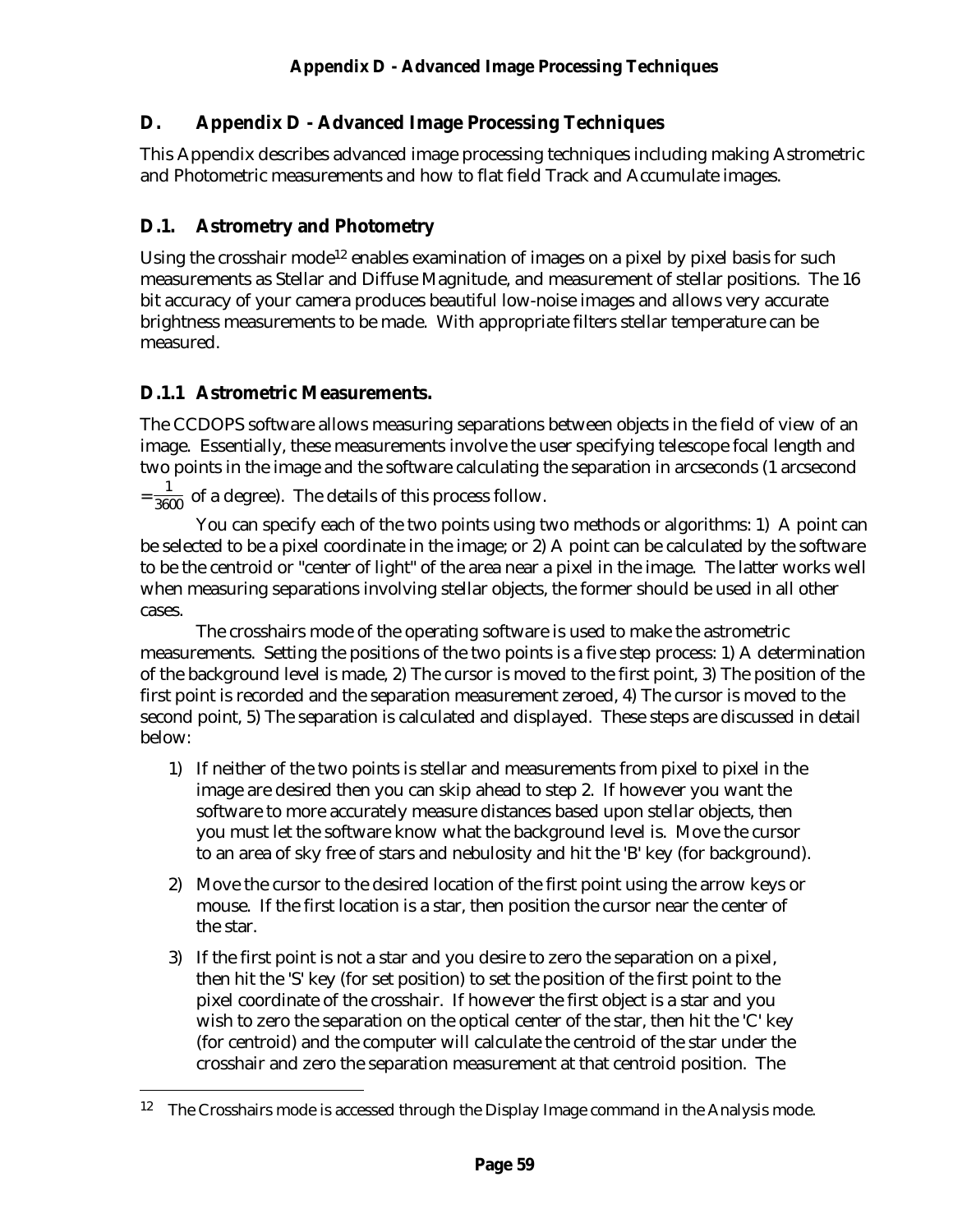# D. Appendix D - Advanced Image Processing Techniques

This Appendix describes advanced image processing techniques including making Astrometric and Photometric measurements and how to flat field Track and Accumulate images.

## D.1. Astrometry and Photometry

Using the crosshair mode[12] enables examination of images on a pixel by pixel basis for such measurements as Stellar and Diffuse Magnitude, and measurement of stellar positions. The 16 bit accuracy of your camera produces beautiful low-noise images and allows very accurate brightness measurements to be made. With appropriate filters stellar temperature can be measured.

### D.1.1 Astrometric Measurements.

The CCDOPS software allows measuring separations between objects in the field of view of an image. Essentially, these measurements involve the user specifying telescope focal length and two points in the image and the software calculating the separation in arcseconds (1 arcsecond $= \frac{1}{3600}$ of a degree). The details of this process follow.

You can specify each of the two points using two methods or algorithms: 1) A point can be selected to be a pixel coordinate in the image; or 2) A point can be calculated by the software to be the centroid or "center of light" of the area near a pixel in the image. The latter works well when measuring separations involving stellar objects, the former should be used in all other cases.

The crosshairs mode of the operating software is used to make the astrometric measurements. Setting the positions of the two points is a five step process: 1) A determination of the background level is made, 2) The cursor is moved to the first point, 3) The position of the first point is recorded and the separation measurement zeroed, 4) The cursor is moved to the second point, 5) The separation is calculated and displayed. These steps are discussed in detail below:

1) If neither of the two points is stellar and measurements from pixel to pixel in the image are desired then you can skip ahead to step 2. If however you want the software to more accurately measure distances based upon stellar objects, then you must let the software know what the background level is. Move the cursor to an area of sky free of stars and nebulosity and hit the 'B' key (for background).

2) Move the cursor to the desired location of the first point using the arrow keys or mouse. If the first location is a star, then position the cursor near the center of the star.

3) If the first point is not a star and you desire to zero the separation on a pixel, then hit the 'S' key (for set position) to set the position of the first point to the pixel coordinate of the crosshair. If however the first object is a star and you wish to zero the separation on the optical center of the star, then hit the 'C' key (for centroid) and the computer will calculate the centroid of the star under the crosshair and zero the separation measurement at that centroid position. The

[12] The Crosshairs mode is accessed through the Display Image command in the Analysis mode.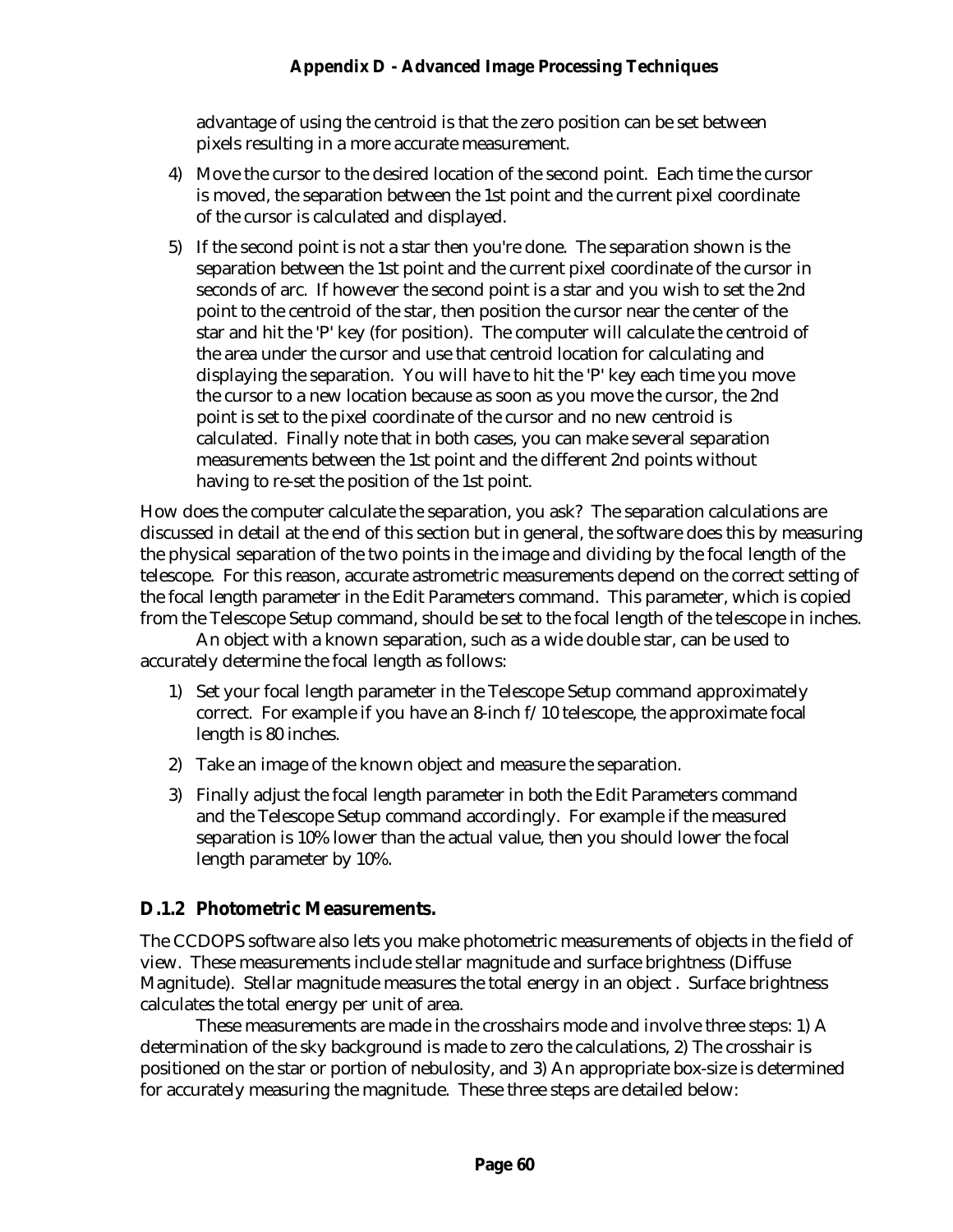advantage of using the centroid is that the zero position can be set between pixels resulting in a more accurate measurement.

4) Move the cursor to the desired location of the second point. Each time the cursor is moved, the separation between the 1st point and the current pixel coordinate of the cursor is calculated and displayed.

5) If the second point is not a star then you're done. The separation shown is the separation between the 1st point and the current pixel coordinate of the cursor in seconds of arc. If however the second point is a star and you wish to set the 2nd point to the centroid of the star, then position the cursor near the center of the star and hit the 'P' key (for position). The computer will calculate the centroid of the area under the cursor and use that centroid location for calculating and displaying the separation. You will have to hit the 'P' key each time you move the cursor to a new location because as soon as you move the cursor, the 2nd point is set to the pixel coordinate of the cursor and no new centroid is calculated. Finally note that in both cases, you can make several separation measurements between the 1st point and the different 2nd points without having to re-set the position of the 1st point.

How does the computer calculate the separation, you ask? The separation calculations are discussed in detail at the end of this section but in general, the software does this by measuring the physical separation of the two points in the image and dividing by the focal length of the telescope. For this reason, accurate astrometric measurements depend on the correct setting of the focal length parameter in the Edit Parameters command. This parameter, which is copied from the Telescope Setup command, should be set to the focal length of the telescope in inches.

An object with a known separation, such as a wide double star, can be used to accurately determine the focal length as follows:

1) Set your focal length parameter in the Telescope Setup command approximately correct. For example if you have an 8-inch f/10 telescope, the approximate focal length is 80 inches.

2) Take an image of the known object and measure the separation.

3) Finally adjust the focal length parameter in both the Edit Parameters command and the Telescope Setup command accordingly. For example if the measured separation is 10% lower than the actual value, then you should lower the focal length parameter by 10%.

### D.1.2 Photometric Measurements.

The CCDOPS software also lets you make photometric measurements of objects in the field of view. These measurements include stellar magnitude and surface brightness (Diffuse Magnitude). Stellar magnitude measures the total energy in an object . Surface brightness calculates the total energy per unit of area.

These measurements are made in the crosshairs mode and involve three steps: 1) A determination of the sky background is made to zero the calculations, 2) The crosshair is positioned on the star or portion of nebulosity, and 3) An appropriate box-size is determined for accurately measuring the magnitude. These three steps are detailed below: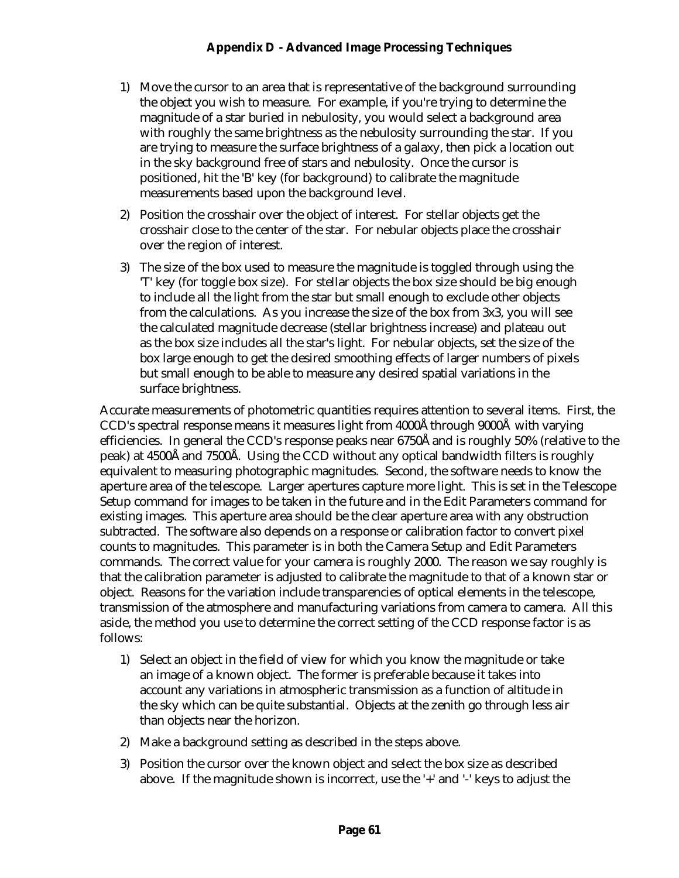1) Move the cursor to an area that is representative of the background surrounding the object you wish to measure. For example, if you're trying to determine the magnitude of a star buried in nebulosity, you would select a background area with roughly the same brightness as the nebulosity surrounding the star. If you are trying to measure the surface brightness of a galaxy, then pick a location out in the sky background free of stars and nebulosity. Once the cursor is positioned, hit the 'B' key (for background) to calibrate the magnitude measurements based upon the background level.

2) Position the crosshair over the object of interest. For stellar objects get the crosshair close to the center of the star. For nebular objects place the crosshair over the region of interest.

3) The size of the box used to measure the magnitude is toggled through using the 'T' key (for toggle box size). For stellar objects the box size should be big enough to include all the light from the star but small enough to exclude other objects from the calculations. As you increase the size of the box from 3x3, you will see the calculated magnitude decrease (stellar brightness increase) and plateau out as the box size includes all the star's light. For nebular objects, set the size of the box large enough to get the desired smoothing effects of larger numbers of pixels but small enough to be able to measure any desired spatial variations in the surface brightness.

Accurate measurements of photometric quantities requires attention to several items. First, the CCD's spectral response means it measures light from 4000Å through 9000Å with varying efficiencies. In general the CCD's response peaks near 6750Å and is roughly 50% (relative to the peak) at 4500Å and 7500Å. Using the CCD without any optical bandwidth filters is roughly equivalent to measuring photographic magnitudes. Second, the software needs to know the aperture area of the telescope. Larger apertures capture more light. This is set in the Telescope Setup command for images to be taken in the future and in the Edit Parameters command for existing images. This aperture area should be the clear aperture area with any obstruction subtracted. The software also depends on a response or calibration factor to convert pixel counts to magnitudes. This parameter is in both the Camera Setup and Edit Parameters commands. The correct value for your camera is roughly 2000. The reason we say roughly is that the calibration parameter is adjusted to calibrate the magnitude to that of a known star or object. Reasons for the variation include transparencies of optical elements in the telescope, transmission of the atmosphere and manufacturing variations from camera to camera. All this aside, the method you use to determine the correct setting of the CCD response factor is as follows:

1) Select an object in the field of view for which you know the magnitude or take an image of a known object. The former is preferable because it takes into account any variations in atmospheric transmission as a function of altitude in the sky which can be quite substantial. Objects at the zenith go through less air than objects near the horizon.

2) Make a background setting as described in the steps above.

3) Position the cursor over the known object and select the box size as described above. If the magnitude shown is incorrect, use the '+' and '-' keys to adjust the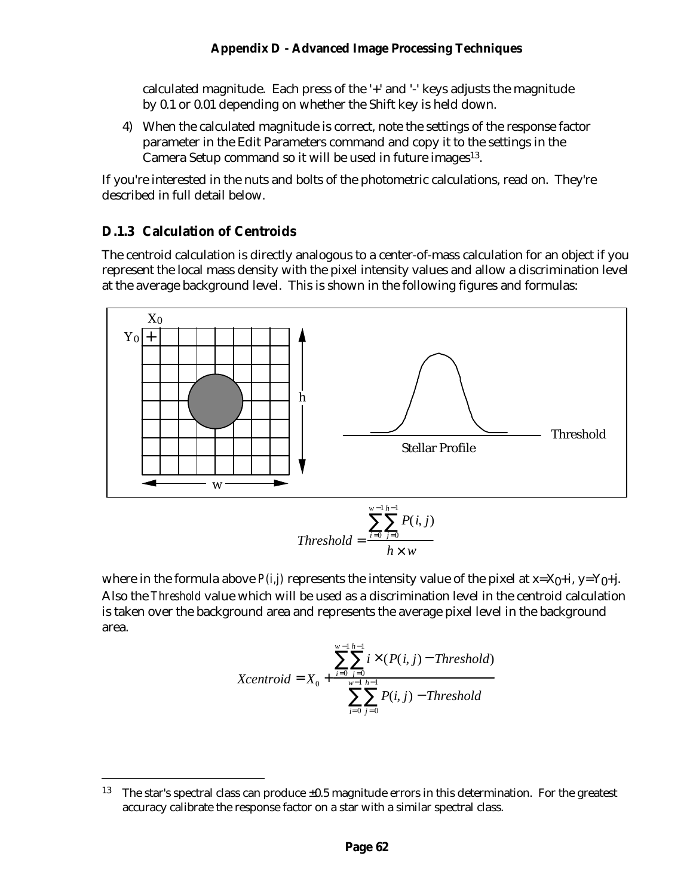calculated magnitude. Each press of the '+' and '-' keys adjusts the magnitude by 0.1 or 0.01 depending on whether the Shift key is held down.

4) When the calculated magnitude is correct, note the settings of the response factor parameter in the Edit Parameters command and copy it to the settings in the Camera Setup command so it will be used in future images[13].

If you're interested in the nuts and bolts of the photometric calculations, read on. They're described in full detail below.

### D.1.3 Calculation of Centroids

The centroid calculation is directly analogous to a center-of-mass calculation for an object if you represent the local mass density with the pixel intensity values and allow a discrimination level at the average background level. This is shown in the following figures and formulas:

$X_0$ $Y_0$ h w Threshold Stellar Profile

$$Threshold = \frac{\sum_{i=0}^{w-1}\sum_{j=0}^{h-1} P(i,j)}{h \times w}$$

where in the formula above $P(i,j)$ represents the intensity value of the pixel at $x=X_0+i$, $y=Y_0+j$. Also the *Threshold* value which will be used as a discrimination level in the centroid calculation is taken over the background area and represents the average pixel level in the background area.

$$Xcentroid = X_0 + \frac{\sum_{i=0}^{w-1}\sum_{j=0}^{h-1} i \times (P(i,j) - Threshold)}{\sum_{i=0}^{w-1}\sum_{j=0}^{h-1} P(i,j) - Threshold}$$

---

[13] The star's spectral class can produce ±0.5 magnitude errors in this determination. For the greatest accuracy calibrate the response factor on a star with a similar spectral class.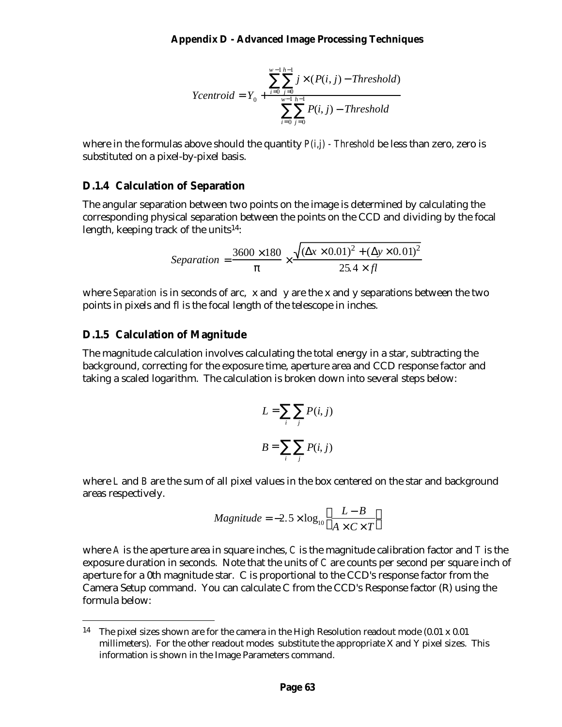$$Ycentroid = Y_0 + \frac{\sum_{i=0}^{w-1}\sum_{j=0}^{h-1} j \times (P(i,j) - Threshold)}{\sum_{i=0}^{w-1}\sum_{j=0}^{h-1} P(i,j) - Threshold}$$

where in the formulas above should the quantity *P(i,j) - Threshold* be less than zero, zero is substituted on a pixel-by-pixel basis.

### D.1.4 Calculation of Separation

The angular separation between two points on the image is determined by calculating the corresponding physical separation between the points on the CCD and dividing by the focal length, keeping track of the units[14]:

$$Separation = \frac{3600 \times 180}{\pi} \times \frac{\sqrt{(\Delta x \times 0.01)^2 + (\Delta y \times 0.01)^2}}{25.4 \times fl}$$

where *Separation* is in seconds of arc, $\Delta x$ and $\Delta y$ are the x and y separations between the two points in pixels and fl is the focal length of the telescope in inches.

### D.1.5 Calculation of Magnitude

The magnitude calculation involves calculating the total energy in a star, subtracting the background, correcting for the exposure time, aperture area and CCD response factor and taking a scaled logarithm. The calculation is broken down into several steps below:

$$L = \sum_i \sum_j P(i,j)$$

$$B = \sum_i \sum_j P(i,j)$$

where *L* and *B* are the sum of all pixel values in the box centered on the star and background areas respectively.

$$Magnitude = -2.5 \times \log_{10}\left(\frac{L - B}{A \times C \times T}\right)$$

where *A* is the aperture area in square inches, *C* is the magnitude calibration factor and *T* is the exposure duration in seconds. Note that the units of *C* are counts per second per square inch of aperture for a 0th magnitude star. C is proportional to the CCD's response factor from the Camera Setup command. You can calculate C from the CCD's Response factor (R) using the formula below:

---

[14] The pixel sizes shown are for the camera in the High Resolution readout mode (0.01 x 0.01 millimeters). For the other readout modes substitute the appropriate X and Y pixel sizes. This information is shown in the Image Parameters command.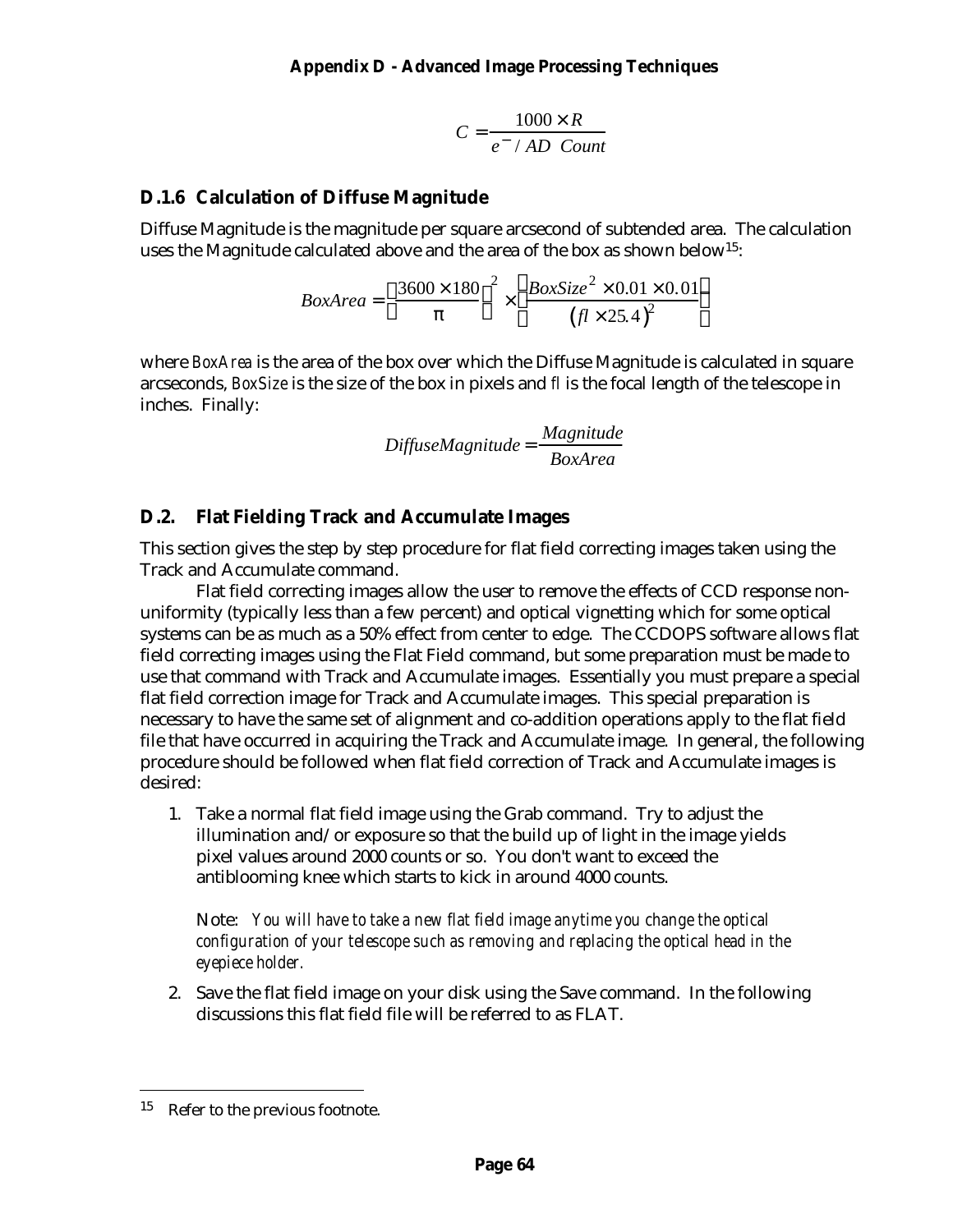$$C = \frac{1000 \times R}{e^{-} / AD \ \ Count}$$

### D.1.6 Calculation of Diffuse Magnitude

Diffuse Magnitude is the magnitude per square arcsecond of subtended area. The calculation uses the Magnitude calculated above and the area of the box as shown below[15]:

$$BoxArea = \left(\frac{3600 \times 180}{\pi}\right)^2 \times \left(\frac{BoxSize^2 \times 0.01 \times 0.01}{(fl \times 25.4)^2}\right)$$

where *BoxArea* is the area of the box over which the Diffuse Magnitude is calculated in square arcseconds, *BoxSize* is the size of the box in pixels and *fl* is the focal length of the telescope in inches. Finally:

$$DiffuseMagnitude = \frac{Magnitude}{BoxArea}$$

## D.2. Flat Fielding Track and Accumulate Images

This section gives the step by step procedure for flat field correcting images taken using the Track and Accumulate command.

Flat field correcting images allow the user to remove the effects of CCD response non-uniformity (typically less than a few percent) and optical vignetting which for some optical systems can be as much as a 50% effect from center to edge. The CCDOPS software allows flat field correcting images using the Flat Field command, but some preparation must be made to use that command with Track and Accumulate images. Essentially you must prepare a special flat field correction image for Track and Accumulate images. This special preparation is necessary to have the same set of alignment and co-addition operations apply to the flat field file that have occurred in acquiring the Track and Accumulate image. In general, the following procedure should be followed when flat field correction of Track and Accumulate images is desired:

1. Take a normal flat field image using the Grab command. Try to adjust the illumination and/or exposure so that the build up of light in the image yields pixel values around 2000 counts or so. You don't want to exceed the antiblooming knee which starts to kick in around 4000 counts.

   Note: *You will have to take a new flat field image anytime you change the optical configuration of your telescope such as removing and replacing the optical head in the eyepiece holder.*

2. Save the flat field image on your disk using the Save command. In the following discussions this flat field file will be referred to as FLAT.

---

[15] Refer to the previous footnote.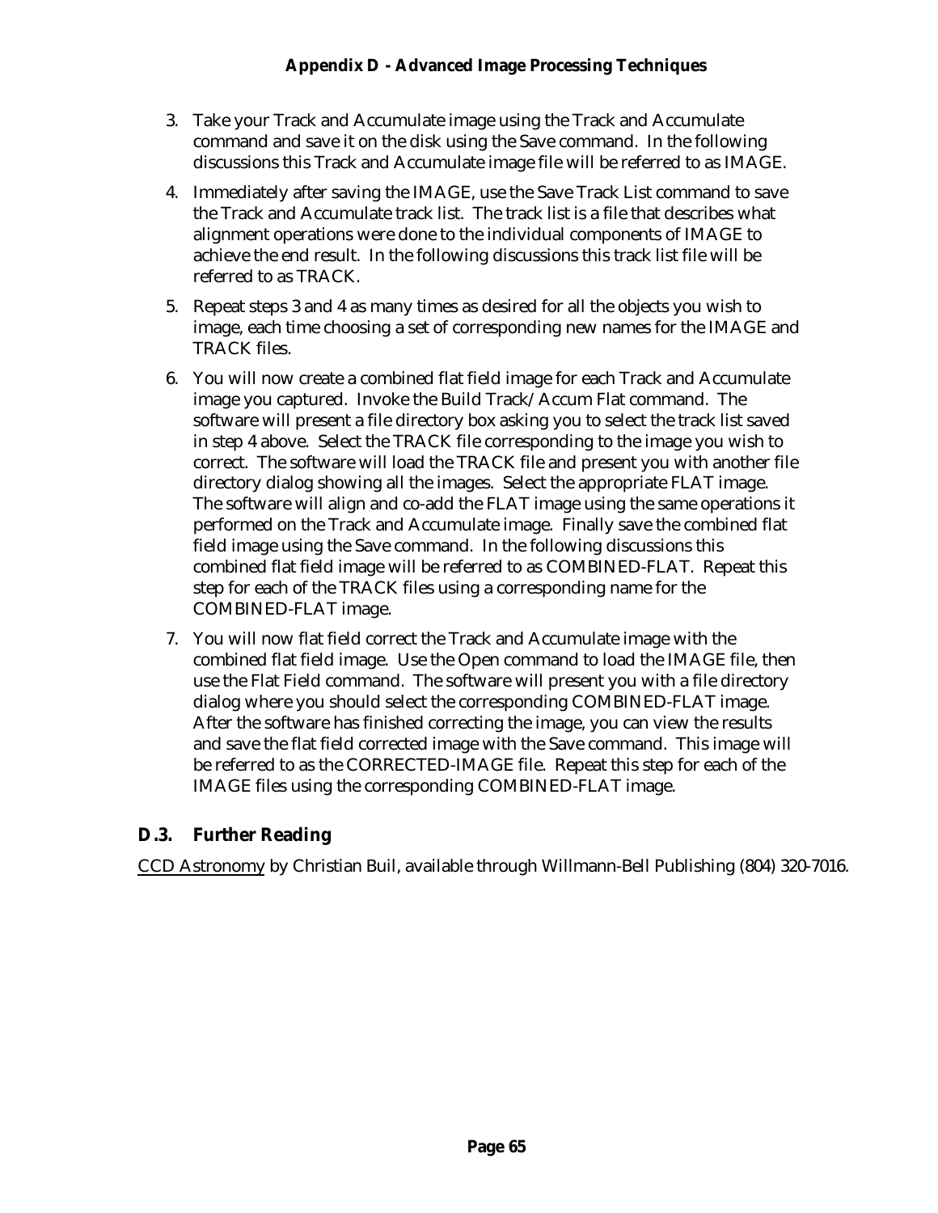3. Take your Track and Accumulate image using the Track and Accumulate command and save it on the disk using the Save command. In the following discussions this Track and Accumulate image file will be referred to as IMAGE.

4. Immediately after saving the IMAGE, use the Save Track List command to save the Track and Accumulate track list. The track list is a file that describes what alignment operations were done to the individual components of IMAGE to achieve the end result. In the following discussions this track list file will be referred to as TRACK.

5. Repeat steps 3 and 4 as many times as desired for all the objects you wish to image, each time choosing a set of corresponding new names for the IMAGE and TRACK files.

6. You will now create a combined flat field image for each Track and Accumulate image you captured. Invoke the Build Track/Accum Flat command. The software will present a file directory box asking you to select the track list saved in step 4 above. Select the TRACK file corresponding to the image you wish to correct. The software will load the TRACK file and present you with another file directory dialog showing all the images. Select the appropriate FLAT image. The software will align and co-add the FLAT image using the same operations it performed on the Track and Accumulate image. Finally save the combined flat field image using the Save command. In the following discussions this combined flat field image will be referred to as COMBINED-FLAT. Repeat this step for each of the TRACK files using a corresponding name for the COMBINED-FLAT image.

7. You will now flat field correct the Track and Accumulate image with the combined flat field image. Use the Open command to load the IMAGE file, then use the Flat Field command. The software will present you with a file directory dialog where you should select the corresponding COMBINED-FLAT image. After the software has finished correcting the image, you can view the results and save the flat field corrected image with the Save command. This image will be referred to as the CORRECTED-IMAGE file. Repeat this step for each of the IMAGE files using the corresponding COMBINED-FLAT image.

## D.3. Further Reading

CCD Astronomy by Christian Buil, available through Willmann-Bell Publishing (804) 320-7016.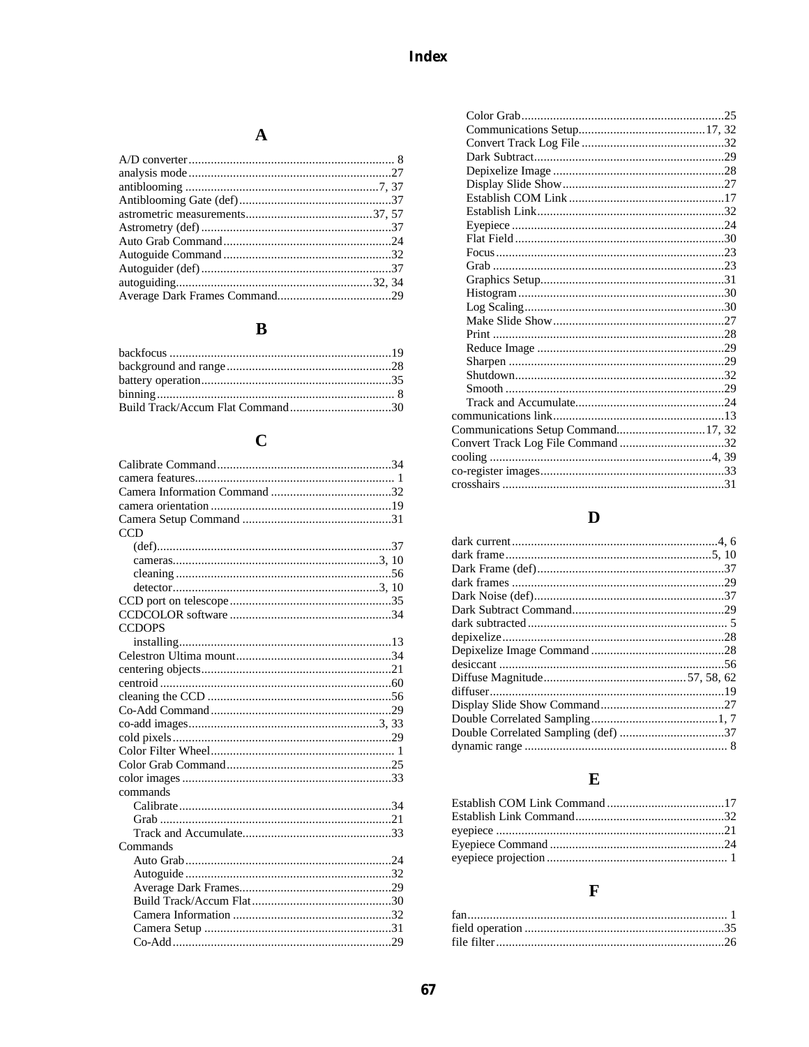# Index

## A

A/D converter ... 8
analysis mode ... 27
antiblooming ... 7, 37
Antiblooming Gate (def) ... 37
astrometric measurements ... 37, 57
Astrometry (def) ... 37
Auto Grab Command ... 24
Autoguide Command ... 32
Autoguider (def) ... 37
autoguiding ... 32, 34
Average Dark Frames Command ... 29

## B

backfocus ... 19
background and range ... 28
battery operation ... 35
binning ... 8
Build Track/Accum Flat Command ... 30

## C

Calibrate Command ... 34
camera features ... 1
Camera Information Command ... 32
camera orientation ... 19
Camera Setup Command ... 31
CCD
- (def) ... 37
- cameras ... 3, 10
- cleaning ... 56
- detector ... 3, 10

CCD port on telescope ... 35
CCDCOLOR software ... 34
CCDOPS
- installing ... 13

Celestron Ultima mount ... 34
centering objects ... 21
centroid ... 60
cleaning the CCD ... 56
Co-Add Command ... 29
co-add images ... 3, 33
cold pixels ... 29
Color Filter Wheel ... 1
Color Grab Command ... 25
color images ... 33
commands
- Calibrate ... 34
- Grab ... 21
- Track and Accumulate ... 33

Commands
- Auto Grab ... 24
- Autoguide ... 32
- Average Dark Frames ... 29
- Build Track/Accum Flat ... 30
- Camera Information ... 32
- Camera Setup ... 31
- Co-Add ... 29
- Color Grab ... 25
- Communications Setup ... 17, 32
- Convert Track Log File ... 32
- Dark Subtract ... 29
- Depixelize Image ... 28
- Display Slide Show ... 27
- Establish COM Link ... 17
- Establish Link ... 32
- Eyepiece ... 24
- Flat Field ... 30
- Focus ... 23
- Grab ... 23
- Graphics Setup ... 31
- Histogram ... 30
- Log Scaling ... 30
- Make Slide Show ... 27
- Print ... 28
- Reduce Image ... 29
- Sharpen ... 29
- Shutdown ... 32
- Smooth ... 29
- Track and Accumulate ... 24

communications link ... 13
Communications Setup Command ... 17, 32
Convert Track Log File Command ... 32
cooling ... 4, 39
co-register images ... 33
crosshairs ... 31

## D

dark current ... 4, 6
dark frame ... 5, 10
Dark Frame (def) ... 37
dark frames ... 29
Dark Noise (def) ... 37
Dark Subtract Command ... 29
dark subtracted ... 5
depixelize ... 28
Depixelize Image Command ... 28
desiccant ... 56
Diffuse Magnitude ... 57, 58, 62
diffuser ... 19
Display Slide Show Command ... 27
Double Correlated Sampling ... 1, 7
Double Correlated Sampling (def) ... 37
dynamic range ... 8

## E

Establish COM Link Command ... 17
Establish Link Command ... 32
eyepiece ... 21
Eyepiece Command ... 24
eyepiece projection ... 1

## F

fan ... 1
field operation ... 35
file filter ... 26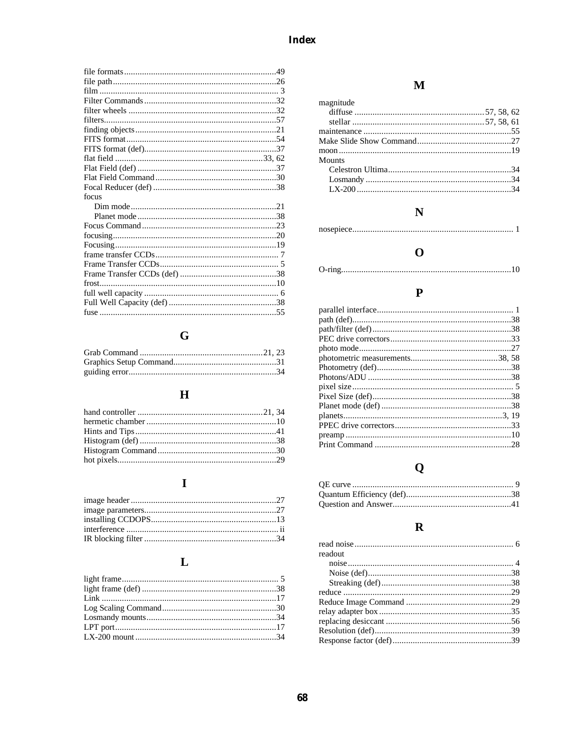# Index

file formats ........ 49
file path ........ 26
film ........ 3
Filter Commands ........ 32
filter wheels ........ 32
filters ........ 57
finding objects ........ 21
FITS format ........ 54
FITS format (def) ........ 37
flat field ........ 33, 62
Flat Field (def) ........ 37
Flat Field Command ........ 30
Focal Reducer (def) ........ 38
focus
- Dim mode ........ 21
- Planet mode ........ 38

Focus Command ........ 23
focusing ........ 20
Focusing ........ 19
frame transfer CCDs ........ 7
Frame Transfer CCDs ........ 5
Frame Transfer CCDs (def) ........ 38
frost ........ 10
full well capacity ........ 6
Full Well Capacity (def) ........ 38
fuse ........ 55

## G

Grab Command ........ 21, 23
Graphics Setup Command ........ 31
guiding error ........ 34

## H

hand controller ........ 21, 34
hermetic chamber ........ 10
Hints and Tips ........ 41
Histogram (def) ........ 38
Histogram Command ........ 30
hot pixels ........ 29

## I

image header ........ 27
image parameters ........ 27
installing CCDOPS ........ 13
interference ........ ii
IR blocking filter ........ 34

## L

light frame ........ 5
light frame (def) ........ 38
Link ........ 17
Log Scaling Command ........ 30
Losmandy mounts ........ 34
LPT port ........ 17
LX-200 mount ........ 34

## M

magnitude
- diffuse ........ 57, 58, 62
- stellar ........ 57, 58, 61

maintenance ........ 55
Make Slide Show Command ........ 27
moon ........ 19
Mounts
- Celestron Ultima ........ 34
- Losmandy ........ 34
- LX-200 ........ 34

## N

nosepiece ........ 1

## O

O-ring ........ 10

## P

parallel interface ........ 1
path (def) ........ 38
path/filter (def) ........ 38
PEC drive correctors ........ 33
photo mode ........ 27
photometric measurements ........ 38, 58
Photometry (def) ........ 38
Photons/ADU ........ 38
pixel size ........ 5
Pixel Size (def) ........ 38
Planet mode (def) ........ 38
planets ........ 3, 19
PPEC drive correctors ........ 33
preamp ........ 10
Print Command ........ 28

## Q

QE curve ........ 9
Quantum Efficiency (def) ........ 38
Question and Answer ........ 41

## R

read noise ........ 6
readout
- noise ........ 4
- Noise (def) ........ 38
- Streaking (def) ........ 38

reduce ........ 29
Reduce Image Command ........ 29
relay adapter box ........ 35
replacing desiccant ........ 56
Resolution (def) ........ 39
Response factor (def) ........ 39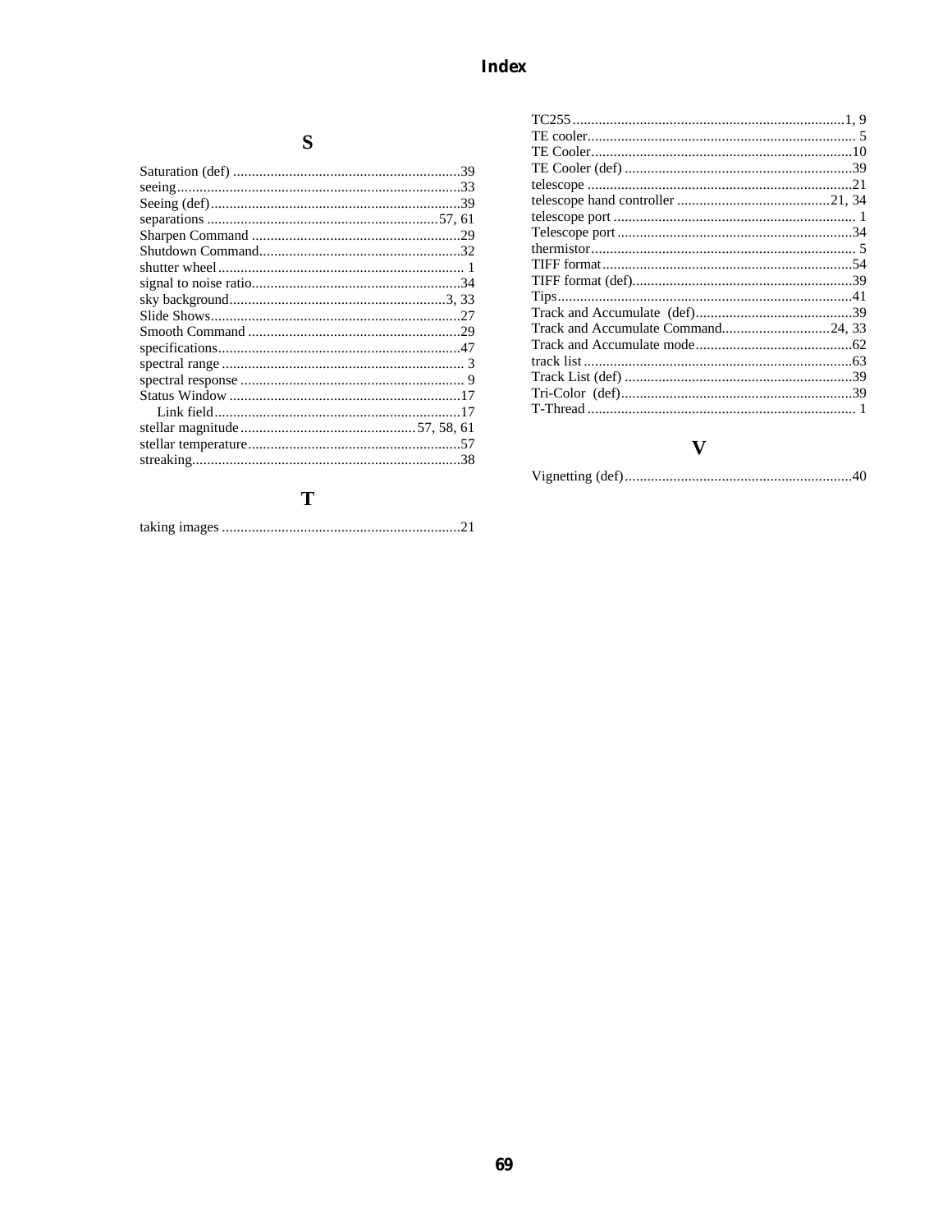## S

Saturation (def) ............................................................39
seeing...........................................................................33
Seeing (def)..................................................................39
separations .............................................................57, 61
Sharpen Command ........................................................29
Shutdown Command......................................................32
shutter wheel ................................................................. 1
signal to noise ratio........................................................34
sky background..........................................................3, 33
Slide Shows...................................................................27
Smooth Command .........................................................29
specifications.................................................................47
spectral range ................................................................. 3
spectral response ........................................................... 9
Status Window ..............................................................17
    Link field..................................................................17
stellar magnitude ..............................................57, 58, 61
stellar temperature.........................................................57
streaking.......................................................................38

## T

taking images ...............................................................21
TC255 .........................................................................1, 9
TE cooler....................................................................... 5
TE Cooler.....................................................................10
TE Cooler (def) ............................................................39
telescope ......................................................................21
telescope hand controller .........................................21, 34
telescope port ................................................................ 1
Telescope port ..............................................................34
thermistor...................................................................... 5
TIFF format..................................................................54
TIFF format (def)..........................................................39
Tips...............................................................................41
Track and Accumulate  (def)..........................................39
Track and Accumulate Command.............................24, 33
Track and Accumulate mode..........................................62
track list ........................................................................63
Track List (def) ............................................................39
Tri-Color  (def).............................................................39
T-Thread ....................................................................... 1

## V

Vignetting (def)............................................................40